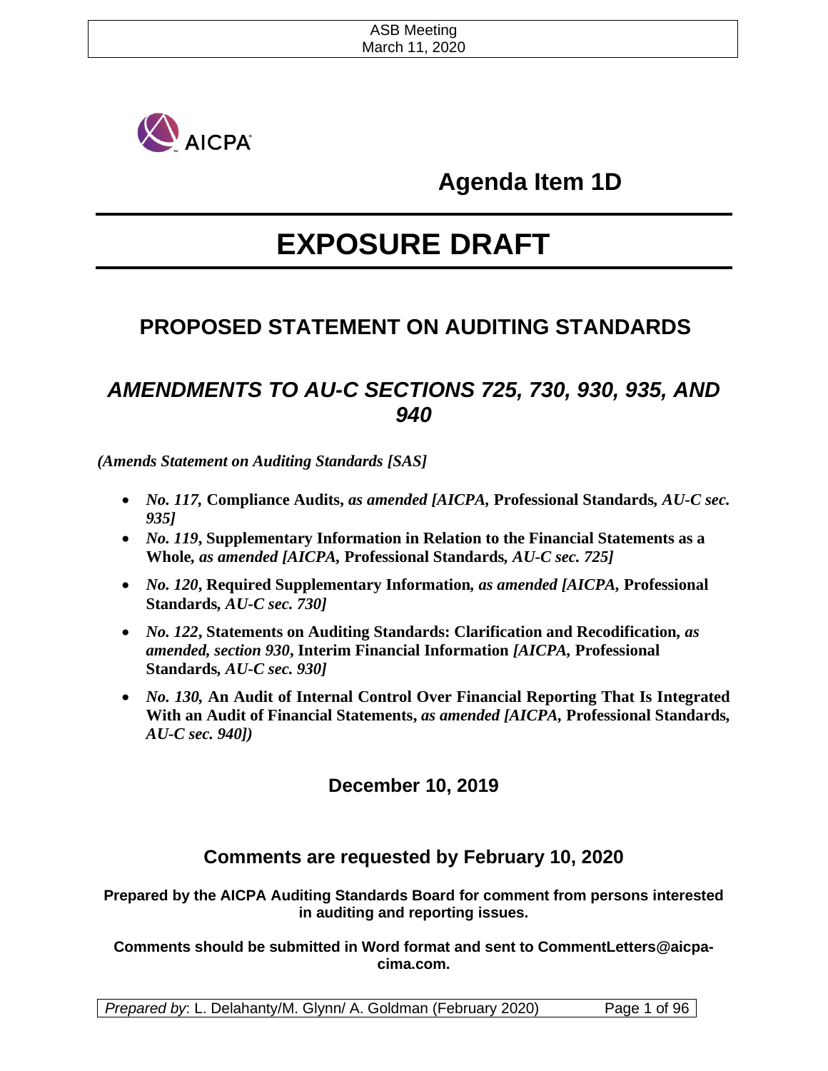ASB Meeting
March 11, 2020

AICPA

## Agenda Item 1D

# EXPOSURE DRAFT

## PROPOSED STATEMENT ON AUDITING STANDARDS

## *AMENDMENTS TO AU-C SECTIONS 725, 730, 930, 935, AND 940*

***(Amends Statement on Auditing Standards [SAS]***

- ***No. 117,* Compliance Audits*, as amended [AICPA,* Professional Standards*, AU-C sec. 935]***
- ***No. 119*, Supplementary Information in Relation to the Financial Statements as a Whole*, as amended [AICPA,* Professional Standards*, AU-C sec. 725]***
- ***No. 120*, Required Supplementary Information*, as amended [AICPA,* Professional Standards*, AU-C sec. 730]***
- ***No. 122*, Statements on Auditing Standards: Clarification and Recodification*, as amended, section 930*, Interim Financial Information *[AICPA,* Professional Standards*, AU-C sec. 930]***
- ***No. 130,* An Audit of Internal Control Over Financial Reporting That Is Integrated With an Audit of Financial Statements*, as amended [AICPA,* Professional Standards*, AU-C sec. 940])***

**December 10, 2019**

**Comments are requested by February 10, 2020**

**Prepared by the AICPA Auditing Standards Board for comment from persons interested in auditing and reporting issues.**

**Comments should be submitted in Word format and sent to CommentLetters@aicpa-cima.com.**

*Prepared by*: L. Delahanty/M. Glynn/ A. Goldman (February 2020)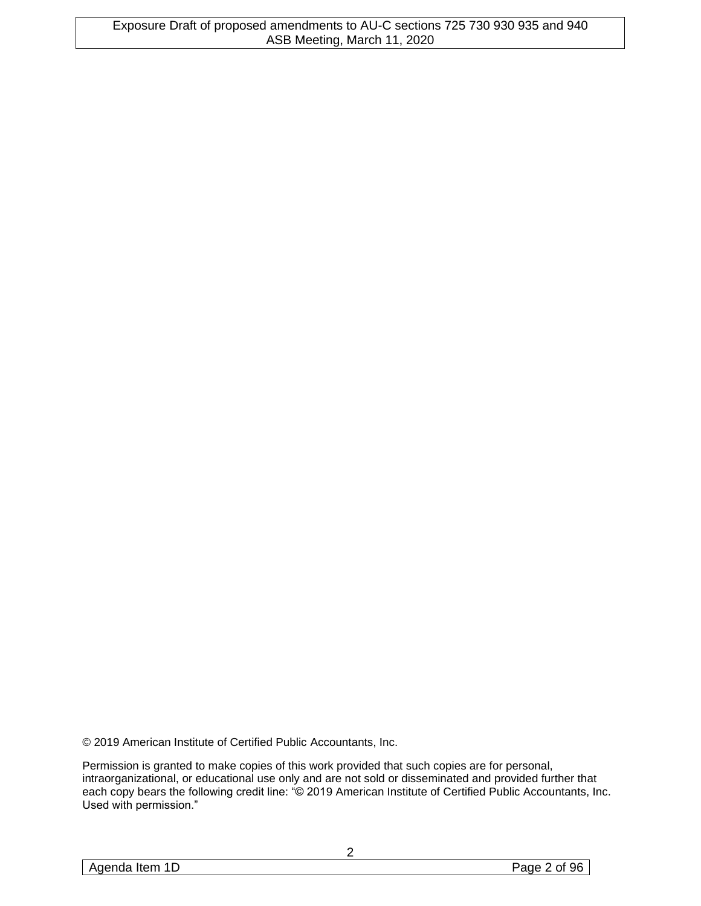© 2019 American Institute of Certified Public Accountants, Inc.

Permission is granted to make copies of this work provided that such copies are for personal, intraorganizational, or educational use only and are not sold or disseminated and provided further that each copy bears the following credit line: "© 2019 American Institute of Certified Public Accountants, Inc. Used with permission."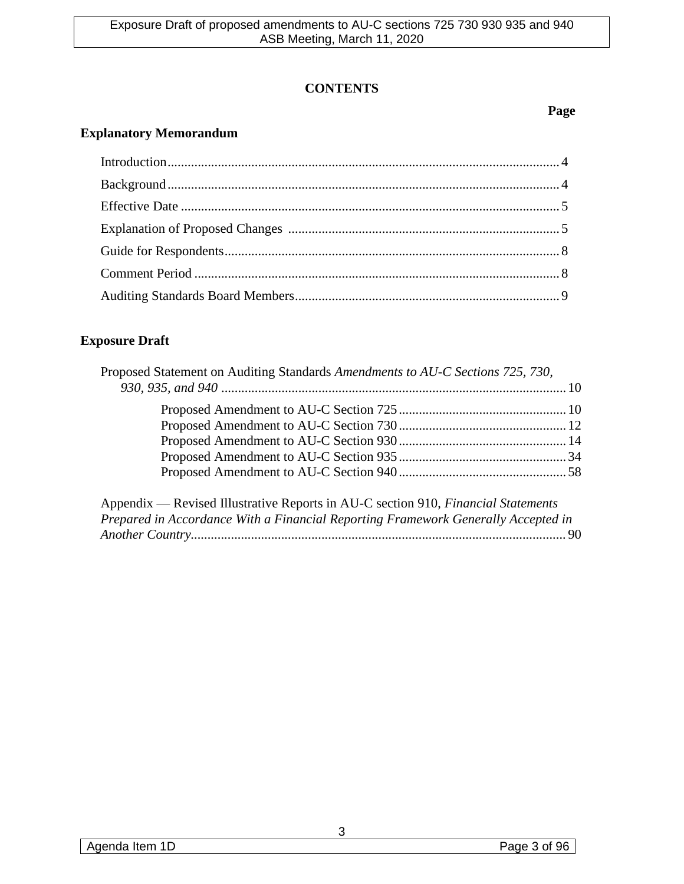# CONTENTS

**Page**

## Explanatory Memorandum

Introduction .................................................................................................................. 4

Background .................................................................................................................. 4

Effective Date ............................................................................................................... 5

Explanation of Proposed Changes ................................................................................ 5

Guide for Respondents .................................................................................................. 8

Comment Period ........................................................................................................... 8

Auditing Standards Board Members ............................................................................. 9

## Exposure Draft

Proposed Statement on Auditing Standards *Amendments to AU-C Sections 725, 730, 930, 935, and 940* ..................................................................................................... 10

- Proposed Amendment to AU-C Section 725 ................................................. 10
- Proposed Amendment to AU-C Section 730 ................................................. 12
- Proposed Amendment to AU-C Section 930 ................................................. 14
- Proposed Amendment to AU-C Section 935 ................................................. 34
- Proposed Amendment to AU-C Section 940 ................................................. 58

Appendix — Revised Illustrative Reports in AU-C section 910, *Financial Statements Prepared in Accordance With a Financial Reporting Framework Generally Accepted in Another Country* ............................................................................................................. 90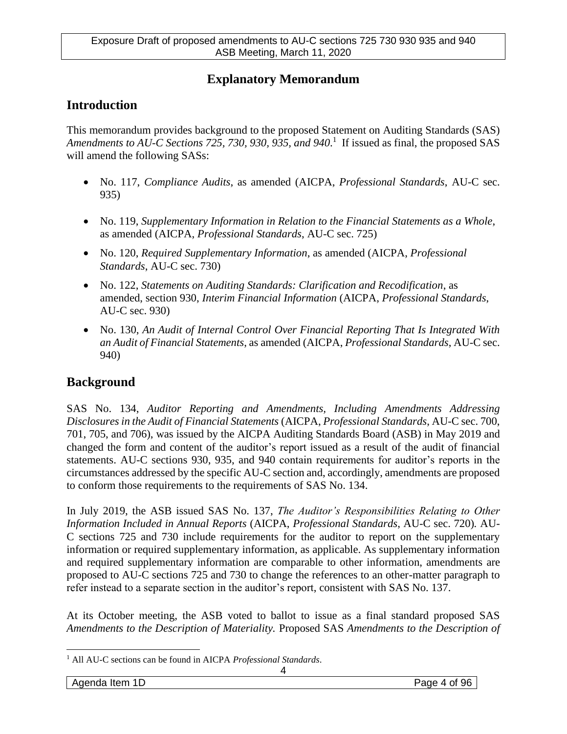# Explanatory Memorandum

## Introduction

This memorandum provides background to the proposed Statement on Auditing Standards (SAS) *Amendments to AU-C Sections 725, 730, 930, 935, and 940*.[1] If issued as final, the proposed SAS will amend the following SASs:

- No. 117, *Compliance Audits*, as amended (AICPA, *Professional Standards*, AU-C sec. 935)
- No. 119, *Supplementary Information in Relation to the Financial Statements as a Whole*, as amended (AICPA, *Professional Standards*, AU-C sec. 725)
- No. 120, *Required Supplementary Information*, as amended (AICPA, *Professional Standards*, AU-C sec. 730)
- No. 122, *Statements on Auditing Standards: Clarification and Recodification*, as amended, section 930, *Interim Financial Information* (AICPA, *Professional Standards*, AU-C sec. 930)
- No. 130, *An Audit of Internal Control Over Financial Reporting That Is Integrated With an Audit of Financial Statements*, as amended (AICPA, *Professional Standards*, AU-C sec. 940)

## Background

SAS No. 134, *Auditor Reporting and Amendments, Including Amendments Addressing Disclosures in the Audit of Financial Statements* (AICPA, *Professional Standards*, AU-C sec. 700, 701, 705, and 706), was issued by the AICPA Auditing Standards Board (ASB) in May 2019 and changed the form and content of the auditor's report issued as a result of the audit of financial statements. AU-C sections 930, 935, and 940 contain requirements for auditor's reports in the circumstances addressed by the specific AU-C section and, accordingly, amendments are proposed to conform those requirements to the requirements of SAS No. 134.

In July 2019, the ASB issued SAS No. 137, *The Auditor's Responsibilities Relating to Other Information Included in Annual Reports* (AICPA, *Professional Standards*, AU-C sec. 720)*.* AU-C sections 725 and 730 include requirements for the auditor to report on the supplementary information or required supplementary information, as applicable. As supplementary information and required supplementary information are comparable to other information, amendments are proposed to AU-C sections 725 and 730 to change the references to an other-matter paragraph to refer instead to a separate section in the auditor's report, consistent with SAS No. 137.

At its October meeting, the ASB voted to ballot to issue as a final standard proposed SAS *Amendments to the Description of Materiality.* Proposed SAS *Amendments to the Description of*

[1] All AU-C sections can be found in AICPA *Professional Standards*.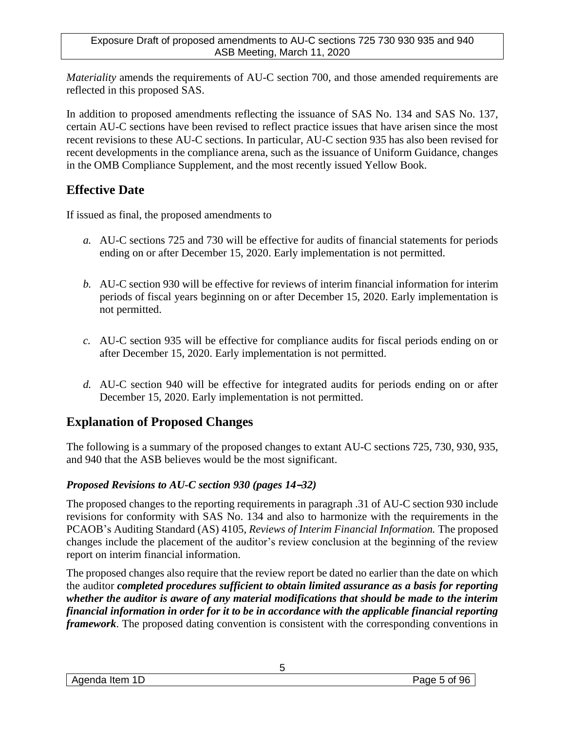*Materiality* amends the requirements of AU-C section 700, and those amended requirements are reflected in this proposed SAS.

In addition to proposed amendments reflecting the issuance of SAS No. 134 and SAS No. 137, certain AU-C sections have been revised to reflect practice issues that have arisen since the most recent revisions to these AU-C sections. In particular, AU-C section 935 has also been revised for recent developments in the compliance arena, such as the issuance of Uniform Guidance, changes in the OMB Compliance Supplement, and the most recently issued Yellow Book.

## Effective Date

If issued as final, the proposed amendments to

*a.* AU-C sections 725 and 730 will be effective for audits of financial statements for periods ending on or after December 15, 2020. Early implementation is not permitted.

*b.* AU-C section 930 will be effective for reviews of interim financial information for interim periods of fiscal years beginning on or after December 15, 2020. Early implementation is not permitted.

*c.* AU-C section 935 will be effective for compliance audits for fiscal periods ending on or after December 15, 2020. Early implementation is not permitted.

*d.* AU-C section 940 will be effective for integrated audits for periods ending on or after December 15, 2020. Early implementation is not permitted.

## Explanation of Proposed Changes

The following is a summary of the proposed changes to extant AU-C sections 725, 730, 930, 935, and 940 that the ASB believes would be the most significant.

### *Proposed Revisions to AU-C section 930 (pages 14–32)*

The proposed changes to the reporting requirements in paragraph .31 of AU-C section 930 include revisions for conformity with SAS No. 134 and also to harmonize with the requirements in the PCAOB's Auditing Standard (AS) 4105, *Reviews of Interim Financial Information.* The proposed changes include the placement of the auditor's review conclusion at the beginning of the review report on interim financial information.

The proposed changes also require that the review report be dated no earlier than the date on which the auditor ***completed procedures sufficient to obtain limited assurance as a basis for reporting whether the auditor is aware of any material modifications that should be made to the interim financial information in order for it to be in accordance with the applicable financial reporting framework***. The proposed dating convention is consistent with the corresponding conventions in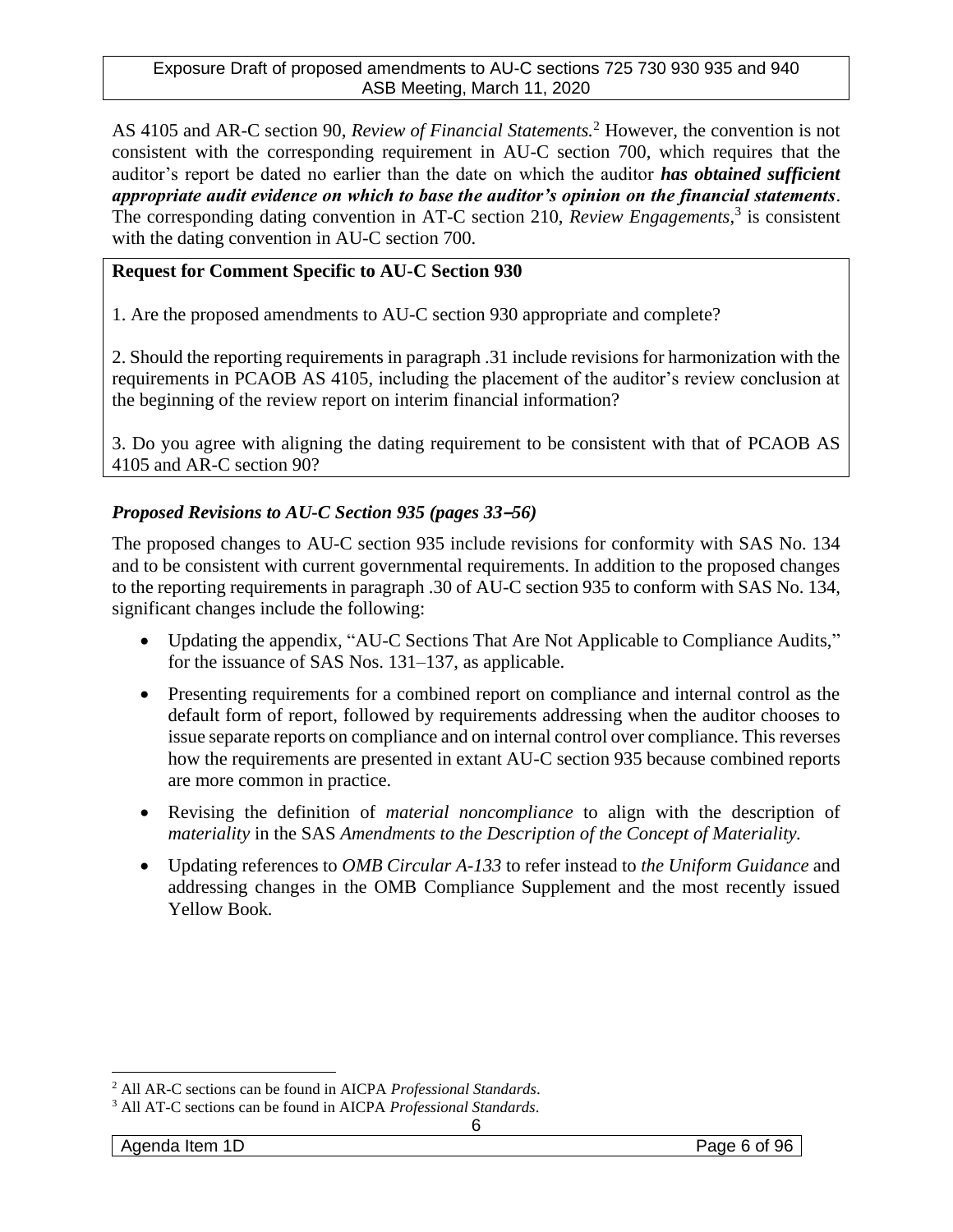AS 4105 and AR-C section 90, *Review of Financial Statements.*[2] However, the convention is not consistent with the corresponding requirement in AU-C section 700, which requires that the auditor's report be dated no earlier than the date on which the auditor ***has obtained sufficient appropriate audit evidence on which to base the auditor's opinion on the financial statements***. The corresponding dating convention in AT-C section 210, *Review Engagements*,[3] is consistent with the dating convention in AU-C section 700.

**Request for Comment Specific to AU-C Section 930**

1. Are the proposed amendments to AU-C section 930 appropriate and complete?

2. Should the reporting requirements in paragraph .31 include revisions for harmonization with the requirements in PCAOB AS 4105, including the placement of the auditor's review conclusion at the beginning of the review report on interim financial information?

3. Do you agree with aligning the dating requirement to be consistent with that of PCAOB AS 4105 and AR-C section 90?

### *Proposed Revisions to AU-C Section 935 (pages 33–56)*

The proposed changes to AU-C section 935 include revisions for conformity with SAS No. 134 and to be consistent with current governmental requirements. In addition to the proposed changes to the reporting requirements in paragraph .30 of AU-C section 935 to conform with SAS No. 134, significant changes include the following:

- Updating the appendix, "AU-C Sections That Are Not Applicable to Compliance Audits," for the issuance of SAS Nos. 131–137, as applicable.
- Presenting requirements for a combined report on compliance and internal control as the default form of report, followed by requirements addressing when the auditor chooses to issue separate reports on compliance and on internal control over compliance. This reverses how the requirements are presented in extant AU-C section 935 because combined reports are more common in practice.
- Revising the definition of *material noncompliance* to align with the description of *materiality* in the SAS *Amendments to the Description of the Concept of Materiality.*
- Updating references to *OMB Circular A-133* to refer instead to *the Uniform Guidance* and addressing changes in the OMB Compliance Supplement and the most recently issued Yellow Book.

---

[2] All AR-C sections can be found in AICPA *Professional Standards*.

[3] All AT-C sections can be found in AICPA *Professional Standards*.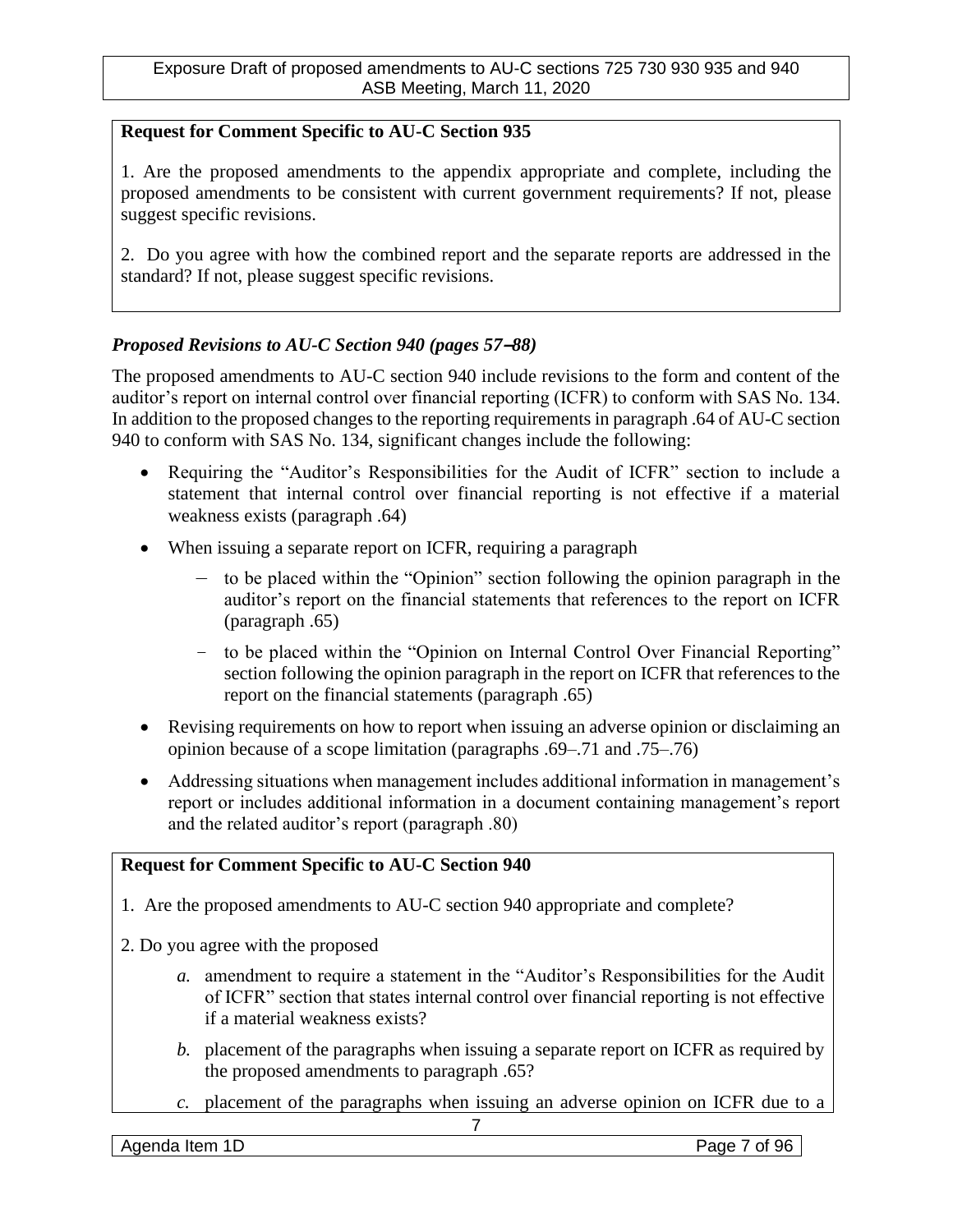**Request for Comment Specific to AU-C Section 935**

1. Are the proposed amendments to the appendix appropriate and complete, including the proposed amendments to be consistent with current government requirements? If not, please suggest specific revisions.

2. Do you agree with how the combined report and the separate reports are addressed in the standard? If not, please suggest specific revisions.

### *Proposed Revisions to AU-C Section 940 (pages 57–88)*

The proposed amendments to AU-C section 940 include revisions to the form and content of the auditor's report on internal control over financial reporting (ICFR) to conform with SAS No. 134. In addition to the proposed changes to the reporting requirements in paragraph .64 of AU-C section 940 to conform with SAS No. 134, significant changes include the following:

- Requiring the "Auditor's Responsibilities for the Audit of ICFR" section to include a statement that internal control over financial reporting is not effective if a material weakness exists (paragraph .64)
- When issuing a separate report on ICFR, requiring a paragraph
  - to be placed within the "Opinion" section following the opinion paragraph in the auditor's report on the financial statements that references to the report on ICFR (paragraph .65)
  - to be placed within the "Opinion on Internal Control Over Financial Reporting" section following the opinion paragraph in the report on ICFR that references to the report on the financial statements (paragraph .65)
- Revising requirements on how to report when issuing an adverse opinion or disclaiming an opinion because of a scope limitation (paragraphs .69–.71 and .75–.76)
- Addressing situations when management includes additional information in management's report or includes additional information in a document containing management's report and the related auditor's report (paragraph .80)

**Request for Comment Specific to AU-C Section 940**

1. Are the proposed amendments to AU-C section 940 appropriate and complete?

2. Do you agree with the proposed

   *a.* amendment to require a statement in the "Auditor's Responsibilities for the Audit of ICFR" section that states internal control over financial reporting is not effective if a material weakness exists?

   *b.* placement of the paragraphs when issuing a separate report on ICFR as required by the proposed amendments to paragraph .65?

   *c.* placement of the paragraphs when issuing an adverse opinion on ICFR due to a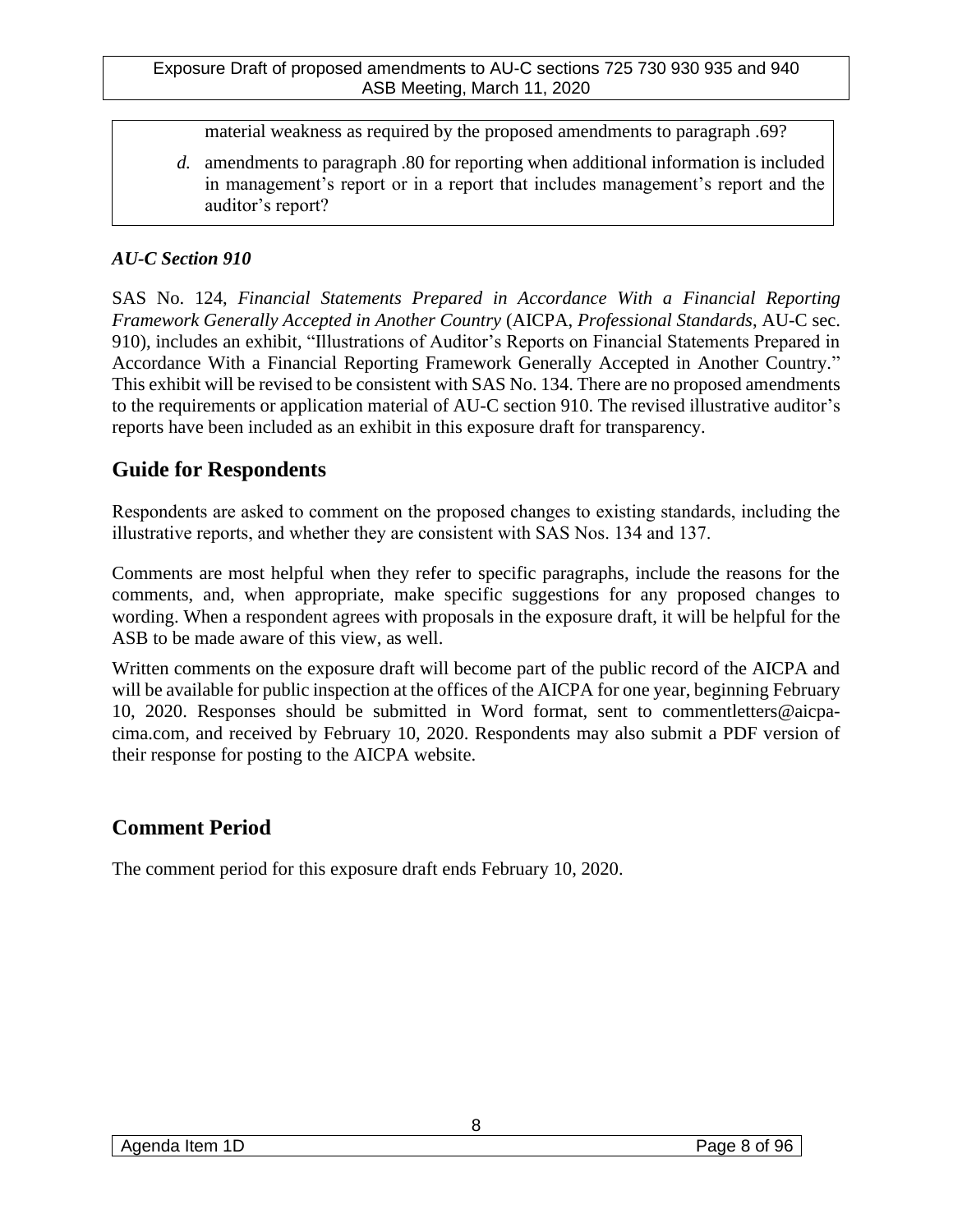material weakness as required by the proposed amendments to paragraph .69?

*d.* amendments to paragraph .80 for reporting when additional information is included in management's report or in a report that includes management's report and the auditor's report?

### *AU-C Section 910*

SAS No. 124, *Financial Statements Prepared in Accordance With a Financial Reporting Framework Generally Accepted in Another Country* (AICPA, *Professional Standards*, AU-C sec. 910), includes an exhibit, "Illustrations of Auditor's Reports on Financial Statements Prepared in Accordance With a Financial Reporting Framework Generally Accepted in Another Country." This exhibit will be revised to be consistent with SAS No. 134. There are no proposed amendments to the requirements or application material of AU-C section 910. The revised illustrative auditor's reports have been included as an exhibit in this exposure draft for transparency.

## Guide for Respondents

Respondents are asked to comment on the proposed changes to existing standards, including the illustrative reports, and whether they are consistent with SAS Nos. 134 and 137.

Comments are most helpful when they refer to specific paragraphs, include the reasons for the comments, and, when appropriate, make specific suggestions for any proposed changes to wording. When a respondent agrees with proposals in the exposure draft, it will be helpful for the ASB to be made aware of this view, as well.

Written comments on the exposure draft will become part of the public record of the AICPA and will be available for public inspection at the offices of the AICPA for one year, beginning February 10, 2020. Responses should be submitted in Word format, sent to commentletters@aicpa-cima.com, and received by February 10, 2020. Respondents may also submit a PDF version of their response for posting to the AICPA website.

## Comment Period

The comment period for this exposure draft ends February 10, 2020.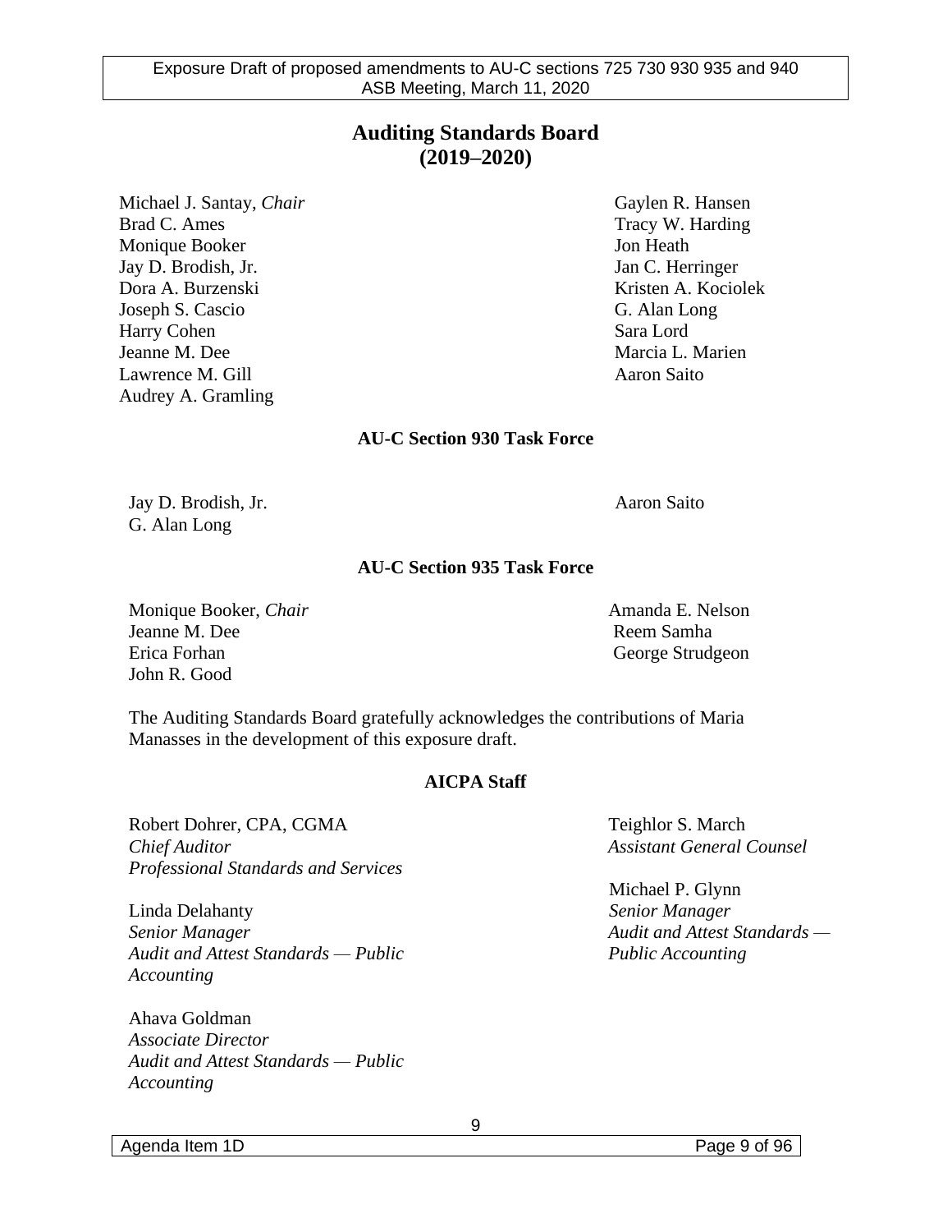# Auditing Standards Board
# (2019–2020)

Michael J. Santay, *Chair*
Brad C. Ames
Monique Booker
Jay D. Brodish, Jr.
Dora A. Burzenski
Joseph S. Cascio
Harry Cohen
Jeanne M. Dee
Lawrence M. Gill
Audrey A. Gramling
Gaylen R. Hansen
Tracy W. Harding
Jon Heath
Jan C. Herringer
Kristen A. Kociolek
G. Alan Long
Sara Lord
Marcia L. Marien
Aaron Saito

### AU-C Section 930 Task Force

Jay D. Brodish, Jr.
G. Alan Long
Aaron Saito

### AU-C Section 935 Task Force

Monique Booker, *Chair*
Jeanne M. Dee
Erica Forhan
John R. Good
Amanda E. Nelson
Reem Samha
George Strudgeon

The Auditing Standards Board gratefully acknowledges the contributions of Maria Manasses in the development of this exposure draft.

### AICPA Staff

Robert Dohrer, CPA, CGMA
*Chief Auditor*
*Professional Standards and Services*

Linda Delahanty
*Senior Manager*
*Audit and Attest Standards — Public Accounting*

Ahava Goldman
*Associate Director*
*Audit and Attest Standards — Public Accounting*

Teighlor S. March
*Assistant General Counsel*

Michael P. Glynn
*Senior Manager*
*Audit and Attest Standards — Public Accounting*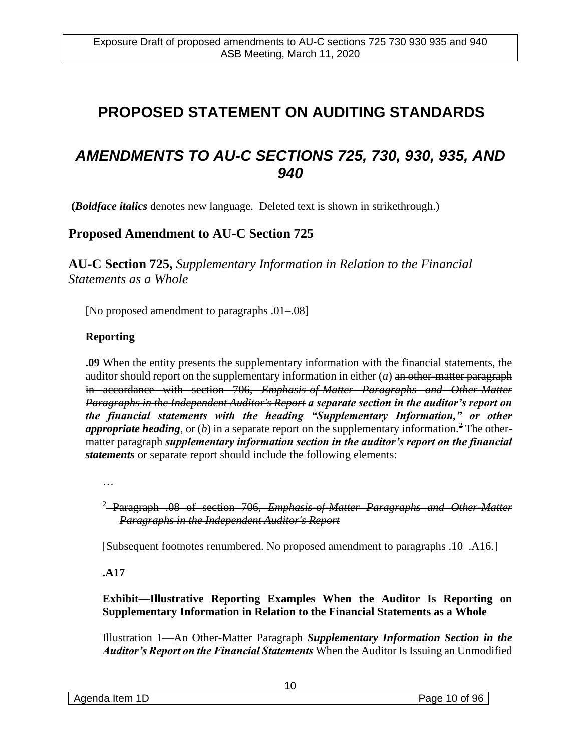# PROPOSED STATEMENT ON AUDITING STANDARDS

## *AMENDMENTS TO AU-C SECTIONS 725, 730, 930, 935, AND 940*

(***Boldface italics*** denotes new language. Deleted text is shown in ~~strikethrough~~.)

### Proposed Amendment to AU-C Section 725

### AU-C Section 725, *Supplementary Information in Relation to the Financial Statements as a Whole*

[No proposed amendment to paragraphs .01–.08]

**Reporting**

**.09** When the entity presents the supplementary information with the financial statements, the auditor should report on the supplementary information in either (*a*) ~~an other-matter paragraph in accordance with section 706, *Emphasis-of-Matter Paragraphs and Other-Matter Paragraphs in the Independent Auditor's Report*~~ ***a separate section in the auditor's report on the financial statements with the heading "Supplementary Information," or other appropriate heading***, or (*b*) in a separate report on the supplementary information.~~[2]~~ The ~~other-matter paragraph~~ ***supplementary information section in the auditor's report on the financial statements*** or separate report should include the following elements:

…

~~[2] Paragraph .08 of section 706, *Emphasis-of-Matter Paragraphs and Other-Matter Paragraphs in the Independent Auditor's Report*~~

[Subsequent footnotes renumbered. No proposed amendment to paragraphs .10–.A16.]

**.A17**

**Exhibit—Illustrative Reporting Examples When the Auditor Is Reporting on Supplementary Information in Relation to the Financial Statements as a Whole**

Illustration 1—~~An Other-Matter Paragraph~~ ***Supplementary Information Section in the Auditor's Report on the Financial Statements*** When the Auditor Is Issuing an Unmodified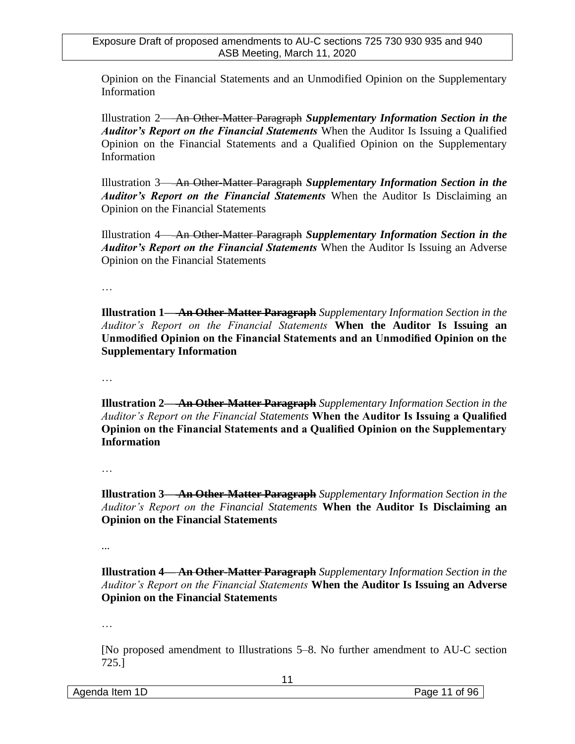Opinion on the Financial Statements and an Unmodified Opinion on the Supplementary Information

Illustration 2—~~An Other-Matter Paragraph~~ ***Supplementary Information Section in the Auditor's Report on the Financial Statements*** When the Auditor Is Issuing a Qualified Opinion on the Financial Statements and a Qualified Opinion on the Supplementary Information

Illustration 3—~~An Other-Matter Paragraph~~ ***Supplementary Information Section in the Auditor's Report on the Financial Statements*** When the Auditor Is Disclaiming an Opinion on the Financial Statements

Illustration 4—~~An Other-Matter Paragraph~~ ***Supplementary Information Section in the Auditor's Report on the Financial Statements*** When the Auditor Is Issuing an Adverse Opinion on the Financial Statements

…

**Illustration 1—~~An Other-Matter Paragraph~~** *Supplementary Information Section in the Auditor's Report on the Financial Statements* **When the Auditor Is Issuing an Unmodified Opinion on the Financial Statements and an Unmodified Opinion on the Supplementary Information**

…

**Illustration 2—~~An Other-Matter Paragraph~~** *Supplementary Information Section in the Auditor's Report on the Financial Statements* **When the Auditor Is Issuing a Qualified Opinion on the Financial Statements and a Qualified Opinion on the Supplementary Information**

…

**Illustration 3—~~An Other-Matter Paragraph~~** *Supplementary Information Section in the Auditor's Report on the Financial Statements* **When the Auditor Is Disclaiming an Opinion on the Financial Statements**

...

**Illustration 4—~~An Other-Matter Paragraph~~** *Supplementary Information Section in the Auditor's Report on the Financial Statements* **When the Auditor Is Issuing an Adverse Opinion on the Financial Statements**

…

[No proposed amendment to Illustrations 5–8. No further amendment to AU-C section 725.]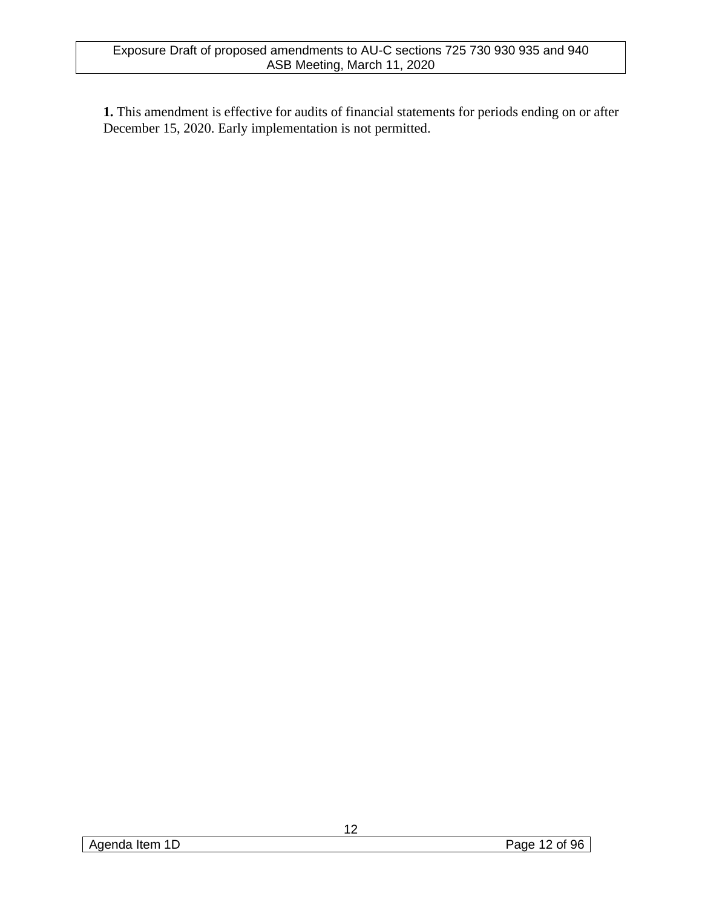**1.** This amendment is effective for audits of financial statements for periods ending on or after December 15, 2020. Early implementation is not permitted.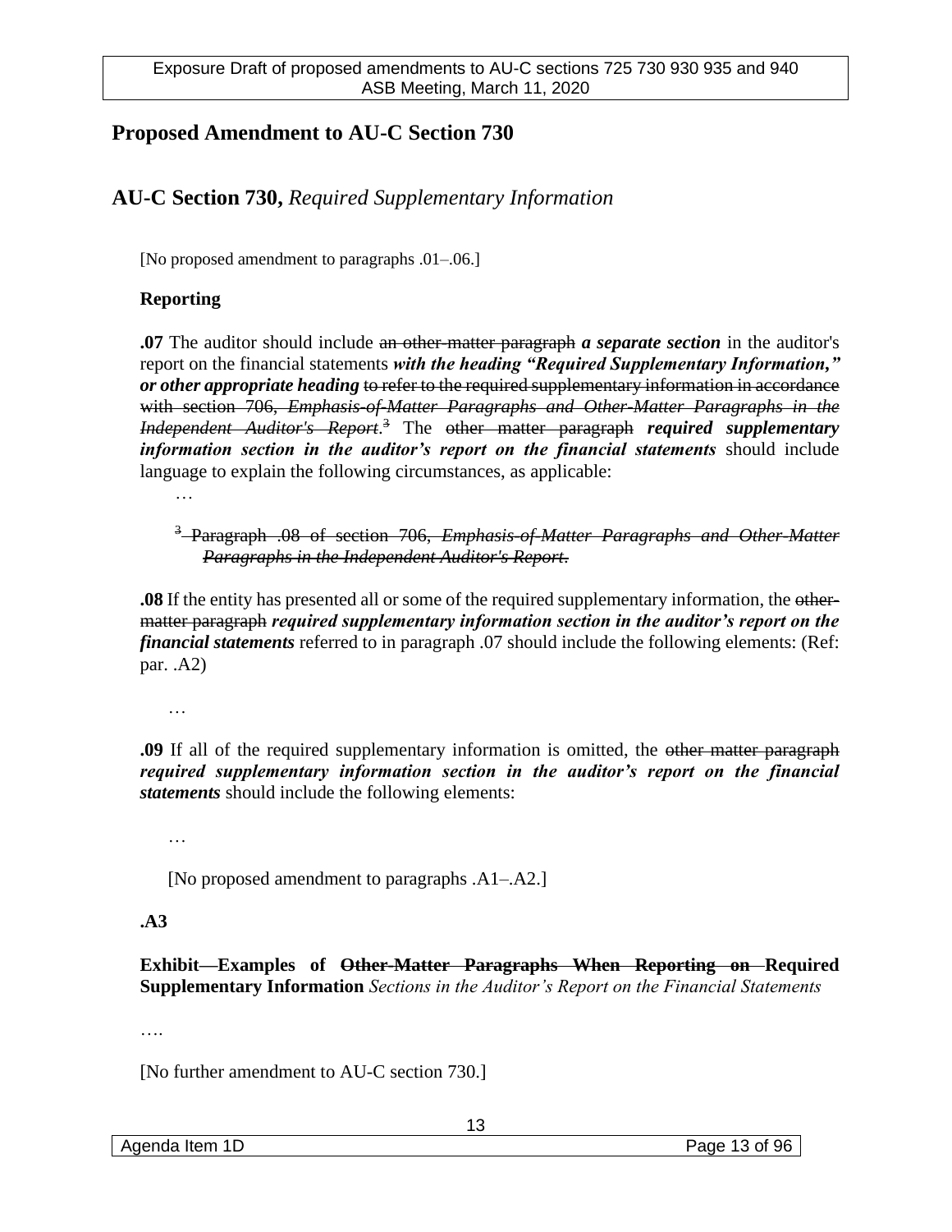## Proposed Amendment to AU-C Section 730

### AU-C Section 730, *Required Supplementary Information*

[No proposed amendment to paragraphs .01–.06.]

**Reporting**

**.07** The auditor should include ~~an other-matter paragraph~~ ***a separate section*** in the auditor's report on the financial statements ***with the heading "Required Supplementary Information," or other appropriate heading*** ~~to refer to the required supplementary information in accordance with section 706, *Emphasis-of-Matter Paragraphs and Other-Matter Paragraphs in the Independent Auditor's Report*.[3]~~ The ~~other matter paragraph~~ ***required supplementary information section in the auditor's report on the financial statements*** should include language to explain the following circumstances, as applicable:

…

~~[3] Paragraph .08 of section 706, *Emphasis-of-Matter Paragraphs and Other-Matter Paragraphs in the Independent Auditor's Report*.~~

**.08** If the entity has presented all or some of the required supplementary information, the ~~other-matter paragraph~~ ***required supplementary information section in the auditor's report on the financial statements*** referred to in paragraph .07 should include the following elements: (Ref: par. .A2)

…

**.09** If all of the required supplementary information is omitted, the ~~other matter paragraph~~ ***required supplementary information section in the auditor's report on the financial statements*** should include the following elements:

…

[No proposed amendment to paragraphs .A1–.A2.]

**.A3**

**Exhibit—Examples of ~~Other-Matter Paragraphs When Reporting on~~ Required Supplementary Information** *Sections in the Auditor's Report on the Financial Statements*

….

[No further amendment to AU-C section 730.]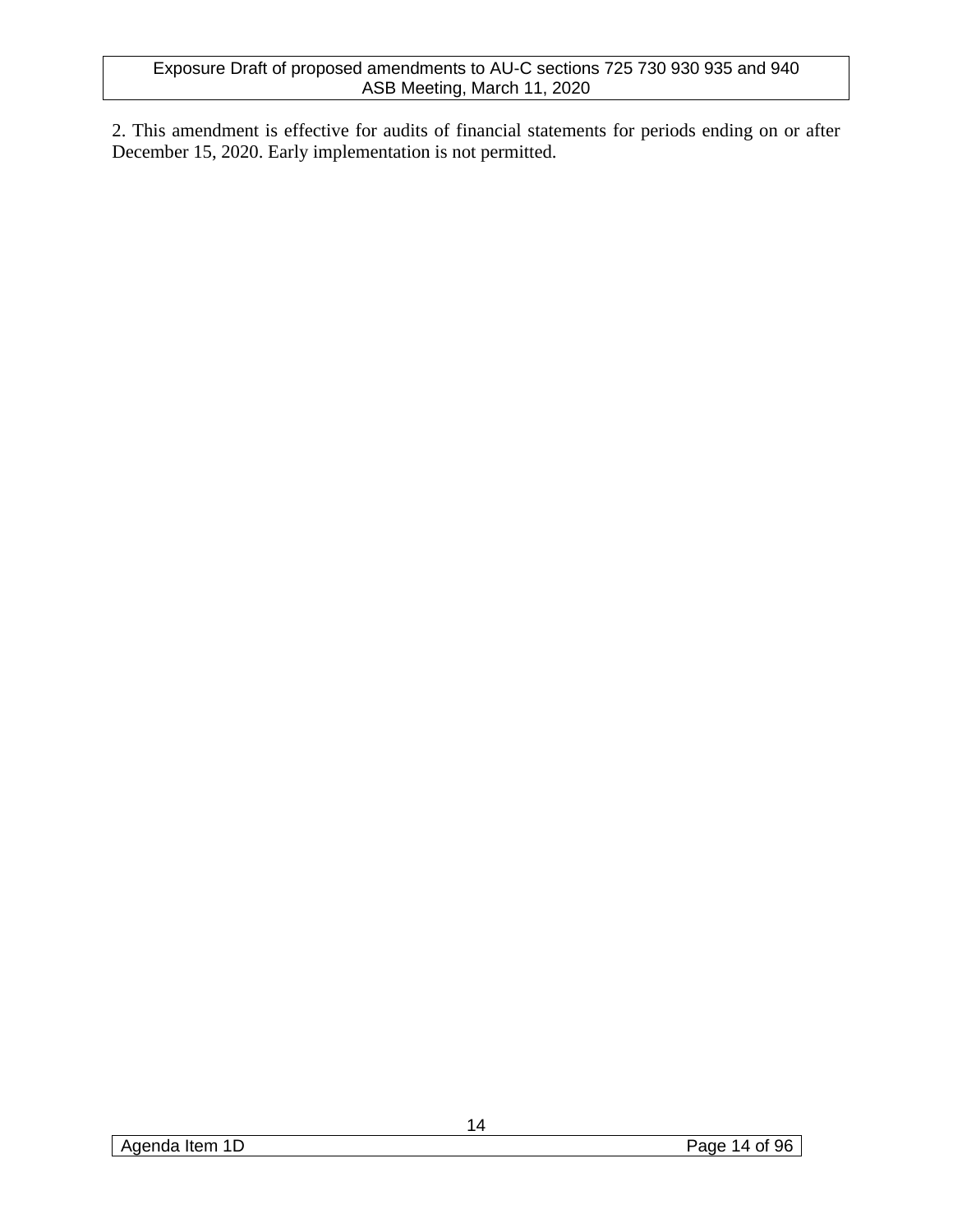2. This amendment is effective for audits of financial statements for periods ending on or after December 15, 2020. Early implementation is not permitted.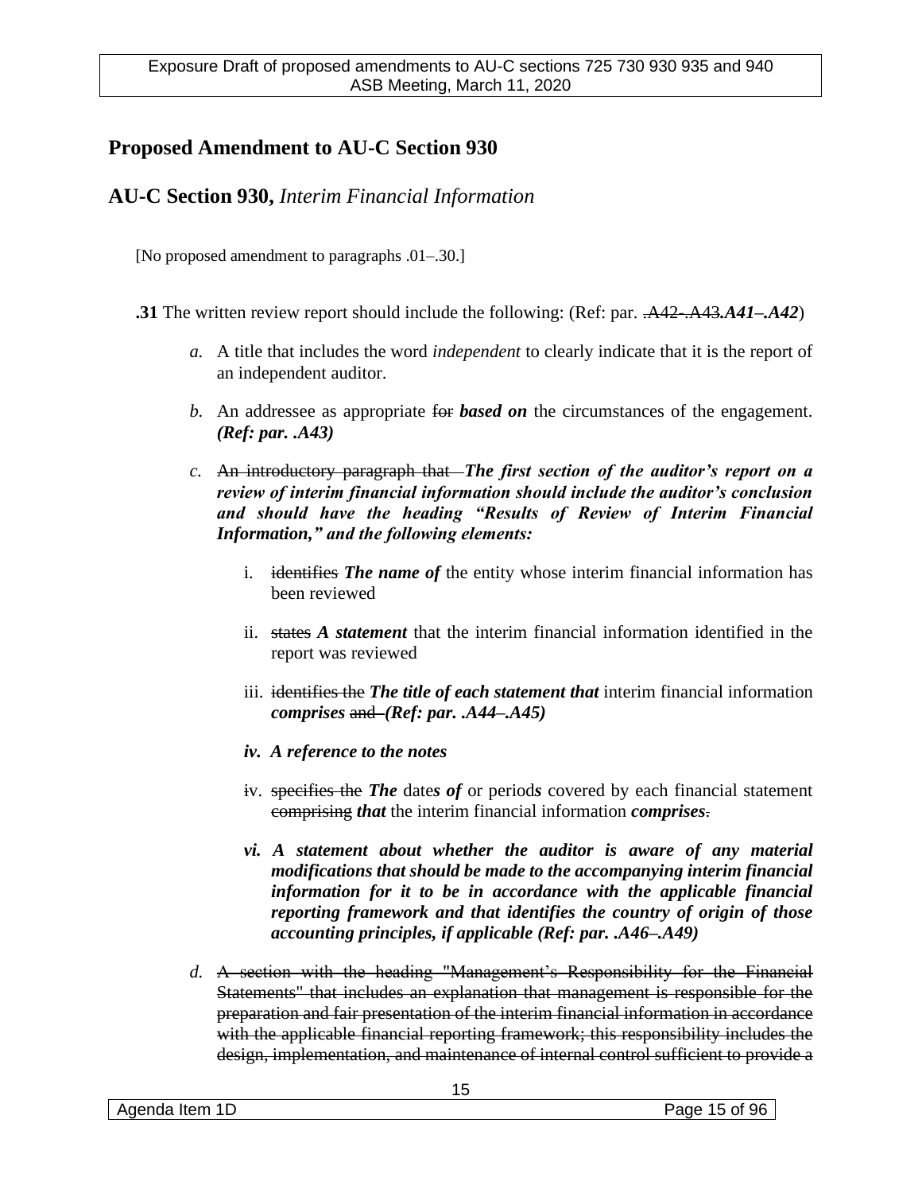## Proposed Amendment to AU-C Section 930

## AU-C Section 930, *Interim Financial Information*

[No proposed amendment to paragraphs .01–.30.]

**.31** The written review report should include the following: (Ref: par. ~~.A42-.A43~~***.A41–.A42***)

*a.* A title that includes the word *independent* to clearly indicate that it is the report of an independent auditor.

*b.* An addressee as appropriate ~~for~~ ***based on*** the circumstances of the engagement. ***(Ref: par. .A43)***

*c.* ~~An introductory paragraph that~~ ***The first section of the auditor's report on a review of interim financial information should include the auditor's conclusion and should have the heading "Results of Review of Interim Financial Information," and the following elements:***

i. ~~identifies~~ ***The name of*** the entity whose interim financial information has been reviewed

ii. ~~states~~ ***A statement*** that the interim financial information identified in the report was reviewed

iii. ~~identifies the~~ ***The title of each statement that*** interim financial information ***comprises*** ~~and~~ ***(Ref: par. .A44–.A45)***

***iv. A reference to the notes***

~~iv.~~ ~~specifies the~~ ***The*** date***s of*** or period***s*** covered by each financial statement ~~comprising~~ ***that*** the interim financial information ***comprises***~~.~~

***vi. A statement about whether the auditor is aware of any material modifications that should be made to the accompanying interim financial information for it to be in accordance with the applicable financial reporting framework and that identifies the country of origin of those accounting principles, if applicable (Ref: par. .A46–.A49)***

*d.* ~~A section with the heading "Management's Responsibility for the Financial Statements" that includes an explanation that management is responsible for the preparation and fair presentation of the interim financial information in accordance with the applicable financial reporting framework; this responsibility includes the design, implementation, and maintenance of internal control sufficient to provide a~~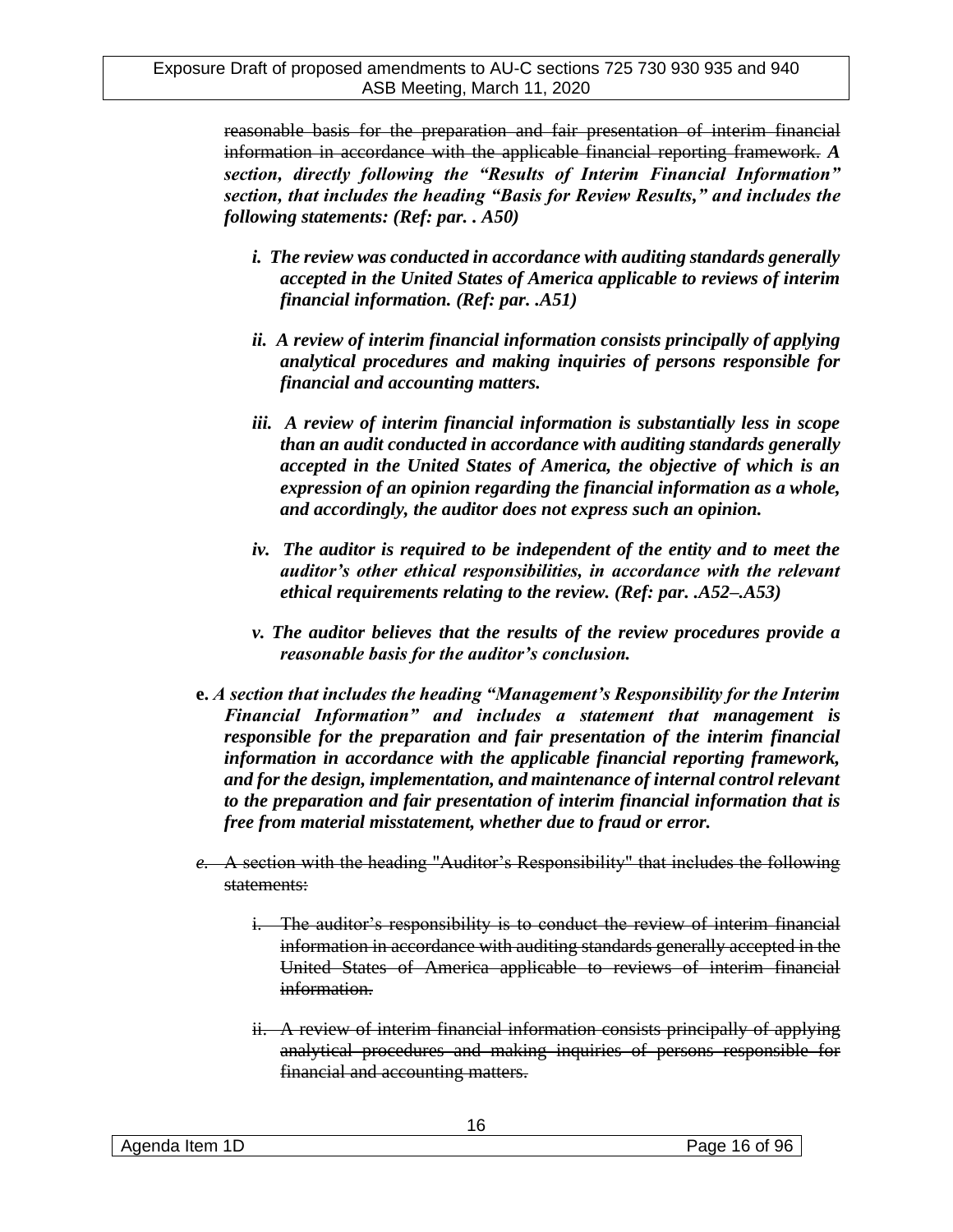~~reasonable basis for the preparation and fair presentation of interim financial information in accordance with the applicable financial reporting framework.~~ ***A section, directly following the "Results of Interim Financial Information" section, that includes the heading "Basis for Review Results," and includes the following statements: (Ref: par. . A50)***

- ***i. The review was conducted in accordance with auditing standards generally accepted in the United States of America applicable to reviews of interim financial information. (Ref: par. .A51)***

- ***ii. A review of interim financial information consists principally of applying analytical procedures and making inquiries of persons responsible for financial and accounting matters.***

- ***iii. A review of interim financial information is substantially less in scope than an audit conducted in accordance with auditing standards generally accepted in the United States of America, the objective of which is an expression of an opinion regarding the financial information as a whole, and accordingly, the auditor does not express such an opinion.***

- ***iv. The auditor is required to be independent of the entity and to meet the auditor's other ethical responsibilities, in accordance with the relevant ethical requirements relating to the review. (Ref: par. .A52–.A53)***

- ***v. The auditor believes that the results of the review procedures provide a reasonable basis for the auditor's conclusion.***

**e.** ***A section that includes the heading "Management's Responsibility for the Interim Financial Information" and includes a statement that management is responsible for the preparation and fair presentation of the interim financial information in accordance with the applicable financial reporting framework, and for the design, implementation, and maintenance of internal control relevant to the preparation and fair presentation of interim financial information that is free from material misstatement, whether due to fraud or error.***

~~*e.* A section with the heading "Auditor's Responsibility" that includes the following statements:~~

- ~~i. The auditor's responsibility is to conduct the review of interim financial information in accordance with auditing standards generally accepted in the United States of America applicable to reviews of interim financial information.~~

- ~~ii. A review of interim financial information consists principally of applying analytical procedures and making inquiries of persons responsible for financial and accounting matters.~~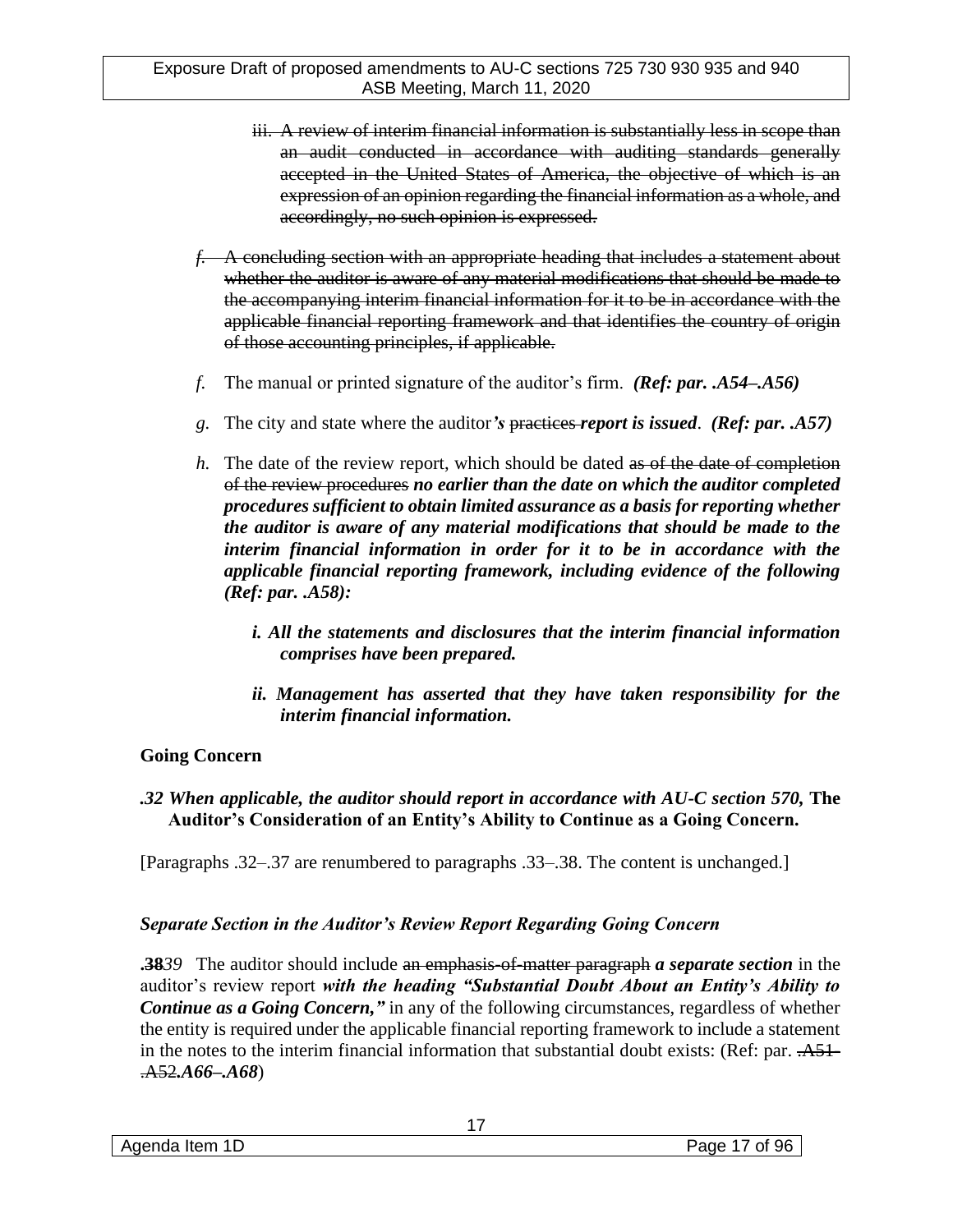~~iii. A review of interim financial information is substantially less in scope than an audit conducted in accordance with auditing standards generally accepted in the United States of America, the objective of which is an expression of an opinion regarding the financial information as a whole, and accordingly, no such opinion is expressed.~~

~~*f*. A concluding section with an appropriate heading that includes a statement about whether the auditor is aware of any material modifications that should be made to the accompanying interim financial information for it to be in accordance with the applicable financial reporting framework and that identifies the country of origin of those accounting principles, if applicable.~~

*f*. The manual or printed signature of the auditor's firm. ***(Ref: par. .A54–.A56)***

*g*. The city and state where the auditor***'s*** ~~practices~~ ***report is issued***. ***(Ref: par. .A57)***

*h*. The date of the review report, which should be dated ~~as of the date of completion of the review procedures~~ ***no earlier than the date on which the auditor completed procedures sufficient to obtain limited assurance as a basis for reporting whether the auditor is aware of any material modifications that should be made to the interim financial information in order for it to be in accordance with the applicable financial reporting framework, including evidence of the following (Ref: par. .A58):***

> ***i. All the statements and disclosures that the interim financial information comprises have been prepared.***
>
> ***ii. Management has asserted that they have taken responsibility for the interim financial information.***

**Going Concern**

***.32 When applicable, the auditor should report in accordance with AU-C section 570,*** **The Auditor's Consideration of an Entity's Ability to Continue as a Going Concern.**

[Paragraphs .32–.37 are renumbered to paragraphs .33–.38. The content is unchanged.]

***Separate Section in the Auditor's Review Report Regarding Going Concern***

**~~.38~~*39*** The auditor should include ~~an emphasis-of-matter paragraph~~ ***a separate section*** in the auditor's review report ***with the heading "Substantial Doubt About an Entity's Ability to Continue as a Going Concern,"*** in any of the following circumstances, regardless of whether the entity is required under the applicable financial reporting framework to include a statement in the notes to the interim financial information that substantial doubt exists: (Ref: par. ~~.A51–.A52~~***.A66–.A68***)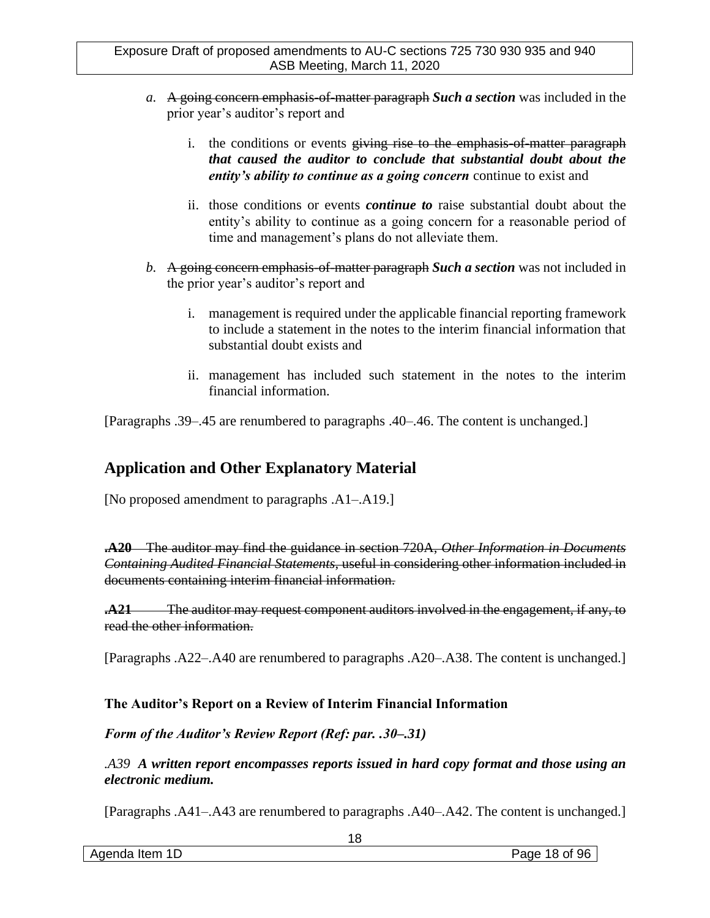*a.* ~~A going concern emphasis-of-matter paragraph~~ ***Such a section*** was included in the prior year's auditor's report and

i. the conditions or events ~~giving rise to the emphasis-of-matter paragraph~~ ***that caused the auditor to conclude that substantial doubt about the entity's ability to continue as a going concern*** continue to exist and

ii. those conditions or events ***continue to*** raise substantial doubt about the entity's ability to continue as a going concern for a reasonable period of time and management's plans do not alleviate them.

*b.* ~~A going concern emphasis-of-matter paragraph~~ ***Such a section*** was not included in the prior year's auditor's report and

i. management is required under the applicable financial reporting framework to include a statement in the notes to the interim financial information that substantial doubt exists and

ii. management has included such statement in the notes to the interim financial information.

[Paragraphs .39–.45 are renumbered to paragraphs .40–.46. The content is unchanged.]

## Application and Other Explanatory Material

[No proposed amendment to paragraphs .A1–.A19.]

~~**.A20** The auditor may find the guidance in section 720A, *Other Information in Documents Containing Audited Financial Statements*, useful in considering other information included in documents containing interim financial information.~~

~~**.A21** The auditor may request component auditors involved in the engagement, if any, to read the other information.~~

[Paragraphs .A22–.A40 are renumbered to paragraphs .A20–.A38. The content is unchanged.]

### The Auditor's Report on a Review of Interim Financial Information

***Form of the Auditor's Review Report (Ref: par. .30–.31)***

*.A39* ***A written report encompasses reports issued in hard copy format and those using an electronic medium.***

[Paragraphs .A41–.A43 are renumbered to paragraphs .A40–.A42. The content is unchanged.]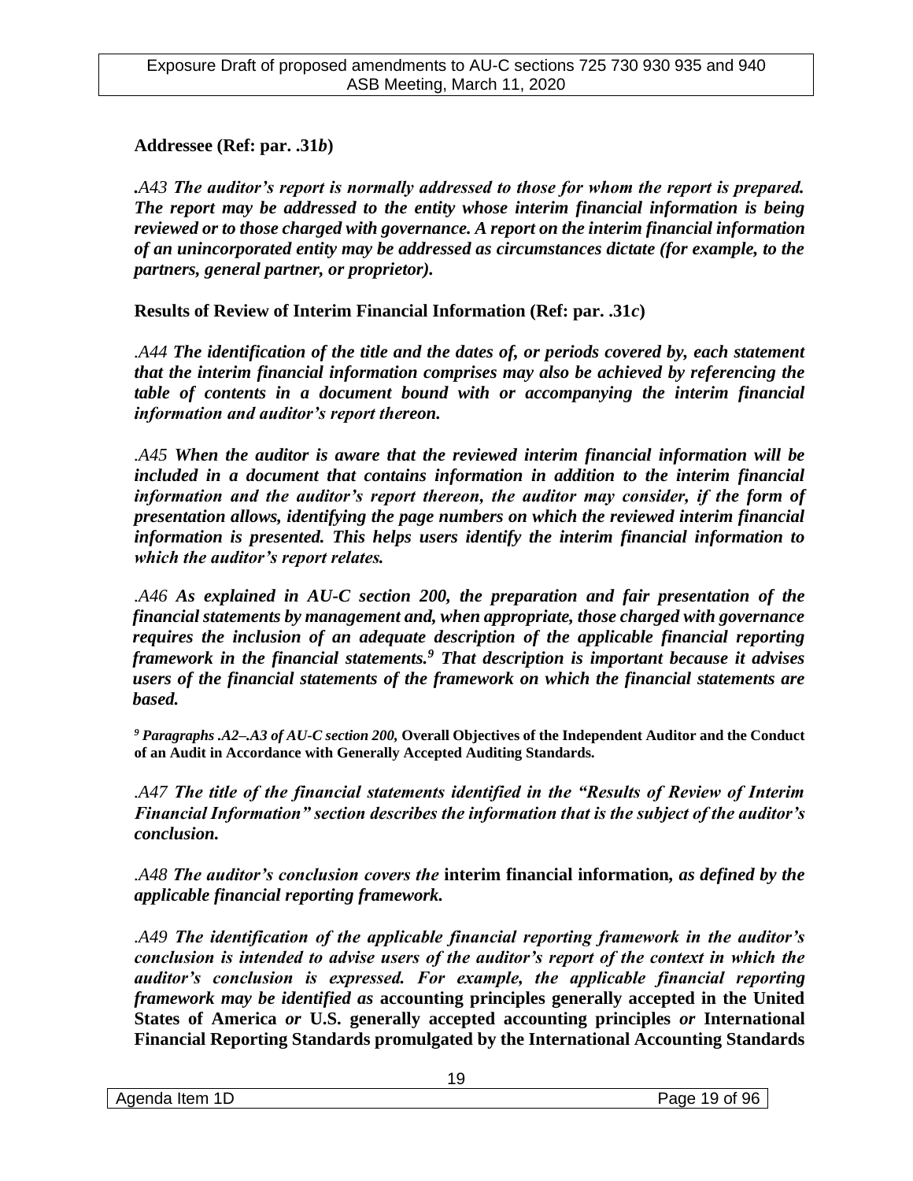**Addressee (Ref: par. .31*b*)**

*.A43 **The auditor's report is normally addressed to those for whom the report is prepared. The report may be addressed to the entity whose interim financial information is being reviewed or to those charged with governance. A report on the interim financial information of an unincorporated entity may be addressed as circumstances dictate (for example, to the partners, general partner, or proprietor).***

**Results of Review of Interim Financial Information (Ref: par. .31*c*)**

*.A44 **The identification of the title and the dates of, or periods covered by, each statement that the interim financial information comprises may also be achieved by referencing the table of contents in a document bound with or accompanying the interim financial information and auditor's report thereon.***

*.A45 **When the auditor is aware that the reviewed interim financial information will be included in a document that contains information in addition to the interim financial information and the auditor's report thereon, the auditor may consider, if the form of presentation allows, identifying the page numbers on which the reviewed interim financial information is presented. This helps users identify the interim financial information to which the auditor's report relates.***

*.A46 **As explained in AU-C section 200, the preparation and fair presentation of the financial statements by management and, when appropriate, those charged with governance requires the inclusion of an adequate description of the applicable financial reporting framework in the financial statements.[9] That description is important because it advises users of the financial statements of the framework on which the financial statements are based.***

*[9] Paragraphs .A2–.A3 of AU-C section 200,* **Overall Objectives of the Independent Auditor and the Conduct of an Audit in Accordance with Generally Accepted Auditing Standards.**

*.A47 **The title of the financial statements identified in the "Results of Review of Interim Financial Information" section describes the information that is the subject of the auditor's conclusion.***

*.A48 **The auditor's conclusion covers the*** **interim financial information***, **as defined by the applicable financial reporting framework.***

*.A49 **The identification of the applicable financial reporting framework in the auditor's conclusion is intended to advise users of the auditor's report of the context in which the auditor's conclusion is expressed. For example, the applicable financial reporting framework may be identified as*** **accounting principles generally accepted in the United States of America** ***or*** **U.S. generally accepted accounting principles** ***or*** **International Financial Reporting Standards promulgated by the International Accounting Standards**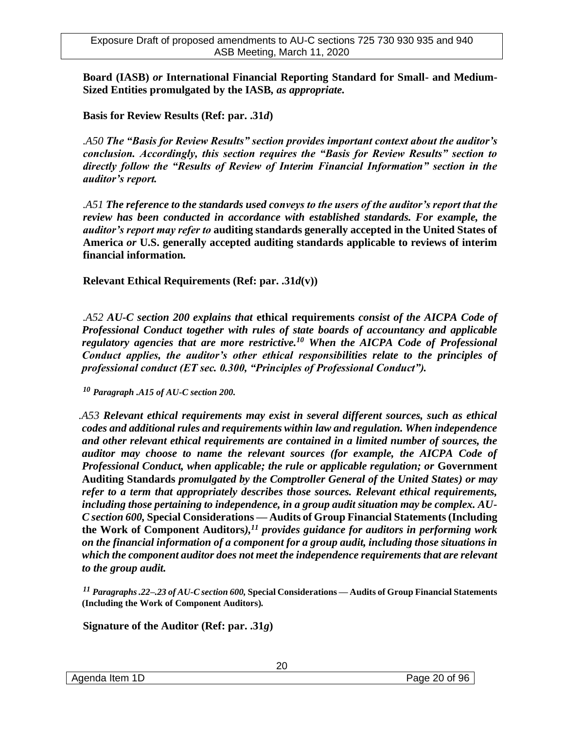**Board (IASB)** *or* **International Financial Reporting Standard for Small- and Medium-Sized Entities promulgated by the IASB***, as appropriate.*

**Basis for Review Results (Ref: par. .31*d*)**

*.A50* ***The "Basis for Review Results" section provides important context about the auditor's conclusion. Accordingly, this section requires the "Basis for Review Results" section to directly follow the "Results of Review of Interim Financial Information" section in the auditor's report.***

*.A51* ***The reference to the standards used conveys to the users of the auditor's report that the review has been conducted in accordance with established standards. For example, the auditor's report may refer to*** **auditing standards generally accepted in the United States of America** ***or*** **U.S. generally accepted auditing standards applicable to reviews of interim financial information***.*

**Relevant Ethical Requirements (Ref: par. .31*d*(v))**

*.A52* ***AU-C section 200 explains that*** **ethical requirements** ***consist of the AICPA Code of Professional Conduct together with rules of state boards of accountancy and applicable regulatory agencies that are more restrictive.***[10] ***When the AICPA Code of Professional Conduct applies, the auditor's other ethical responsibilities relate to the principles of professional conduct (ET sec. 0.300, "Principles of Professional Conduct").***

[10] ***Paragraph .A15 of AU-C section 200.***

*.A53* ***Relevant ethical requirements may exist in several different sources, such as ethical codes and additional rules and requirements within law and regulation. When independence and other relevant ethical requirements are contained in a limited number of sources, the auditor may choose to name the relevant sources (for example, the AICPA Code of Professional Conduct, when applicable; the rule or applicable regulation; or*** **Government Auditing Standards** ***promulgated by the Comptroller General of the United States) or may refer to a term that appropriately describes those sources. Relevant ethical requirements, including those pertaining to independence, in a group audit situation may be complex. AU-C section 600,*** **Special Considerations — Audits of Group Financial Statements (Including the Work of Component Auditors)***,*[11] ***provides guidance for auditors in performing work on the financial information of a component for a group audit, including those situations in which the component auditor does not meet the independence requirements that are relevant to the group audit.***

[11] ***Paragraphs .22–.23 of AU-C section 600,*** **Special Considerations — Audits of Group Financial Statements (Including the Work of Component Auditors)***.*

**Signature of the Auditor (Ref: par. .31*g*)**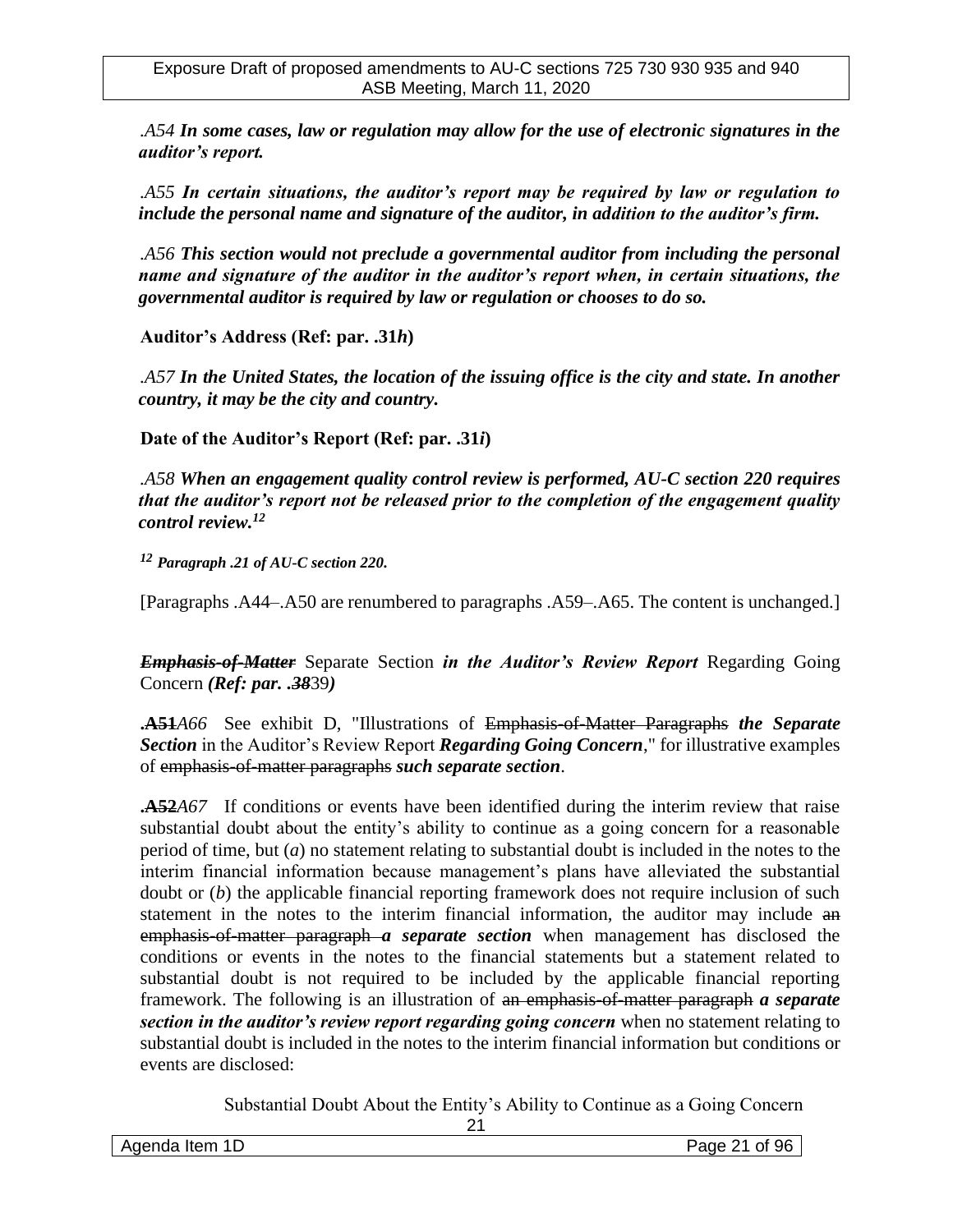.A54 ***In some cases, law or regulation may allow for the use of electronic signatures in the auditor's report.***

.A55 ***In certain situations, the auditor's report may be required by law or regulation to include the personal name and signature of the auditor, in addition to the auditor's firm.***

.A56 ***This section would not preclude a governmental auditor from including the personal name and signature of the auditor in the auditor's report when, in certain situations, the governmental auditor is required by law or regulation or chooses to do so.***

**Auditor's Address (Ref: par. .31*h*)**

.A57 ***In the United States, the location of the issuing office is the city and state. In another country, it may be the city and country.***

**Date of the Auditor's Report (Ref: par. .31*i*)**

.A58 ***When an engagement quality control review is performed, AU-C section 220 requires that the auditor's report not be released prior to the completion of the engagement quality control review.***[12]

[12] ***Paragraph .21 of AU-C section 220.***

[Paragraphs .A44–.A50 are renumbered to paragraphs .A59–.A65. The content is unchanged.]

~~***Emphasis-of-Matter***~~ Separate Section ***in the Auditor's Review Report*** Regarding Going Concern ***(Ref: par. .~~38~~***39***)***

**.~~A51~~***A66* See exhibit D, "Illustrations of ~~Emphasis-of-Matter Paragraphs~~ ***the Separate Section*** in the Auditor's Review Report ***Regarding Going Concern***," for illustrative examples of ~~emphasis-of-matter paragraphs~~ ***such separate section***.

**.~~A52~~***A67* If conditions or events have been identified during the interim review that raise substantial doubt about the entity's ability to continue as a going concern for a reasonable period of time, but (*a*) no statement relating to substantial doubt is included in the notes to the interim financial information because management's plans have alleviated the substantial doubt or (*b*) the applicable financial reporting framework does not require inclusion of such statement in the notes to the interim financial information, the auditor may include ~~an emphasis-of-matter paragraph~~ ***a separate section*** when management has disclosed the conditions or events in the notes to the financial statements but a statement related to substantial doubt is not required to be included by the applicable financial reporting framework. The following is an illustration of ~~an emphasis-of-matter paragraph~~ ***a separate section in the auditor's review report regarding going concern*** when no statement relating to substantial doubt is included in the notes to the interim financial information but conditions or events are disclosed:

Substantial Doubt About the Entity's Ability to Continue as a Going Concern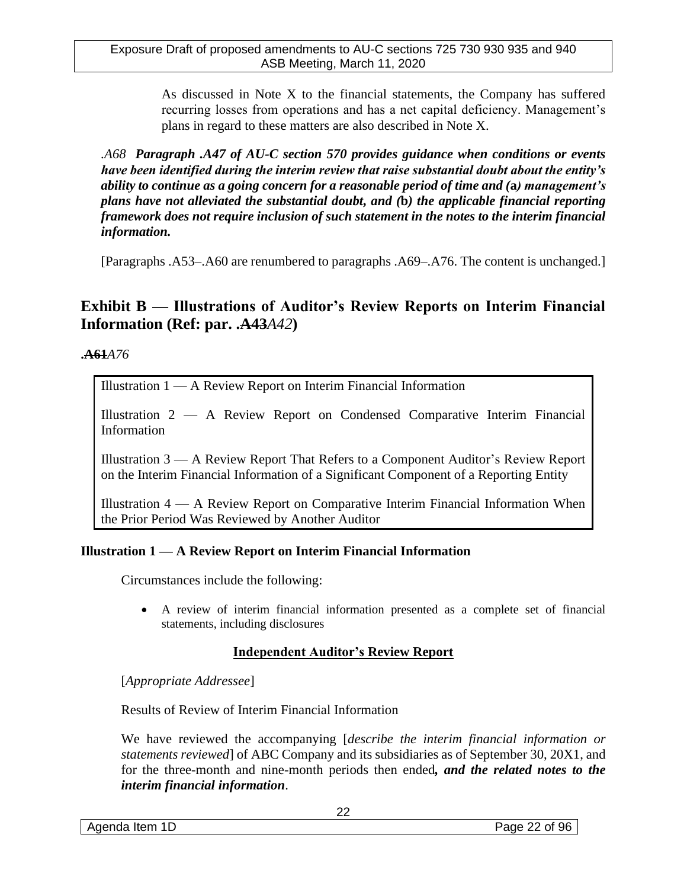As discussed in Note X to the financial statements, the Company has suffered recurring losses from operations and has a net capital deficiency. Management's plans in regard to these matters are also described in Note X.

*.A68* ***Paragraph .A47 of AU-C section 570 provides guidance when conditions or events have been identified during the interim review that raise substantial doubt about the entity's ability to continue as a going concern for a reasonable period of time and (a) management's plans have not alleviated the substantial doubt, and (b) the applicable financial reporting framework does not require inclusion of such statement in the notes to the interim financial information.***

[Paragraphs .A53–.A60 are renumbered to paragraphs .A69–.A76. The content is unchanged.]

## Exhibit B — Illustrations of Auditor's Review Reports on Interim Financial Information (Ref: par. .~~A43~~*A42*)

**.~~A61~~***A76*

| |
|---|
| Illustration 1 — A Review Report on Interim Financial Information |
| Illustration 2 — A Review Report on Condensed Comparative Interim Financial Information |
| Illustration 3 — A Review Report That Refers to a Component Auditor's Review Report on the Interim Financial Information of a Significant Component of a Reporting Entity |
| Illustration 4 — A Review Report on Comparative Interim Financial Information When the Prior Period Was Reviewed by Another Auditor |

### Illustration 1 — A Review Report on Interim Financial Information

Circumstances include the following:

- A review of interim financial information presented as a complete set of financial statements, including disclosures

**Independent Auditor's Review Report**

[*Appropriate Addressee*]

Results of Review of Interim Financial Information

We have reviewed the accompanying [*describe the interim financial information or statements reviewed*] of ABC Company and its subsidiaries as of September 30, 20X1, and for the three-month and nine-month periods then ended***, and the related notes to the interim financial information***.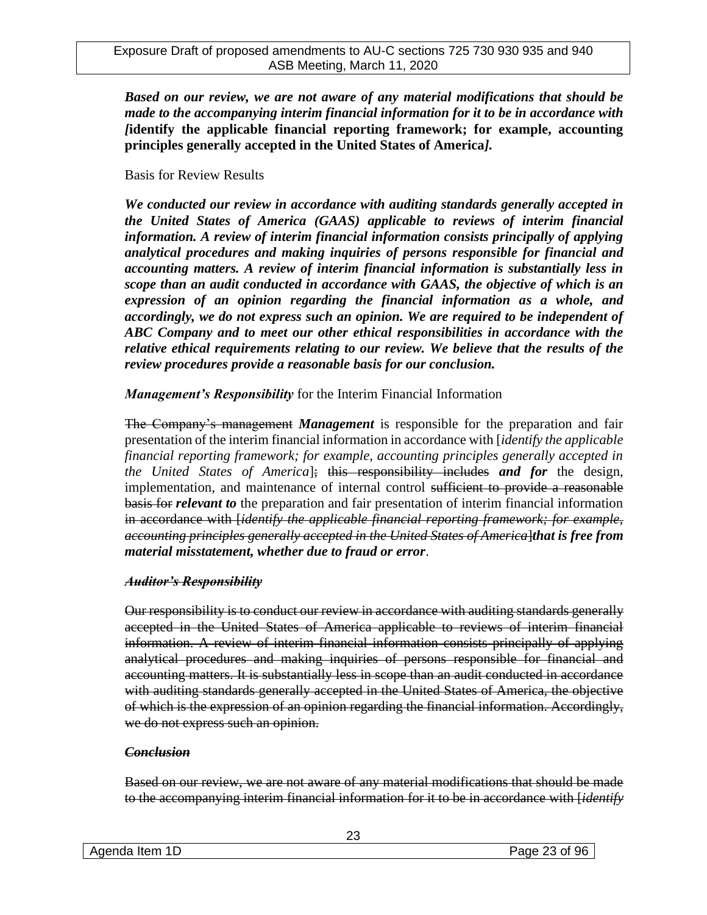***Based on our review, we are not aware of any material modifications that should be made to the accompanying interim financial information for it to be in accordance with [identify the applicable financial reporting framework; for example, accounting principles generally accepted in the United States of America].***

Basis for Review Results

***We conducted our review in accordance with auditing standards generally accepted in the United States of America (GAAS) applicable to reviews of interim financial information. A review of interim financial information consists principally of applying analytical procedures and making inquiries of persons responsible for financial and accounting matters. A review of interim financial information is substantially less in scope than an audit conducted in accordance with GAAS, the objective of which is an expression of an opinion regarding the financial information as a whole, and accordingly, we do not express such an opinion. We are required to be independent of ABC Company and to meet our other ethical responsibilities in accordance with the relative ethical requirements relating to our review. We believe that the results of the review procedures provide a reasonable basis for our conclusion.***

***Management's Responsibility*** for the Interim Financial Information

~~The Company's management~~ ***Management*** is responsible for the preparation and fair presentation of the interim financial information in accordance with [*identify the applicable financial reporting framework; for example, accounting principles generally accepted in the United States of America*]~~; this responsibility includes~~ ***and for*** the design, implementation, and maintenance of internal control ~~sufficient to provide a reasonable basis for~~ ***relevant to*** the preparation and fair presentation of interim financial information ~~in accordance with [*identify the applicable financial reporting framework; for example, accounting principles generally accepted in the United States of America*]~~***that is free from material misstatement, whether due to fraud or error***.

~~***Auditor's Responsibility***~~

~~Our responsibility is to conduct our review in accordance with auditing standards generally accepted in the United States of America applicable to reviews of interim financial information. A review of interim financial information consists principally of applying analytical procedures and making inquiries of persons responsible for financial and accounting matters. It is substantially less in scope than an audit conducted in accordance with auditing standards generally accepted in the United States of America, the objective of which is the expression of an opinion regarding the financial information. Accordingly, we do not express such an opinion.~~

~~***Conclusion***~~

~~Based on our review, we are not aware of any material modifications that should be made to the accompanying interim financial information for it to be in accordance with [*identify*~~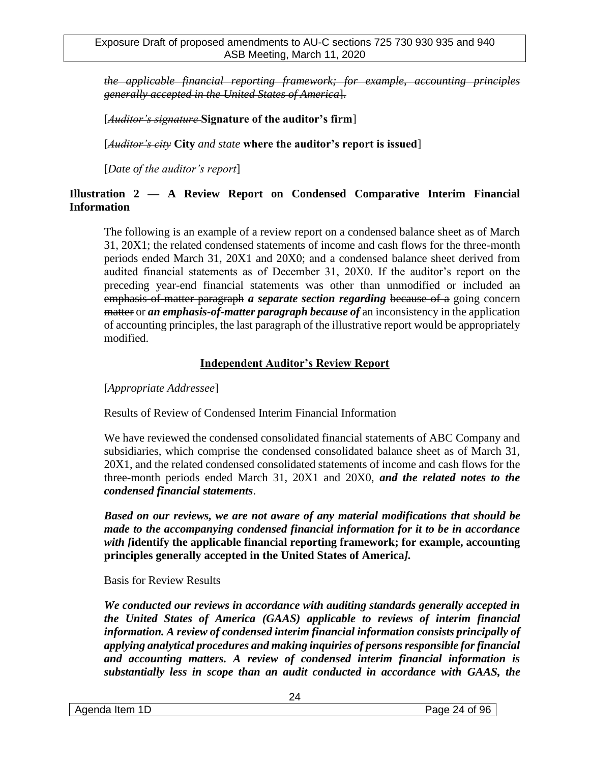~~*the applicable financial reporting framework; for example, accounting principles generally accepted in the United States of America*~~].

[~~*Auditor's signature*~~ **Signature of the auditor's firm**]

[~~*Auditor's city*~~ **City** *and state* **where the auditor's report is issued**]

[*Date of the auditor's report*]

**Illustration 2 — A Review Report on Condensed Comparative Interim Financial Information**

The following is an example of a review report on a condensed balance sheet as of March 31, 20X1; the related condensed statements of income and cash flows for the three-month periods ended March 31, 20X1 and 20X0; and a condensed balance sheet derived from audited financial statements as of December 31, 20X0. If the auditor's report on the preceding year-end financial statements was other than unmodified or included ~~an emphasis-of-matter paragraph~~ ***a separate section regarding*** ~~because of a~~ going concern ~~matter~~ or ***an emphasis-of-matter paragraph because of*** an inconsistency in the application of accounting principles, the last paragraph of the illustrative report would be appropriately modified.

**Independent Auditor's Review Report**

[*Appropriate Addressee*]

Results of Review of Condensed Interim Financial Information

We have reviewed the condensed consolidated financial statements of ABC Company and subsidiaries, which comprise the condensed consolidated balance sheet as of March 31, 20X1, and the related condensed consolidated statements of income and cash flows for the three-month periods ended March 31, 20X1 and 20X0, ***and the related notes to the condensed financial statements***.

***Based on our reviews, we are not aware of any material modifications that should be made to the accompanying condensed financial information for it to be in accordance with [*****identify the applicable financial reporting framework; for example, accounting principles generally accepted in the United States of America*****].***

Basis for Review Results

***We conducted our reviews in accordance with auditing standards generally accepted in the United States of America (GAAS) applicable to reviews of interim financial information. A review of condensed interim financial information consists principally of applying analytical procedures and making inquiries of persons responsible for financial and accounting matters. A review of condensed interim financial information is substantially less in scope than an audit conducted in accordance with GAAS, the***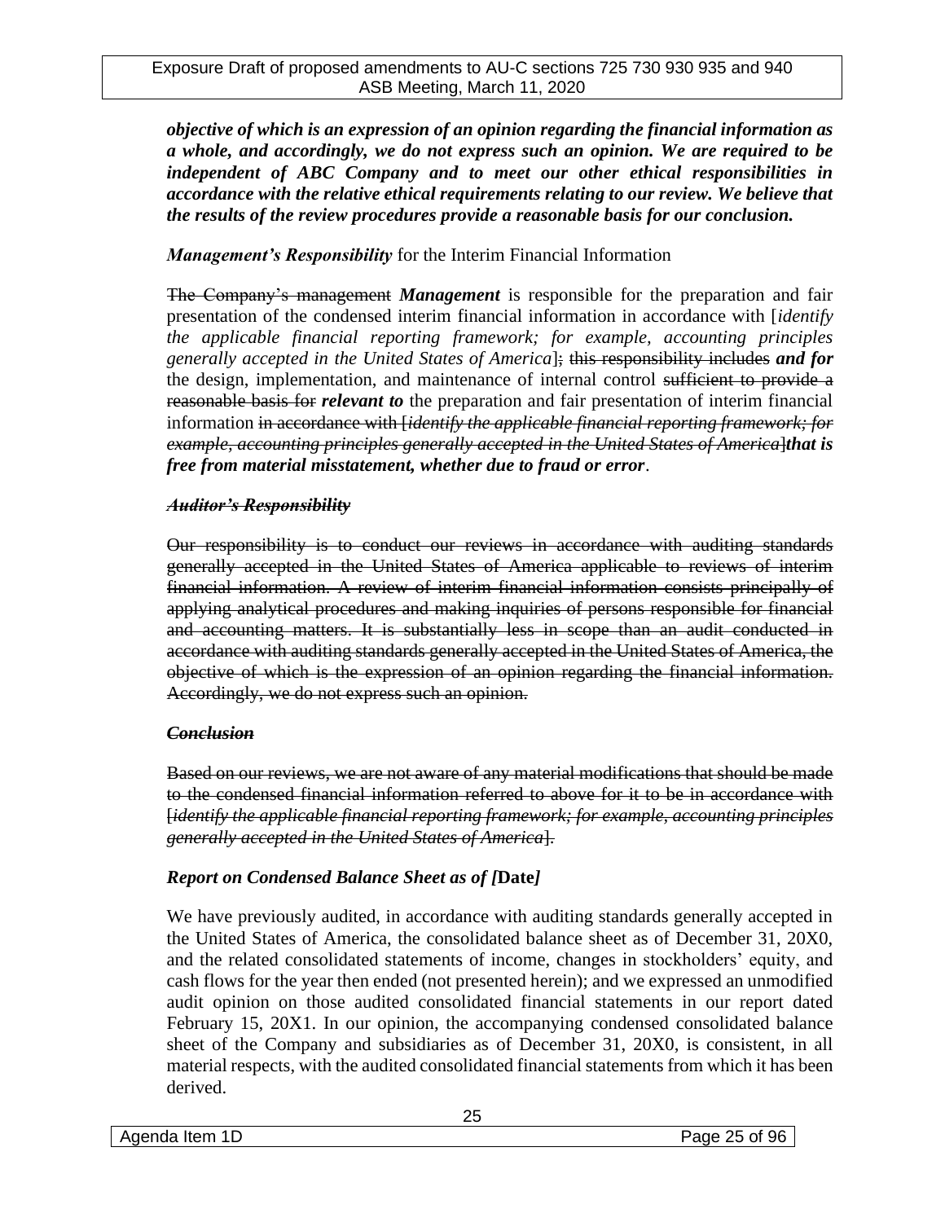***objective of which is an expression of an opinion regarding the financial information as a whole, and accordingly, we do not express such an opinion. We are required to be independent of ABC Company and to meet our other ethical responsibilities in accordance with the relative ethical requirements relating to our review. We believe that the results of the review procedures provide a reasonable basis for our conclusion.***

***Management's Responsibility*** for the Interim Financial Information

~~The Company's management~~ ***Management*** is responsible for the preparation and fair presentation of the condensed interim financial information in accordance with [*identify the applicable financial reporting framework; for example, accounting principles generally accepted in the United States of America*]~~;~~ ~~this responsibility includes~~ ***and for*** the design, implementation, and maintenance of internal control ~~sufficient to provide a reasonable basis for~~ ***relevant to*** the preparation and fair presentation of interim financial information ~~in accordance with [*identify the applicable financial reporting framework; for example, accounting principles generally accepted in the United States of America*]~~***that is free from material misstatement, whether due to fraud or error***.

~~***Auditor's Responsibility***~~

~~Our responsibility is to conduct our reviews in accordance with auditing standards generally accepted in the United States of America applicable to reviews of interim financial information. A review of interim financial information consists principally of applying analytical procedures and making inquiries of persons responsible for financial and accounting matters. It is substantially less in scope than an audit conducted in accordance with auditing standards generally accepted in the United States of America, the objective of which is the expression of an opinion regarding the financial information. Accordingly, we do not express such an opinion.~~

~~***Conclusion***~~

~~Based on our reviews, we are not aware of any material modifications that should be made to the condensed financial information referred to above for it to be in accordance with [*identify the applicable financial reporting framework; for example, accounting principles generally accepted in the United States of America*].~~

***Report on Condensed Balance Sheet as of [*****Date*****]***

We have previously audited, in accordance with auditing standards generally accepted in the United States of America, the consolidated balance sheet as of December 31, 20X0, and the related consolidated statements of income, changes in stockholders' equity, and cash flows for the year then ended (not presented herein); and we expressed an unmodified audit opinion on those audited consolidated financial statements in our report dated February 15, 20X1. In our opinion, the accompanying condensed consolidated balance sheet of the Company and subsidiaries as of December 31, 20X0, is consistent, in all material respects, with the audited consolidated financial statements from which it has been derived.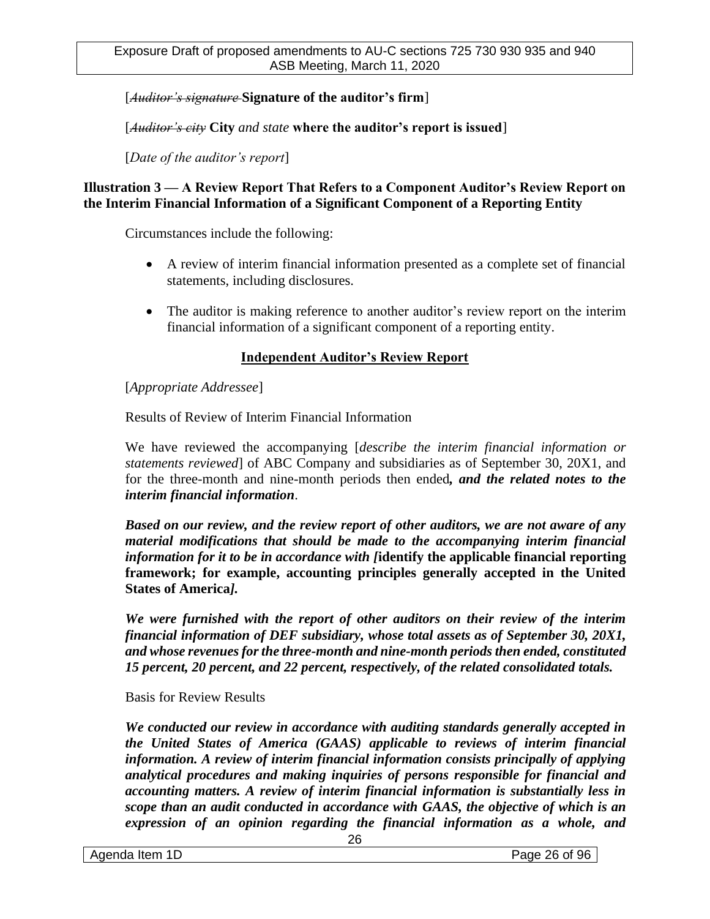[~~*Auditor's signature*~~ **Signature of the auditor's firm**]

[~~*Auditor's city*~~ **City** *and state* **where the auditor's report is issued**]

[*Date of the auditor's report*]

**Illustration 3 — A Review Report That Refers to a Component Auditor's Review Report on the Interim Financial Information of a Significant Component of a Reporting Entity**

Circumstances include the following:

- A review of interim financial information presented as a complete set of financial statements, including disclosures.
- The auditor is making reference to another auditor's review report on the interim financial information of a significant component of a reporting entity.

**Independent Auditor's Review Report**

[*Appropriate Addressee*]

Results of Review of Interim Financial Information

We have reviewed the accompanying [*describe the interim financial information or statements reviewed*] of ABC Company and subsidiaries as of September 30, 20X1, and for the three-month and nine-month periods then ended***, and the related notes to the interim financial information***.

***Based on our review, and the review report of other auditors, we are not aware of any material modifications that should be made to the accompanying interim financial information for it to be in accordance with [*****identify the applicable financial reporting framework; for example, accounting principles generally accepted in the United States of America*****].***

***We were furnished with the report of other auditors on their review of the interim financial information of DEF subsidiary, whose total assets as of September 30, 20X1, and whose revenues for the three-month and nine-month periods then ended, constituted 15 percent, 20 percent, and 22 percent, respectively, of the related consolidated totals.***

Basis for Review Results

***We conducted our review in accordance with auditing standards generally accepted in the United States of America (GAAS) applicable to reviews of interim financial information. A review of interim financial information consists principally of applying analytical procedures and making inquiries of persons responsible for financial and accounting matters. A review of interim financial information is substantially less in scope than an audit conducted in accordance with GAAS, the objective of which is an expression of an opinion regarding the financial information as a whole, and***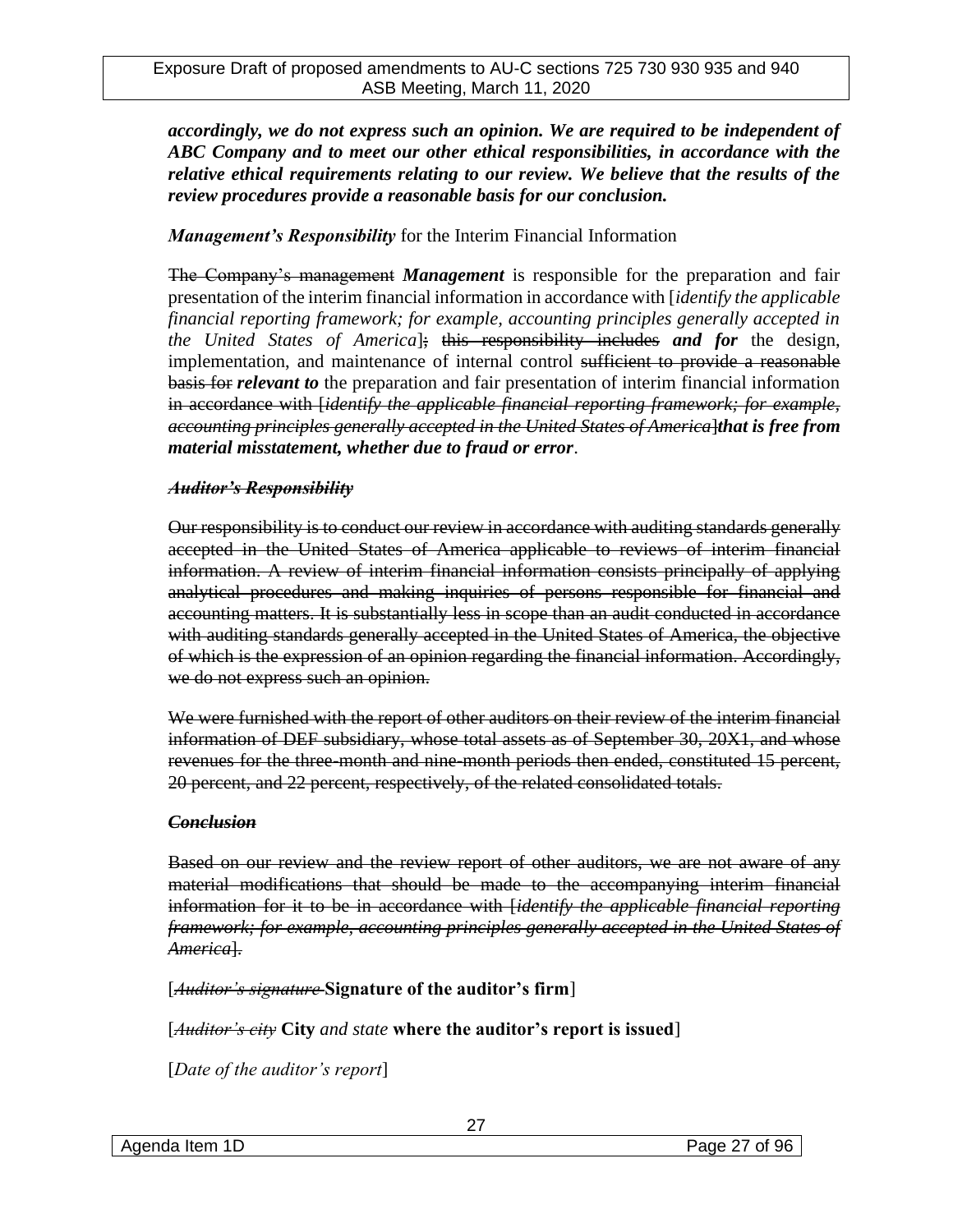***accordingly, we do not express such an opinion. We are required to be independent of ABC Company and to meet our other ethical responsibilities, in accordance with the relative ethical requirements relating to our review. We believe that the results of the review procedures provide a reasonable basis for our conclusion.***

***Management's Responsibility*** for the Interim Financial Information

~~The Company's management~~ ***Management*** is responsible for the preparation and fair presentation of the interim financial information in accordance with [*identify the applicable financial reporting framework; for example, accounting principles generally accepted in the United States of America*]~~; this responsibility includes~~ ***and for*** the design, implementation, and maintenance of internal control ~~sufficient to provide a reasonable basis for~~ ***relevant to*** the preparation and fair presentation of interim financial information ~~in accordance with [*identify the applicable financial reporting framework; for example, accounting principles generally accepted in the United States of America*]~~***that is free from material misstatement, whether due to fraud or error***.

~~***Auditor's Responsibility***~~

~~Our responsibility is to conduct our review in accordance with auditing standards generally accepted in the United States of America applicable to reviews of interim financial information. A review of interim financial information consists principally of applying analytical procedures and making inquiries of persons responsible for financial and accounting matters. It is substantially less in scope than an audit conducted in accordance with auditing standards generally accepted in the United States of America, the objective of which is the expression of an opinion regarding the financial information. Accordingly, we do not express such an opinion.~~

~~We were furnished with the report of other auditors on their review of the interim financial information of DEF subsidiary, whose total assets as of September 30, 20X1, and whose revenues for the three-month and nine-month periods then ended, constituted 15 percent, 20 percent, and 22 percent, respectively, of the related consolidated totals.~~

~~***Conclusion***~~

~~Based on our review and the review report of other auditors, we are not aware of any material modifications that should be made to the accompanying interim financial information for it to be in accordance with [*identify the applicable financial reporting framework; for example, accounting principles generally accepted in the United States of America*].~~

[~~*Auditor's signature*~~ **Signature of the auditor's firm**]

[~~*Auditor's city*~~ **City** *and state* **where the auditor's report is issued**]

[*Date of the auditor's report*]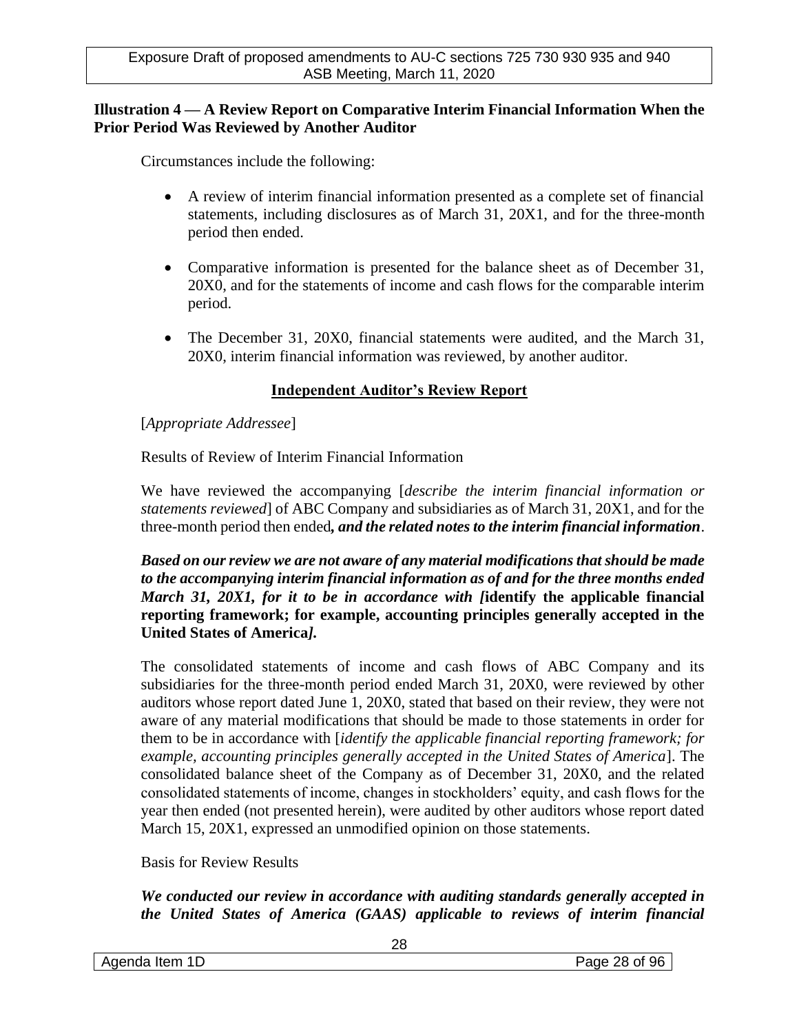**Illustration 4 — A Review Report on Comparative Interim Financial Information When the Prior Period Was Reviewed by Another Auditor**

Circumstances include the following:

- A review of interim financial information presented as a complete set of financial statements, including disclosures as of March 31, 20X1, and for the three-month period then ended.
- Comparative information is presented for the balance sheet as of December 31, 20X0, and for the statements of income and cash flows for the comparable interim period.
- The December 31, 20X0, financial statements were audited, and the March 31, 20X0, interim financial information was reviewed, by another auditor.

**Independent Auditor's Review Report**

[*Appropriate Addressee*]

Results of Review of Interim Financial Information

We have reviewed the accompanying [*describe the interim financial information or statements reviewed*] of ABC Company and subsidiaries as of March 31, 20X1, and for the three-month period then ended***, and the related notes to the interim financial information***.

***Based on our review we are not aware of any material modifications that should be made to the accompanying interim financial information as of and for the three months ended March 31, 20X1, for it to be in accordance with [*****identify the applicable financial reporting framework; for example, accounting principles generally accepted in the United States of America*****].***

The consolidated statements of income and cash flows of ABC Company and its subsidiaries for the three-month period ended March 31, 20X0, were reviewed by other auditors whose report dated June 1, 20X0, stated that based on their review, they were not aware of any material modifications that should be made to those statements in order for them to be in accordance with [*identify the applicable financial reporting framework; for example, accounting principles generally accepted in the United States of America*]. The consolidated balance sheet of the Company as of December 31, 20X0, and the related consolidated statements of income, changes in stockholders' equity, and cash flows for the year then ended (not presented herein), were audited by other auditors whose report dated March 15, 20X1, expressed an unmodified opinion on those statements.

Basis for Review Results

***We conducted our review in accordance with auditing standards generally accepted in the United States of America (GAAS) applicable to reviews of interim financial***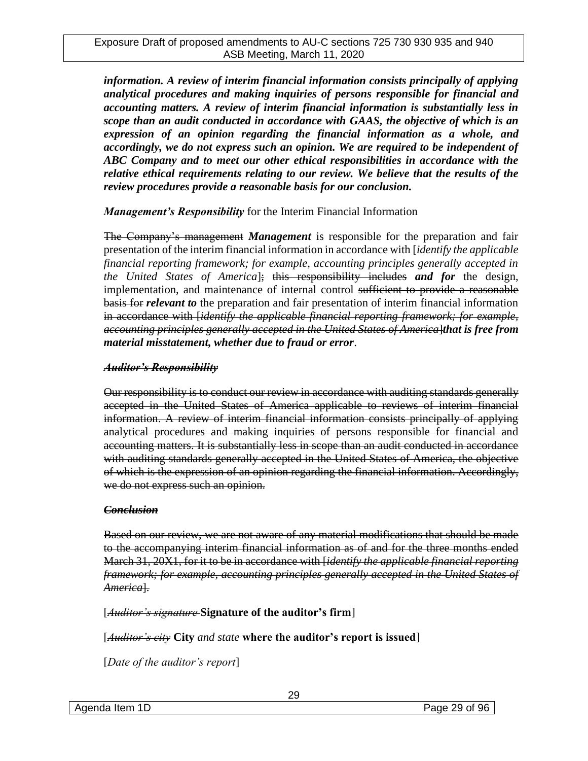***information. A review of interim financial information consists principally of applying analytical procedures and making inquiries of persons responsible for financial and accounting matters. A review of interim financial information is substantially less in scope than an audit conducted in accordance with GAAS, the objective of which is an expression of an opinion regarding the financial information as a whole, and accordingly, we do not express such an opinion. We are required to be independent of ABC Company and to meet our other ethical responsibilities in accordance with the relative ethical requirements relating to our review. We believe that the results of the review procedures provide a reasonable basis for our conclusion.***

***Management's Responsibility*** for the Interim Financial Information

~~The Company's management~~ ***Management*** is responsible for the preparation and fair presentation of the interim financial information in accordance with [*identify the applicable financial reporting framework; for example, accounting principles generally accepted in the United States of America*]~~;~~ ~~this responsibility includes~~ ***and for*** the design, implementation, and maintenance of internal control ~~sufficient to provide a reasonable basis for~~ ***relevant to*** the preparation and fair presentation of interim financial information ~~in accordance with [*identify the applicable financial reporting framework; for example, accounting principles generally accepted in the United States of America*]~~***that is free from material misstatement, whether due to fraud or error***.

~~***Auditor's Responsibility***~~

~~Our responsibility is to conduct our review in accordance with auditing standards generally accepted in the United States of America applicable to reviews of interim financial information. A review of interim financial information consists principally of applying analytical procedures and making inquiries of persons responsible for financial and accounting matters. It is substantially less in scope than an audit conducted in accordance with auditing standards generally accepted in the United States of America, the objective of which is the expression of an opinion regarding the financial information. Accordingly, we do not express such an opinion.~~

~~***Conclusion***~~

~~Based on our review, we are not aware of any material modifications that should be made to the accompanying interim financial information as of and for the three months ended March 31, 20X1, for it to be in accordance with [*identify the applicable financial reporting framework; for example, accounting principles generally accepted in the United States of America*].~~

[~~*Auditor's signature*~~ **Signature of the auditor's firm**]

[~~*Auditor's city*~~ **City** *and state* **where the auditor's report is issued**]

[*Date of the auditor's report*]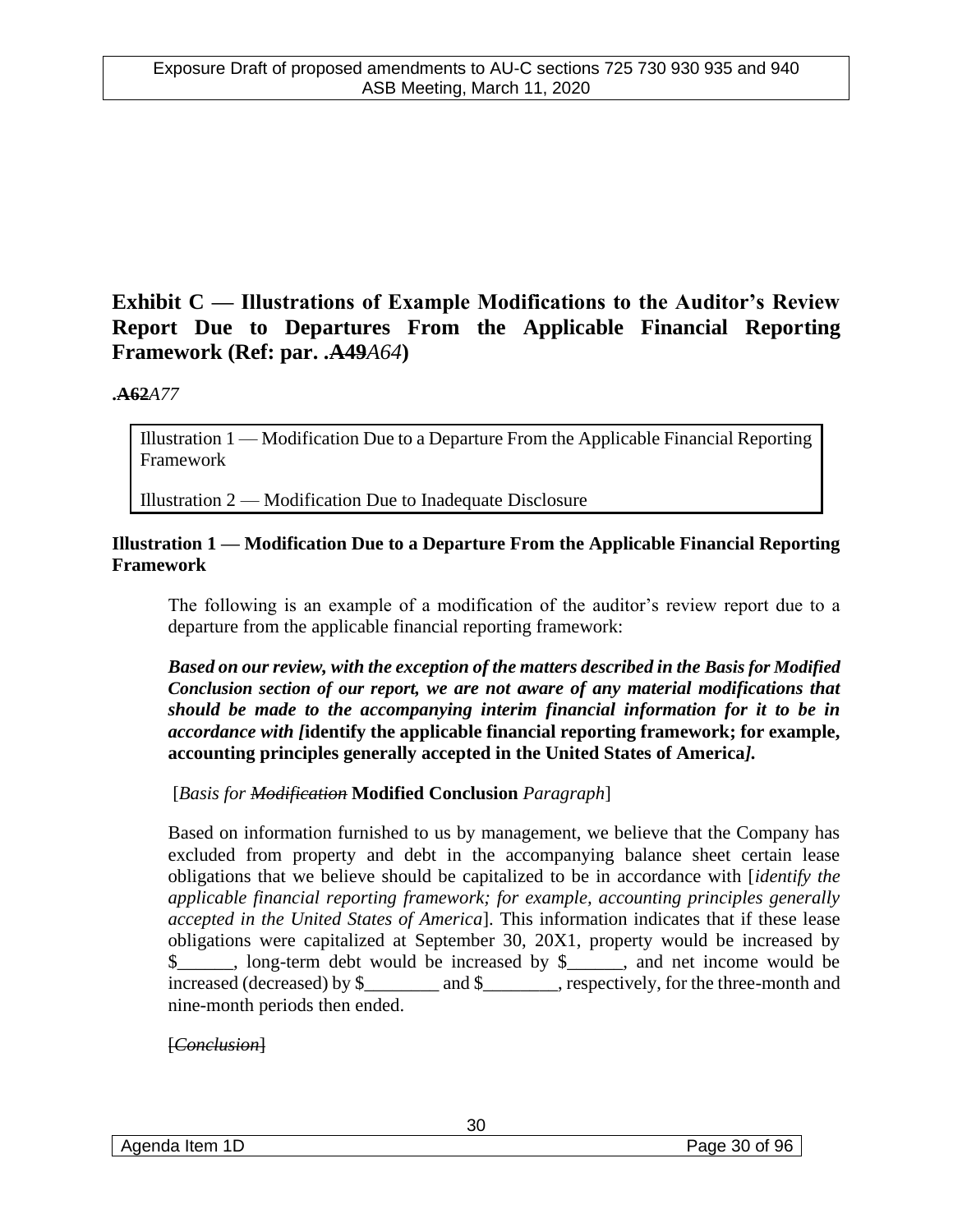## Exhibit C — Illustrations of Example Modifications to the Auditor's Review Report Due to Departures From the Applicable Financial Reporting Framework (Ref: par. .~~A49~~*A64*)

**.~~A62~~***A77*

Illustration 1 — Modification Due to a Departure From the Applicable Financial Reporting Framework

Illustration 2 — Modification Due to Inadequate Disclosure

### Illustration 1 — Modification Due to a Departure From the Applicable Financial Reporting Framework

The following is an example of a modification of the auditor's review report due to a departure from the applicable financial reporting framework:

***Based on our review, with the exception of the matters described in the Basis for Modified Conclusion section of our report, we are not aware of any material modifications that should be made to the accompanying interim financial information for it to be in accordance with [*identify the applicable financial reporting framework; for example, accounting principles generally accepted in the United States of America*].***

[*Basis for ~~Modification~~* **Modified Conclusion** *Paragraph*]

Based on information furnished to us by management, we believe that the Company has excluded from property and debt in the accompanying balance sheet certain lease obligations that we believe should be capitalized to be in accordance with [*identify the applicable financial reporting framework; for example, accounting principles generally accepted in the United States of America*]. This information indicates that if these lease obligations were capitalized at September 30, 20X1, property would be increased by $______, long-term debt would be increased by $______, and net income would be increased (decreased) by $________ and $________, respectively, for the three-month and nine-month periods then ended.

~~[*Conclusion*]~~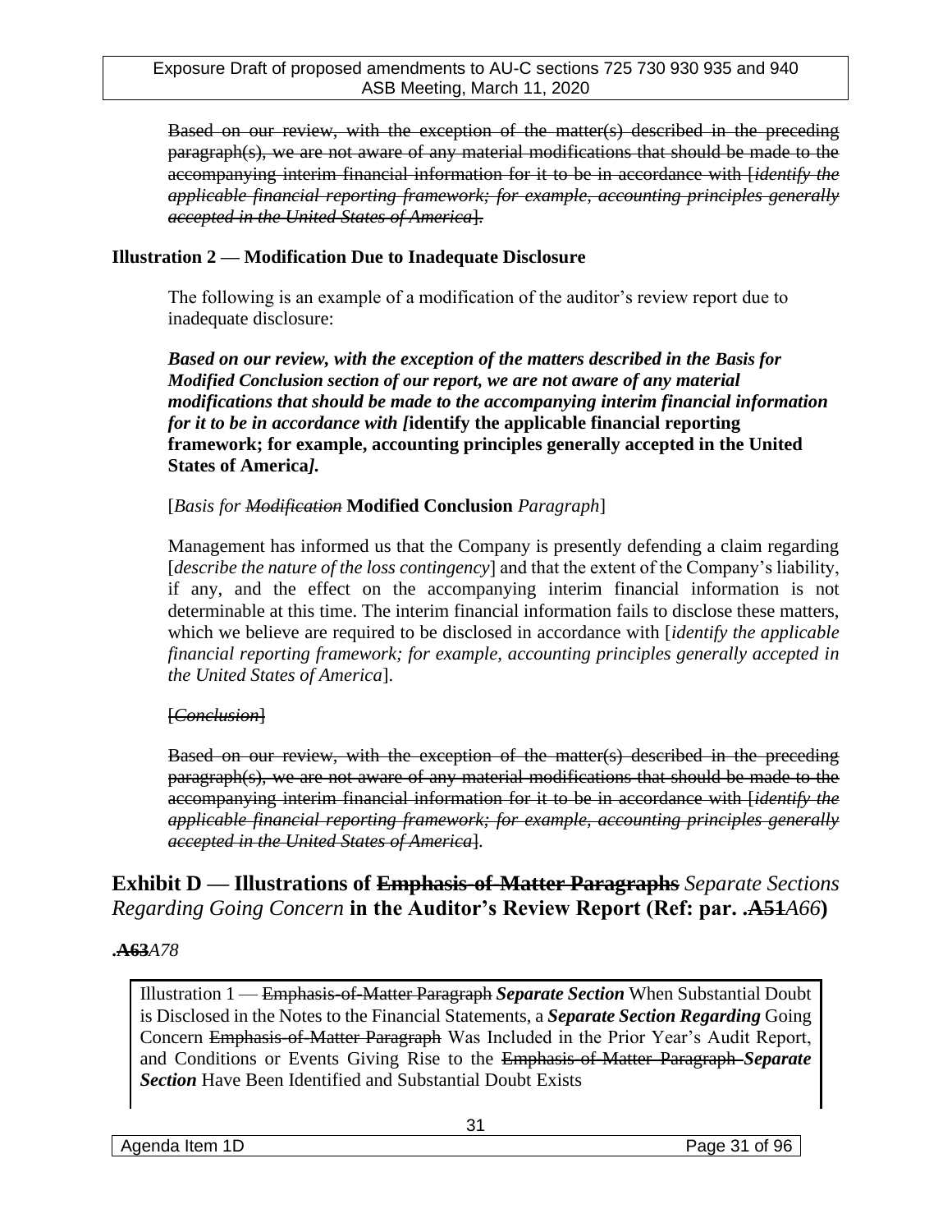~~Based on our review, with the exception of the matter(s) described in the preceding paragraph(s), we are not aware of any material modifications that should be made to the accompanying interim financial information for it to be in accordance with [*identify the applicable financial reporting framework; for example, accounting principles generally accepted in the United States of America*].~~

**Illustration 2 — Modification Due to Inadequate Disclosure**

The following is an example of a modification of the auditor's review report due to inadequate disclosure:

***Based on our review, with the exception of the matters described in the Basis for Modified Conclusion section of our report, we are not aware of any material modifications that should be made to the accompanying interim financial information for it to be in accordance with [*identify the applicable financial reporting framework; for example, accounting principles generally accepted in the United States of America*].***

[*Basis for ~~Modification~~* **Modified Conclusion** *Paragraph*]

Management has informed us that the Company is presently defending a claim regarding [*describe the nature of the loss contingency*] and that the extent of the Company's liability, if any, and the effect on the accompanying interim financial information is not determinable at this time. The interim financial information fails to disclose these matters, which we believe are required to be disclosed in accordance with [*identify the applicable financial reporting framework; for example, accounting principles generally accepted in the United States of America*].

~~[*Conclusion*]~~

~~Based on our review, with the exception of the matter(s) described in the preceding paragraph(s), we are not aware of any material modifications that should be made to the accompanying interim financial information for it to be in accordance with [*identify the applicable financial reporting framework; for example, accounting principles generally accepted in the United States of America*].~~

## Exhibit D — Illustrations of ~~Emphasis-of-Matter Paragraphs~~ *Separate Sections Regarding Going Concern* in the Auditor's Review Report (Ref: par. .~~A51~~*A66*)

**.~~A63~~***A78*

Illustration 1 — ~~Emphasis-of-Matter Paragraph~~ ***Separate Section*** When Substantial Doubt is Disclosed in the Notes to the Financial Statements, a ***Separate Section Regarding*** Going Concern ~~Emphasis-of-Matter Paragraph~~ Was Included in the Prior Year's Audit Report, and Conditions or Events Giving Rise to the ~~Emphasis-of-Matter Paragraph~~ ***Separate Section*** Have Been Identified and Substantial Doubt Exists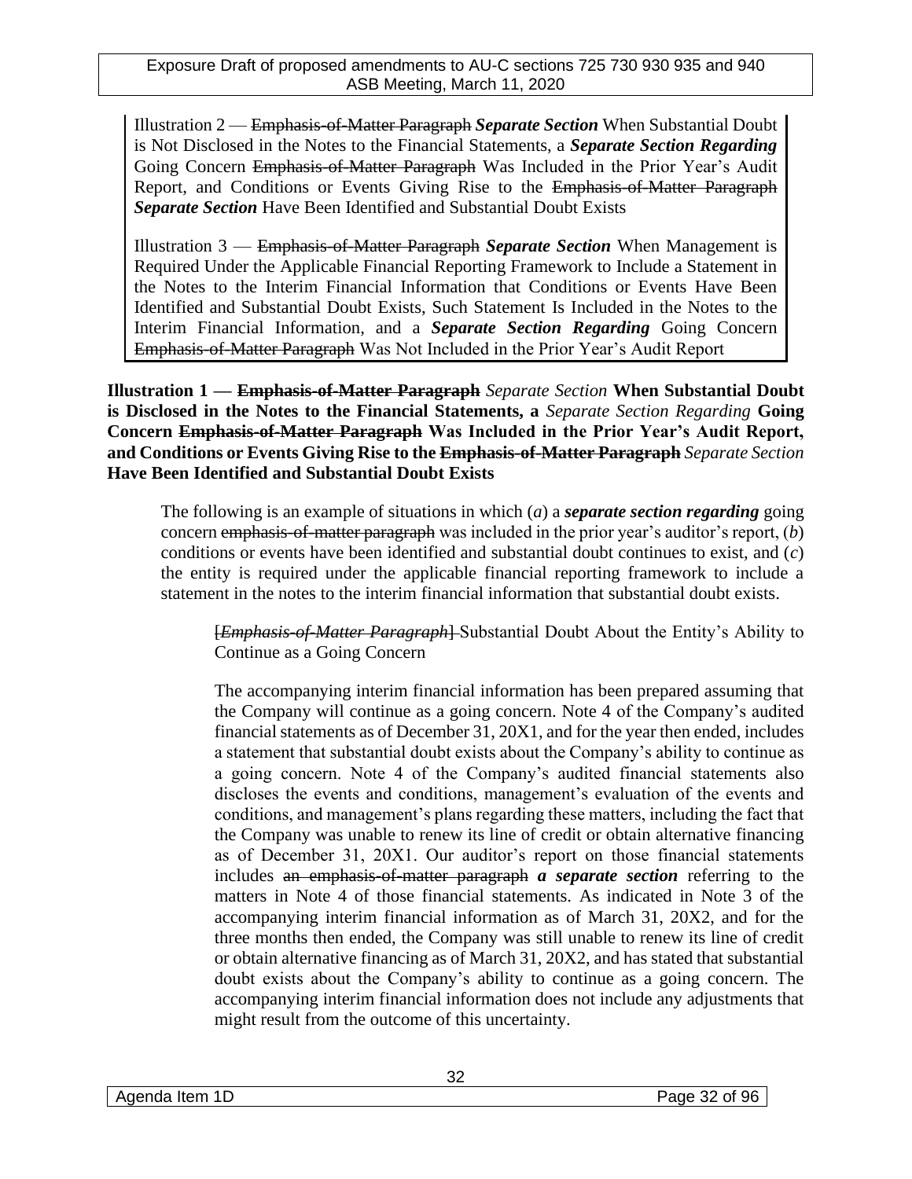Illustration 2 — ~~Emphasis-of-Matter Paragraph~~ ***Separate Section*** When Substantial Doubt is Not Disclosed in the Notes to the Financial Statements, a ***Separate Section Regarding*** Going Concern ~~Emphasis-of-Matter Paragraph~~ Was Included in the Prior Year's Audit Report, and Conditions or Events Giving Rise to the ~~Emphasis-of-Matter Paragraph~~ ***Separate Section*** Have Been Identified and Substantial Doubt Exists

Illustration 3 — ~~Emphasis-of-Matter Paragraph~~ ***Separate Section*** When Management is Required Under the Applicable Financial Reporting Framework to Include a Statement in the Notes to the Interim Financial Information that Conditions or Events Have Been Identified and Substantial Doubt Exists, Such Statement Is Included in the Notes to the Interim Financial Information, and a ***Separate Section Regarding*** Going Concern ~~Emphasis-of-Matter Paragraph~~ Was Not Included in the Prior Year's Audit Report

**Illustration 1 — ~~Emphasis-of-Matter Paragraph~~** *Separate Section* **When Substantial Doubt is Disclosed in the Notes to the Financial Statements, a** *Separate Section Regarding* **Going Concern ~~Emphasis-of-Matter Paragraph~~ Was Included in the Prior Year's Audit Report, and Conditions or Events Giving Rise to the ~~Emphasis-of-Matter Paragraph~~** *Separate Section* **Have Been Identified and Substantial Doubt Exists**

The following is an example of situations in which (*a*) a ***separate section regarding*** going concern ~~emphasis-of-matter paragraph~~ was included in the prior year's auditor's report, (*b*) conditions or events have been identified and substantial doubt continues to exist, and (*c*) the entity is required under the applicable financial reporting framework to include a statement in the notes to the interim financial information that substantial doubt exists.

> ~~[*Emphasis-of-Matter Paragraph*]~~ Substantial Doubt About the Entity's Ability to Continue as a Going Concern
>
> The accompanying interim financial information has been prepared assuming that the Company will continue as a going concern. Note 4 of the Company's audited financial statements as of December 31, 20X1, and for the year then ended, includes a statement that substantial doubt exists about the Company's ability to continue as a going concern. Note 4 of the Company's audited financial statements also discloses the events and conditions, management's evaluation of the events and conditions, and management's plans regarding these matters, including the fact that the Company was unable to renew its line of credit or obtain alternative financing as of December 31, 20X1. Our auditor's report on those financial statements includes ~~an emphasis-of-matter paragraph~~ ***a separate section*** referring to the matters in Note 4 of those financial statements. As indicated in Note 3 of the accompanying interim financial information as of March 31, 20X2, and for the three months then ended, the Company was still unable to renew its line of credit or obtain alternative financing as of March 31, 20X2, and has stated that substantial doubt exists about the Company's ability to continue as a going concern. The accompanying interim financial information does not include any adjustments that might result from the outcome of this uncertainty.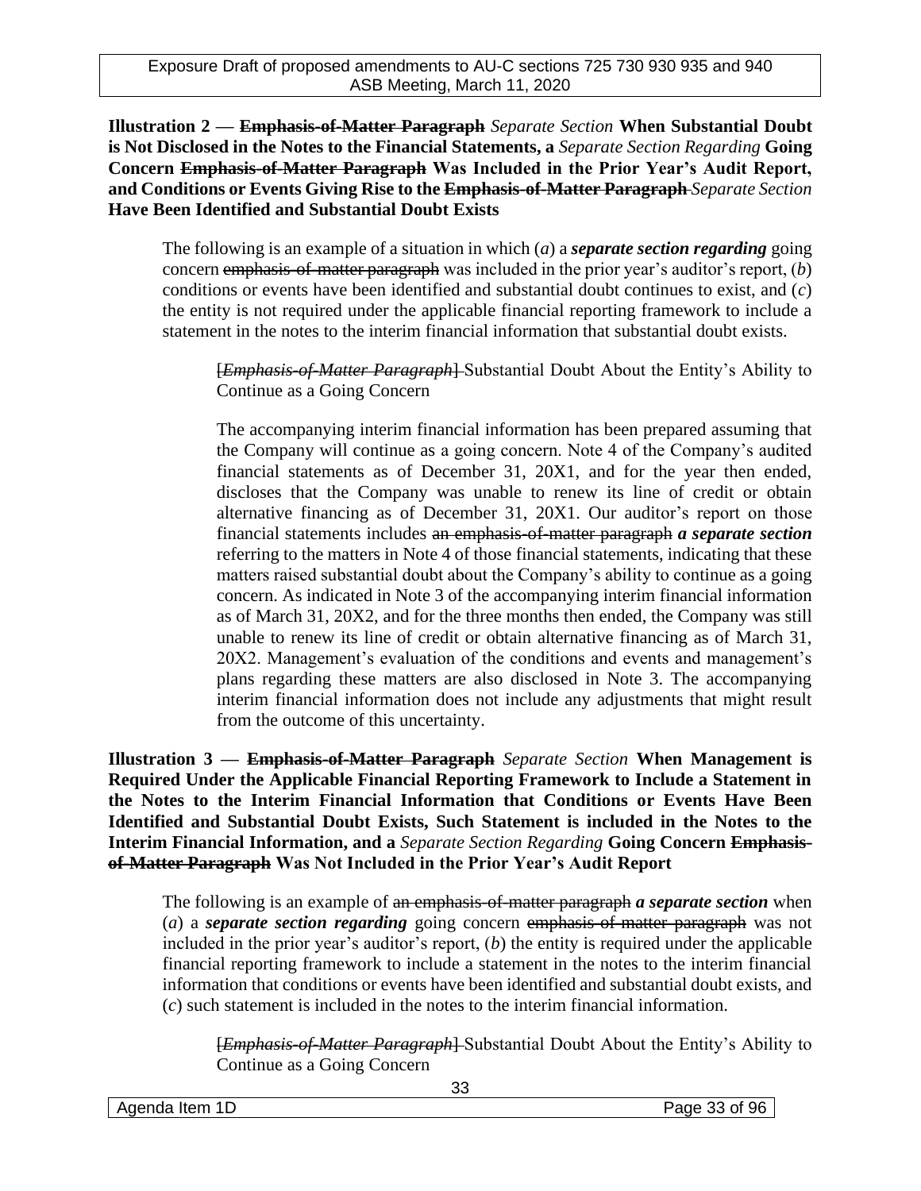**Illustration 2 — ~~Emphasis-of-Matter Paragraph~~ *Separate Section* When Substantial Doubt is Not Disclosed in the Notes to the Financial Statements, a *Separate Section Regarding* Going Concern ~~Emphasis-of-Matter Paragraph~~ Was Included in the Prior Year's Audit Report, and Conditions or Events Giving Rise to the ~~Emphasis-of-Matter Paragraph~~ *Separate Section* Have Been Identified and Substantial Doubt Exists**

The following is an example of a situation in which (*a*) a ***separate section regarding*** going concern ~~emphasis-of-matter paragraph~~ was included in the prior year's auditor's report, (*b*) conditions or events have been identified and substantial doubt continues to exist, and (*c*) the entity is not required under the applicable financial reporting framework to include a statement in the notes to the interim financial information that substantial doubt exists.

> ~~[*Emphasis-of-Matter Paragraph*]~~ Substantial Doubt About the Entity's Ability to Continue as a Going Concern
>
> The accompanying interim financial information has been prepared assuming that the Company will continue as a going concern. Note 4 of the Company's audited financial statements as of December 31, 20X1, and for the year then ended, discloses that the Company was unable to renew its line of credit or obtain alternative financing as of December 31, 20X1. Our auditor's report on those financial statements includes ~~an emphasis-of-matter paragraph~~ ***a separate section*** referring to the matters in Note 4 of those financial statements, indicating that these matters raised substantial doubt about the Company's ability to continue as a going concern. As indicated in Note 3 of the accompanying interim financial information as of March 31, 20X2, and for the three months then ended, the Company was still unable to renew its line of credit or obtain alternative financing as of March 31, 20X2. Management's evaluation of the conditions and events and management's plans regarding these matters are also disclosed in Note 3. The accompanying interim financial information does not include any adjustments that might result from the outcome of this uncertainty.

**Illustration 3 — ~~Emphasis-of-Matter Paragraph~~ *Separate Section* When Management is Required Under the Applicable Financial Reporting Framework to Include a Statement in the Notes to the Interim Financial Information that Conditions or Events Have Been Identified and Substantial Doubt Exists, Such Statement is included in the Notes to the Interim Financial Information, and a *Separate Section Regarding* Going Concern ~~Emphasis-of-Matter Paragraph~~ Was Not Included in the Prior Year's Audit Report**

The following is an example of ~~an emphasis-of-matter paragraph~~ ***a separate section*** when (*a*) a ***separate section regarding*** going concern ~~emphasis-of-matter paragraph~~ was not included in the prior year's auditor's report, (*b*) the entity is required under the applicable financial reporting framework to include a statement in the notes to the interim financial information that conditions or events have been identified and substantial doubt exists, and (*c*) such statement is included in the notes to the interim financial information.

> ~~[*Emphasis-of-Matter Paragraph*]~~ Substantial Doubt About the Entity's Ability to Continue as a Going Concern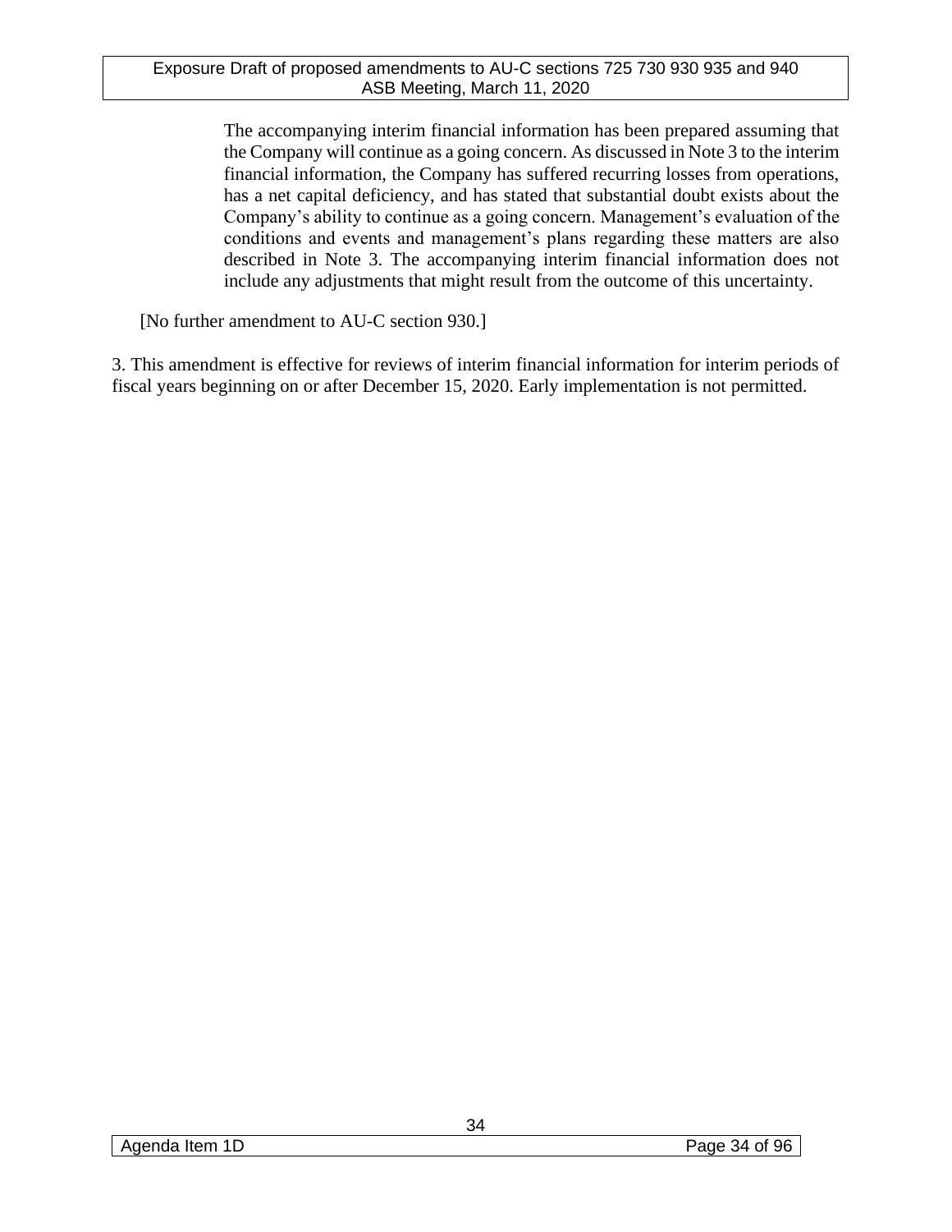> The accompanying interim financial information has been prepared assuming that the Company will continue as a going concern. As discussed in Note 3 to the interim financial information, the Company has suffered recurring losses from operations, has a net capital deficiency, and has stated that substantial doubt exists about the Company's ability to continue as a going concern. Management's evaluation of the conditions and events and management's plans regarding these matters are also described in Note 3. The accompanying interim financial information does not include any adjustments that might result from the outcome of this uncertainty.

[No further amendment to AU-C section 930.]

3. This amendment is effective for reviews of interim financial information for interim periods of fiscal years beginning on or after December 15, 2020. Early implementation is not permitted.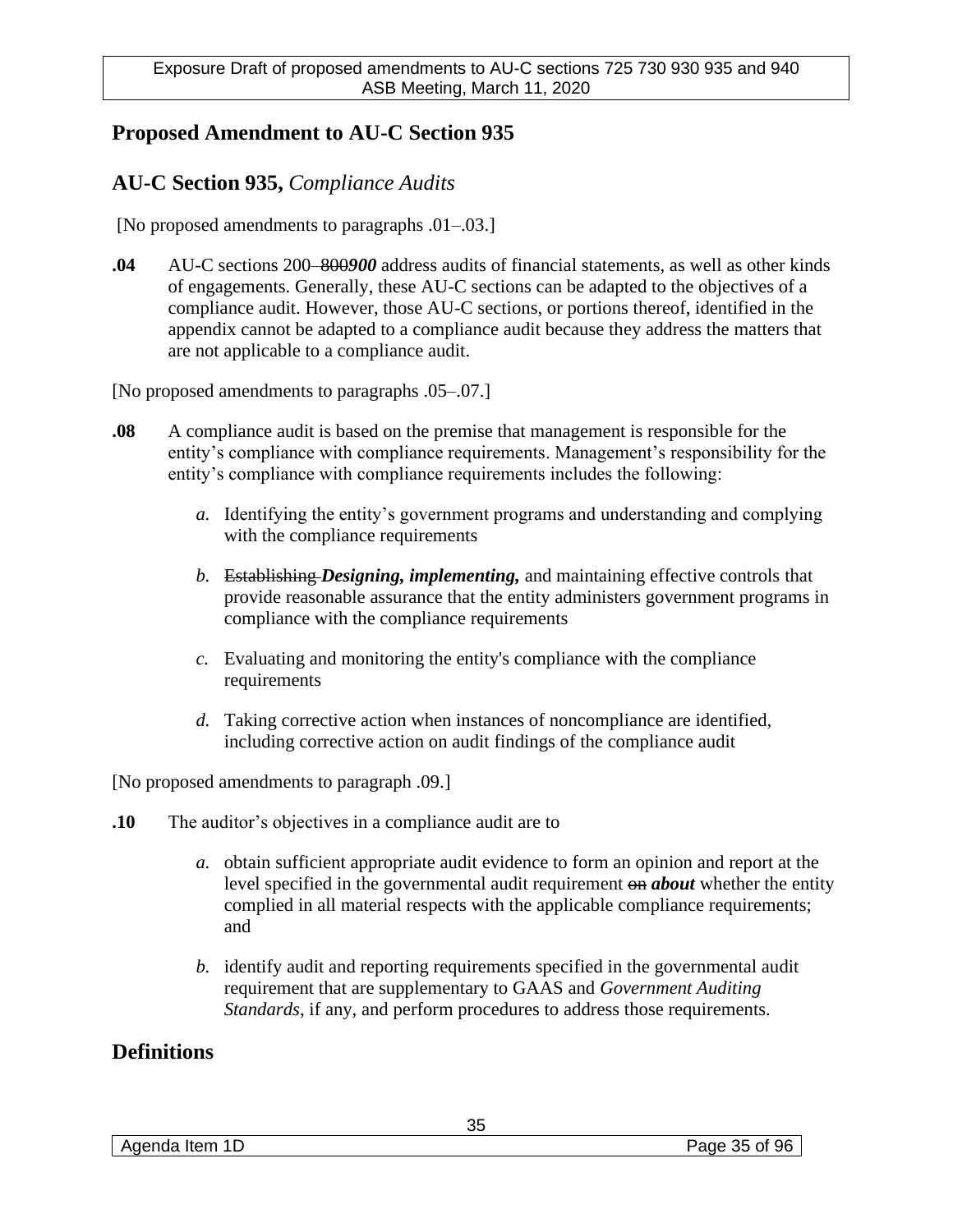## Proposed Amendment to AU-C Section 935

## AU-C Section 935, *Compliance Audits*

[No proposed amendments to paragraphs .01–.03.]

**.04** AU-C sections 200–~~800~~***900*** address audits of financial statements, as well as other kinds of engagements. Generally, these AU-C sections can be adapted to the objectives of a compliance audit. However, those AU-C sections, or portions thereof, identified in the appendix cannot be adapted to a compliance audit because they address the matters that are not applicable to a compliance audit.

[No proposed amendments to paragraphs .05–.07.]

**.08** A compliance audit is based on the premise that management is responsible for the entity's compliance with compliance requirements. Management's responsibility for the entity's compliance with compliance requirements includes the following:

*a.* Identifying the entity's government programs and understanding and complying with the compliance requirements

*b.* ~~Establishing~~ ***Designing, implementing,*** and maintaining effective controls that provide reasonable assurance that the entity administers government programs in compliance with the compliance requirements

*c.* Evaluating and monitoring the entity's compliance with the compliance requirements

*d.* Taking corrective action when instances of noncompliance are identified, including corrective action on audit findings of the compliance audit

[No proposed amendments to paragraph .09.]

**.10** The auditor's objectives in a compliance audit are to

*a.* obtain sufficient appropriate audit evidence to form an opinion and report at the level specified in the governmental audit requirement ~~on~~ ***about*** whether the entity complied in all material respects with the applicable compliance requirements; and

*b.* identify audit and reporting requirements specified in the governmental audit requirement that are supplementary to GAAS and *Government Auditing Standards*, if any, and perform procedures to address those requirements.

## Definitions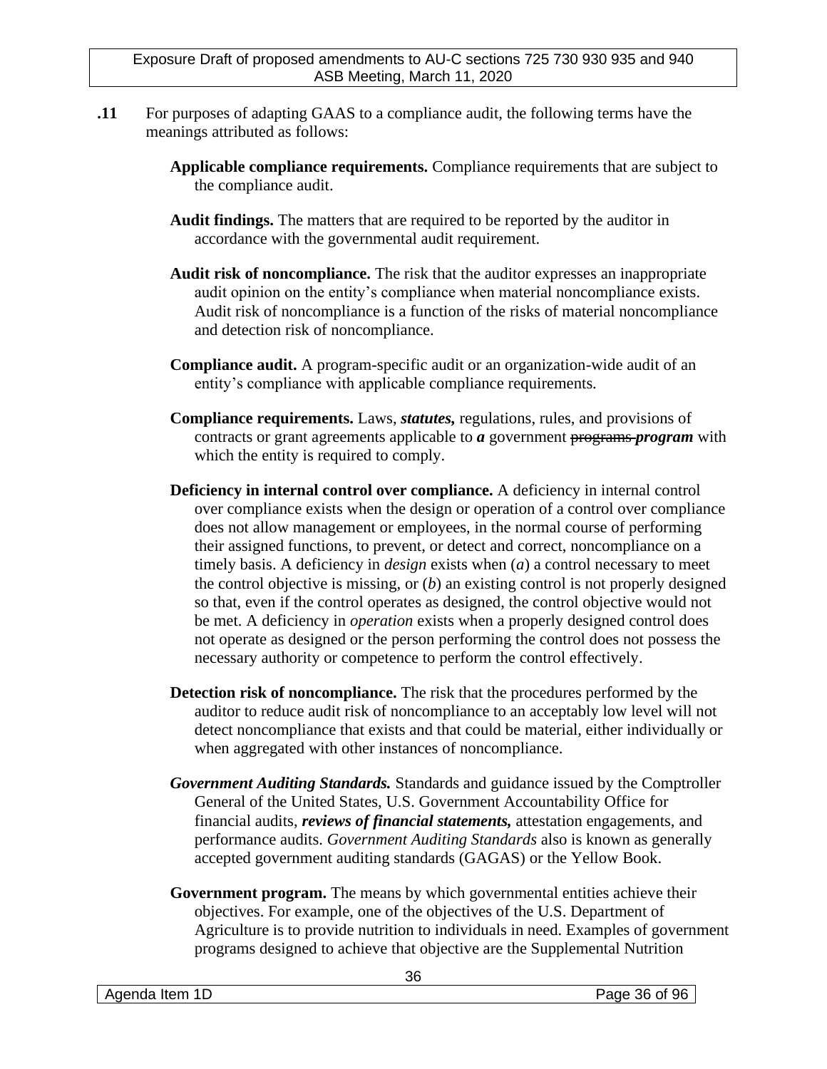**.11** For purposes of adapting GAAS to a compliance audit, the following terms have the meanings attributed as follows:

**Applicable compliance requirements.** Compliance requirements that are subject to the compliance audit.

**Audit findings.** The matters that are required to be reported by the auditor in accordance with the governmental audit requirement.

**Audit risk of noncompliance.** The risk that the auditor expresses an inappropriate audit opinion on the entity's compliance when material noncompliance exists. Audit risk of noncompliance is a function of the risks of material noncompliance and detection risk of noncompliance.

**Compliance audit.** A program-specific audit or an organization-wide audit of an entity's compliance with applicable compliance requirements.

**Compliance requirements.** Laws, ***statutes,*** regulations, rules, and provisions of contracts or grant agreements applicable to ***a*** government ~~programs~~ ***program*** with which the entity is required to comply.

**Deficiency in internal control over compliance.** A deficiency in internal control over compliance exists when the design or operation of a control over compliance does not allow management or employees, in the normal course of performing their assigned functions, to prevent, or detect and correct, noncompliance on a timely basis. A deficiency in *design* exists when (*a*) a control necessary to meet the control objective is missing, or (*b*) an existing control is not properly designed so that, even if the control operates as designed, the control objective would not be met. A deficiency in *operation* exists when a properly designed control does not operate as designed or the person performing the control does not possess the necessary authority or competence to perform the control effectively.

**Detection risk of noncompliance.** The risk that the procedures performed by the auditor to reduce audit risk of noncompliance to an acceptably low level will not detect noncompliance that exists and that could be material, either individually or when aggregated with other instances of noncompliance.

***Government Auditing Standards.*** Standards and guidance issued by the Comptroller General of the United States, U.S. Government Accountability Office for financial audits, ***reviews of financial statements,*** attestation engagements, and performance audits. *Government Auditing Standards* also is known as generally accepted government auditing standards (GAGAS) or the Yellow Book.

**Government program.** The means by which governmental entities achieve their objectives. For example, one of the objectives of the U.S. Department of Agriculture is to provide nutrition to individuals in need. Examples of government programs designed to achieve that objective are the Supplemental Nutrition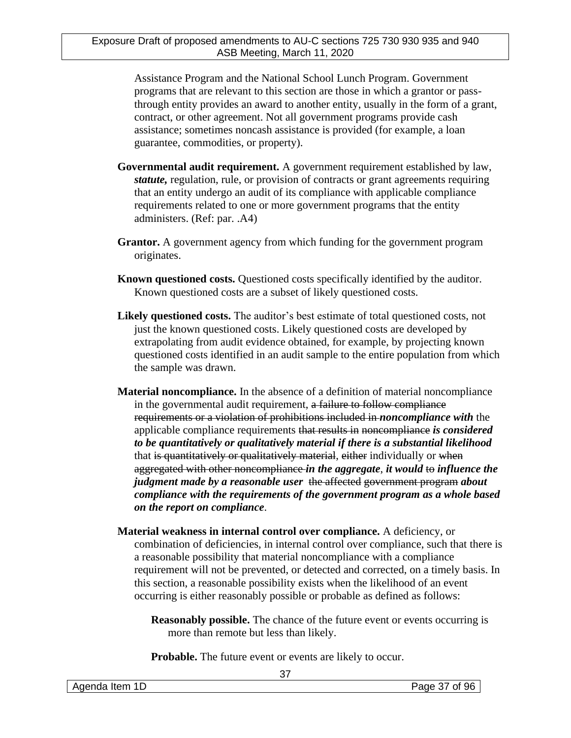Assistance Program and the National School Lunch Program. Government programs that are relevant to this section are those in which a grantor or pass-through entity provides an award to another entity, usually in the form of a grant, contract, or other agreement. Not all government programs provide cash assistance; sometimes noncash assistance is provided (for example, a loan guarantee, commodities, or property).

**Governmental audit requirement.** A government requirement established by law, ***statute,*** regulation, rule, or provision of contracts or grant agreements requiring that an entity undergo an audit of its compliance with applicable compliance requirements related to one or more government programs that the entity administers. (Ref: par. .A4)

**Grantor.** A government agency from which funding for the government program originates.

**Known questioned costs.** Questioned costs specifically identified by the auditor. Known questioned costs are a subset of likely questioned costs.

**Likely questioned costs.** The auditor's best estimate of total questioned costs, not just the known questioned costs. Likely questioned costs are developed by extrapolating from audit evidence obtained, for example, by projecting known questioned costs identified in an audit sample to the entire population from which the sample was drawn.

**Material noncompliance.** In the absence of a definition of material noncompliance in the governmental audit requirement, ~~a failure to follow compliance requirements or a violation of prohibitions included in~~ ***noncompliance with*** the applicable compliance requirements ~~that results in noncompliance~~ ***is considered to be quantitatively or qualitatively material if there is a substantial likelihood*** that ~~is quantitatively or qualitatively material~~, ~~either~~ individually or ~~when aggregated with other noncompliance~~ ***in the aggregate***, ***it would*** ~~to~~ ***influence the judgment made by a reasonable user*** ~~the affected government program~~ ***about compliance with the requirements of the government program as a whole based on the report on compliance***.

**Material weakness in internal control over compliance.** A deficiency, or combination of deficiencies, in internal control over compliance, such that there is a reasonable possibility that material noncompliance with a compliance requirement will not be prevented, or detected and corrected, on a timely basis. In this section, a reasonable possibility exists when the likelihood of an event occurring is either reasonably possible or probable as defined as follows:

> **Reasonably possible.** The chance of the future event or events occurring is more than remote but less than likely.
>
> **Probable.** The future event or events are likely to occur.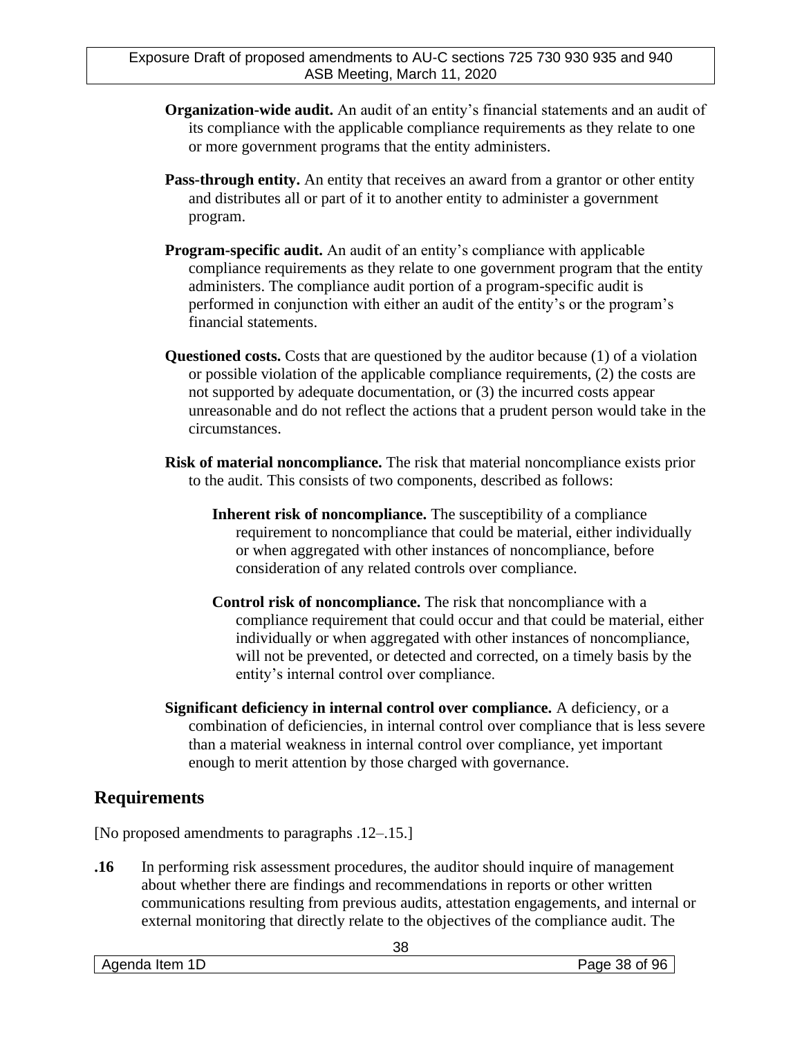**Organization-wide audit.** An audit of an entity's financial statements and an audit of its compliance with the applicable compliance requirements as they relate to one or more government programs that the entity administers.

**Pass-through entity.** An entity that receives an award from a grantor or other entity and distributes all or part of it to another entity to administer a government program.

**Program-specific audit.** An audit of an entity's compliance with applicable compliance requirements as they relate to one government program that the entity administers. The compliance audit portion of a program-specific audit is performed in conjunction with either an audit of the entity's or the program's financial statements.

**Questioned costs.** Costs that are questioned by the auditor because (1) of a violation or possible violation of the applicable compliance requirements, (2) the costs are not supported by adequate documentation, or (3) the incurred costs appear unreasonable and do not reflect the actions that a prudent person would take in the circumstances.

**Risk of material noncompliance.** The risk that material noncompliance exists prior to the audit. This consists of two components, described as follows:

> **Inherent risk of noncompliance.** The susceptibility of a compliance requirement to noncompliance that could be material, either individually or when aggregated with other instances of noncompliance, before consideration of any related controls over compliance.
>
> **Control risk of noncompliance.** The risk that noncompliance with a compliance requirement that could occur and that could be material, either individually or when aggregated with other instances of noncompliance, will not be prevented, or detected and corrected, on a timely basis by the entity's internal control over compliance.

**Significant deficiency in internal control over compliance.** A deficiency, or a combination of deficiencies, in internal control over compliance that is less severe than a material weakness in internal control over compliance, yet important enough to merit attention by those charged with governance.

## Requirements

[No proposed amendments to paragraphs .12–.15.]

**.16** In performing risk assessment procedures, the auditor should inquire of management about whether there are findings and recommendations in reports or other written communications resulting from previous audits, attestation engagements, and internal or external monitoring that directly relate to the objectives of the compliance audit. The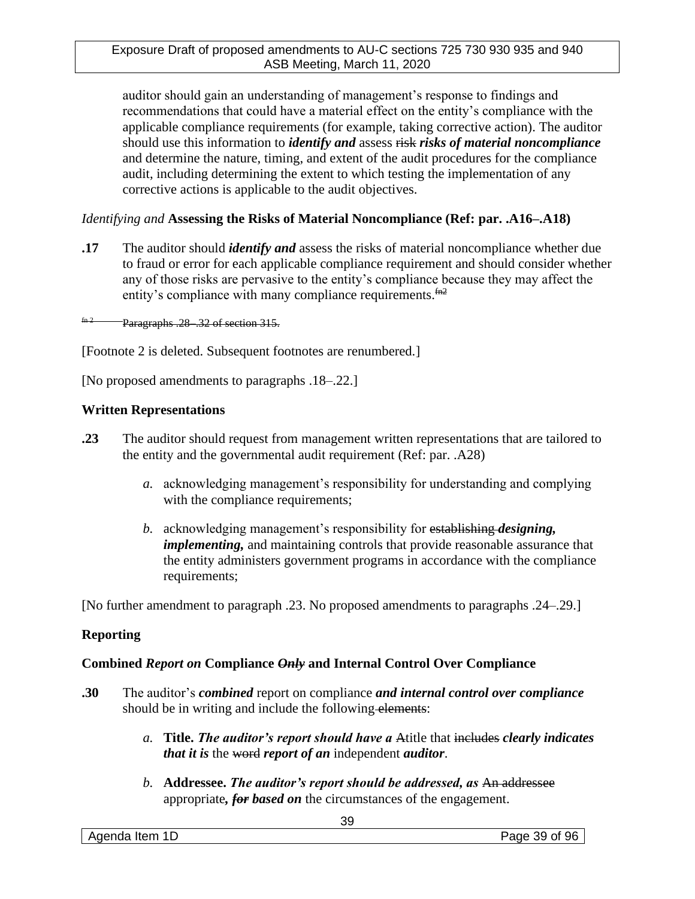auditor should gain an understanding of management's response to findings and recommendations that could have a material effect on the entity's compliance with the applicable compliance requirements (for example, taking corrective action). The auditor should use this information to ***identify and*** assess ~~risk~~ ***risks of material noncompliance*** and determine the nature, timing, and extent of the audit procedures for the compliance audit, including determining the extent to which testing the implementation of any corrective actions is applicable to the audit objectives.

*Identifying and* **Assessing the Risks of Material Noncompliance (Ref: par. .A16–.A18)**

**.17** The auditor should ***identify and*** assess the risks of material noncompliance whether due to fraud or error for each applicable compliance requirement and should consider whether any of those risks are pervasive to the entity's compliance because they may affect the entity's compliance with many compliance requirements.~~fn2~~

~~fn 2 Paragraphs .28–.32 of section 315.~~

[Footnote 2 is deleted. Subsequent footnotes are renumbered.]

[No proposed amendments to paragraphs .18–.22.]

**Written Representations**

**.23** The auditor should request from management written representations that are tailored to the entity and the governmental audit requirement (Ref: par. .A28)

*a.* acknowledging management's responsibility for understanding and complying with the compliance requirements;

*b.* acknowledging management's responsibility for ~~establishing~~ ***designing, implementing,*** and maintaining controls that provide reasonable assurance that the entity administers government programs in accordance with the compliance requirements;

[No further amendment to paragraph .23. No proposed amendments to paragraphs .24–.29.]

**Reporting**

**Combined** ***Report on*** **Compliance** ~~***Only***~~ **and Internal Control Over Compliance**

**.30** The auditor's ***combined*** report on compliance ***and internal control over compliance*** should be in writing and include the following ~~elements~~:

*a.* **Title.** ***The auditor's report should have a*** ~~A~~title that ~~includes~~ ***clearly indicates that it is*** the ~~word~~ ***report of an*** independent ***auditor***.

*b.* **Addressee.** ***The auditor's report should be addressed, as*** ~~An addressee~~ appropriate***,*** ~~***for***~~ ***based on*** the circumstances of the engagement.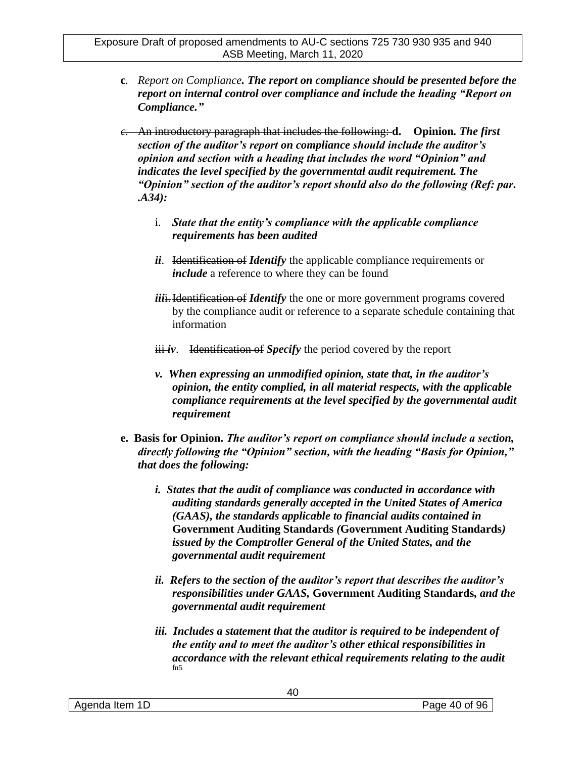**c**. *Report on Compliance. **The report on compliance should be presented before the report on internal control over compliance and include the heading "Report on Compliance."***

~~c. An introductory paragraph that includes the following:~~ **d. Opinion.** ***The first section of the auditor's report on compliance should include the auditor's opinion and section with a heading that includes the word "Opinion" and indicates the level specified by the governmental audit requirement. The "Opinion" section of the auditor's report should also do the following (Ref: par. .A34):***

- i. ***State that the entity's compliance with the applicable compliance requirements has been audited***
- ***ii***. ~~Identification of~~ ***Identify*** the applicable compliance requirements or ***include*** a reference to where they can be found
- ***iii***~~i.~~ ~~Identification of~~ ***Identify*** the one or more government programs covered by the compliance audit or reference to a separate schedule containing that information
- ~~iii~~ ***iv***. ~~Identification of~~ ***Specify*** the period covered by the report
- ***v. When expressing an unmodified opinion, state that, in the auditor's opinion, the entity complied, in all material respects, with the applicable compliance requirements at the level specified by the governmental audit requirement***

**e. Basis for Opinion.** ***The auditor's report on compliance should include a section, directly following the "Opinion" section, with the heading "Basis for Opinion," that does the following:***

- ***i. States that the audit of compliance was conducted in accordance with auditing standards generally accepted in the United States of America (GAAS), the standards applicable to financial audits contained in*** **Government Auditing Standards** ***(*****Government Auditing Standards*****) issued by the Comptroller General of the United States, and the governmental audit requirement***
- ***ii. Refers to the section of the auditor's report that describes the auditor's responsibilities under GAAS,*** **Government Auditing Standards**, ***and the governmental audit requirement***
- ***iii. Includes a statement that the auditor is required to be independent of the entity and to meet the auditor's other ethical responsibilities in accordance with the relevant ethical requirements relating to the audit*** [fn5]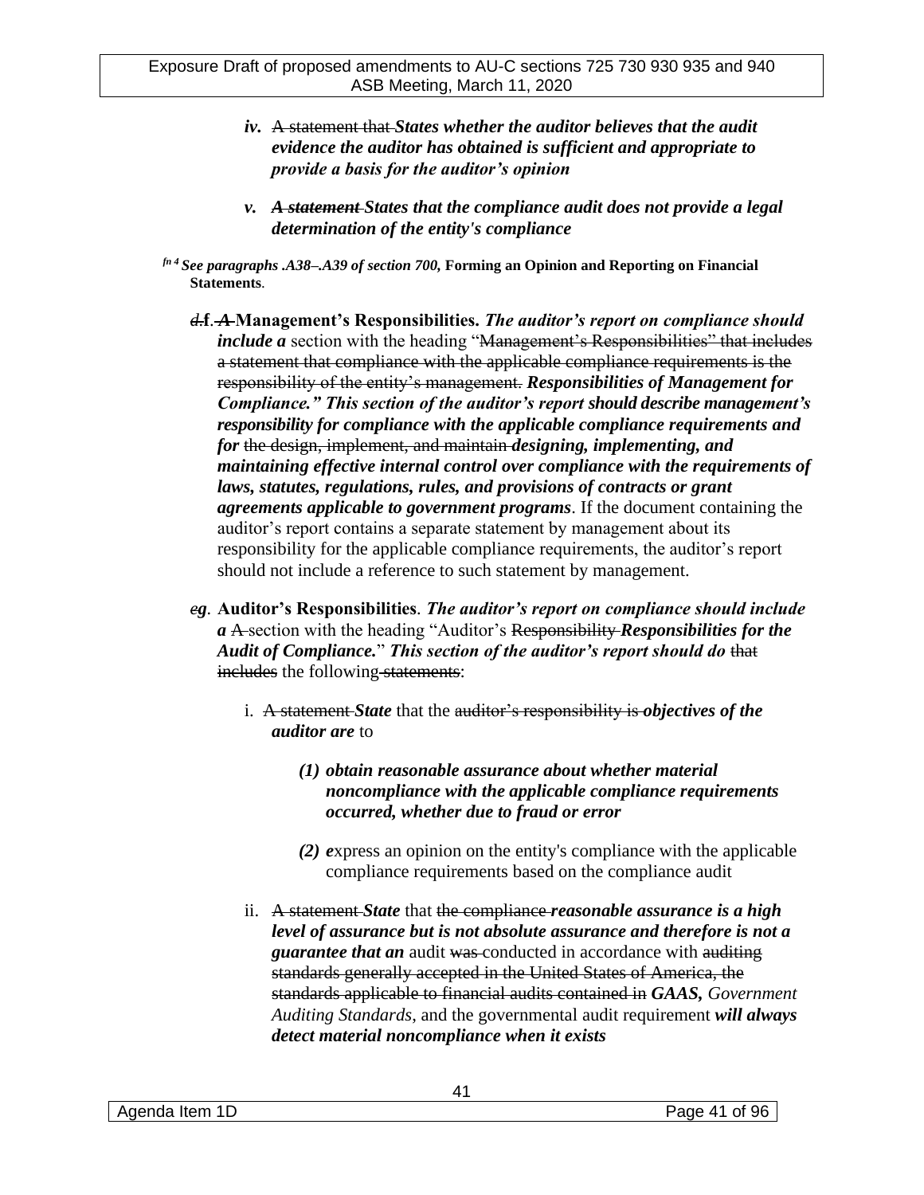*iv.* ~~A statement that~~ ***States whether the auditor believes that the audit evidence the auditor has obtained is sufficient and appropriate to provide a basis for the auditor's opinion***

*v.* ***~~A statement~~ States that the compliance audit does not provide a legal determination of the entity's compliance***

*fn 4 See paragraphs .A38–.A39 of section 700,* **Forming an Opinion and Reporting on Financial Statements**.

~~d.~~**f**. ***~~A~~*** **Management's Responsibilities.** ***The auditor's report on compliance should include a*** section with the heading "~~Management's Responsibilities" that includes a statement that compliance with the applicable compliance requirements is the responsibility of the entity's management.~~ ***Responsibilities of Management for Compliance." This section of the auditor's report should describe management's responsibility for compliance with the applicable compliance requirements and for*** ~~the design, implement, and maintain~~ ***designing, implementing, and maintaining effective internal control over compliance with the requirements of laws, statutes, regulations, rules, and provisions of contracts or grant agreements applicable to government programs***. If the document containing the auditor's report contains a separate statement by management about its responsibility for the applicable compliance requirements, the auditor's report should not include a reference to such statement by management.

~~e~~***g***. **Auditor's Responsibilities**. ***The auditor's report on compliance should include a*** ~~A~~ section with the heading "Auditor's ~~Responsibility~~ ***Responsibilities for the Audit of Compliance.***" ***This section of the auditor's report should do*** ~~that includes~~ the following ~~statements~~:

i. ~~A statement~~ ***State*** that the ~~auditor's responsibility is~~ ***objectives of the auditor are*** to

   ***(1) obtain reasonable assurance about whether material noncompliance with the applicable compliance requirements occurred, whether due to fraud or error***

   ***(2) e***xpress an opinion on the entity's compliance with the applicable compliance requirements based on the compliance audit

ii. ~~A statement~~ ***State*** that ~~the compliance~~ ***reasonable assurance is a high level of assurance but is not absolute assurance and therefore is not a guarantee that an*** audit ~~was~~ conducted in accordance with ~~auditing standards generally accepted in the United States of America, the standards applicable to financial audits contained in~~ ***GAAS,*** *Government Auditing Standards*, and the governmental audit requirement ***will always detect material noncompliance when it exists***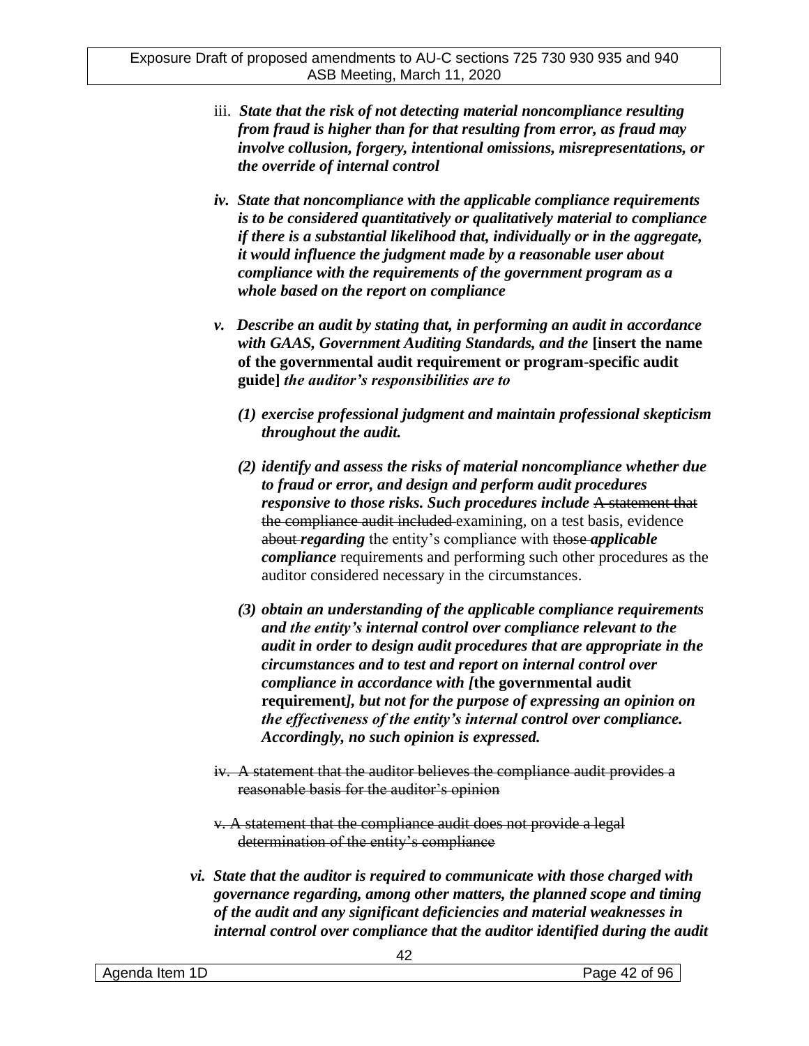iii. ***State that the risk of not detecting material noncompliance resulting from fraud is higher than for that resulting from error, as fraud may involve collusion, forgery, intentional omissions, misrepresentations, or the override of internal control***

*iv.* ***State that noncompliance with the applicable compliance requirements is to be considered quantitatively or qualitatively material to compliance if there is a substantial likelihood that, individually or in the aggregate, it would influence the judgment made by a reasonable user about compliance with the requirements of the government program as a whole based on the report on compliance***

*v.* ***Describe an audit by stating that, in performing an audit in accordance with GAAS, Government Auditing Standards, and the* [insert the name of the governmental audit requirement or program-specific audit guide] *the auditor's responsibilities are to***

*(1)* ***exercise professional judgment and maintain professional skepticism throughout the audit.***

*(2)* ***identify and assess the risks of material noncompliance whether due to fraud or error, and design and perform audit procedures responsive to those risks. Such procedures include*** ~~A statement that the compliance audit included~~ examining, on a test basis, evidence ~~about~~ ***regarding*** the entity's compliance with ~~those~~ ***applicable compliance*** requirements and performing such other procedures as the auditor considered necessary in the circumstances.

*(3)* ***obtain an understanding of the applicable compliance requirements and the entity's internal control over compliance relevant to the audit in order to design audit procedures that are appropriate in the circumstances and to test and report on internal control over compliance in accordance with [*the governmental audit requirement*], but not for the purpose of expressing an opinion on the effectiveness of the entity's internal control over compliance. Accordingly, no such opinion is expressed.***

~~iv. A statement that the auditor believes the compliance audit provides a reasonable basis for the auditor's opinion~~

~~v. A statement that the compliance audit does not provide a legal determination of the entity's compliance~~

*vi.* ***State that the auditor is required to communicate with those charged with governance regarding, among other matters, the planned scope and timing of the audit and any significant deficiencies and material weaknesses in internal control over compliance that the auditor identified during the audit***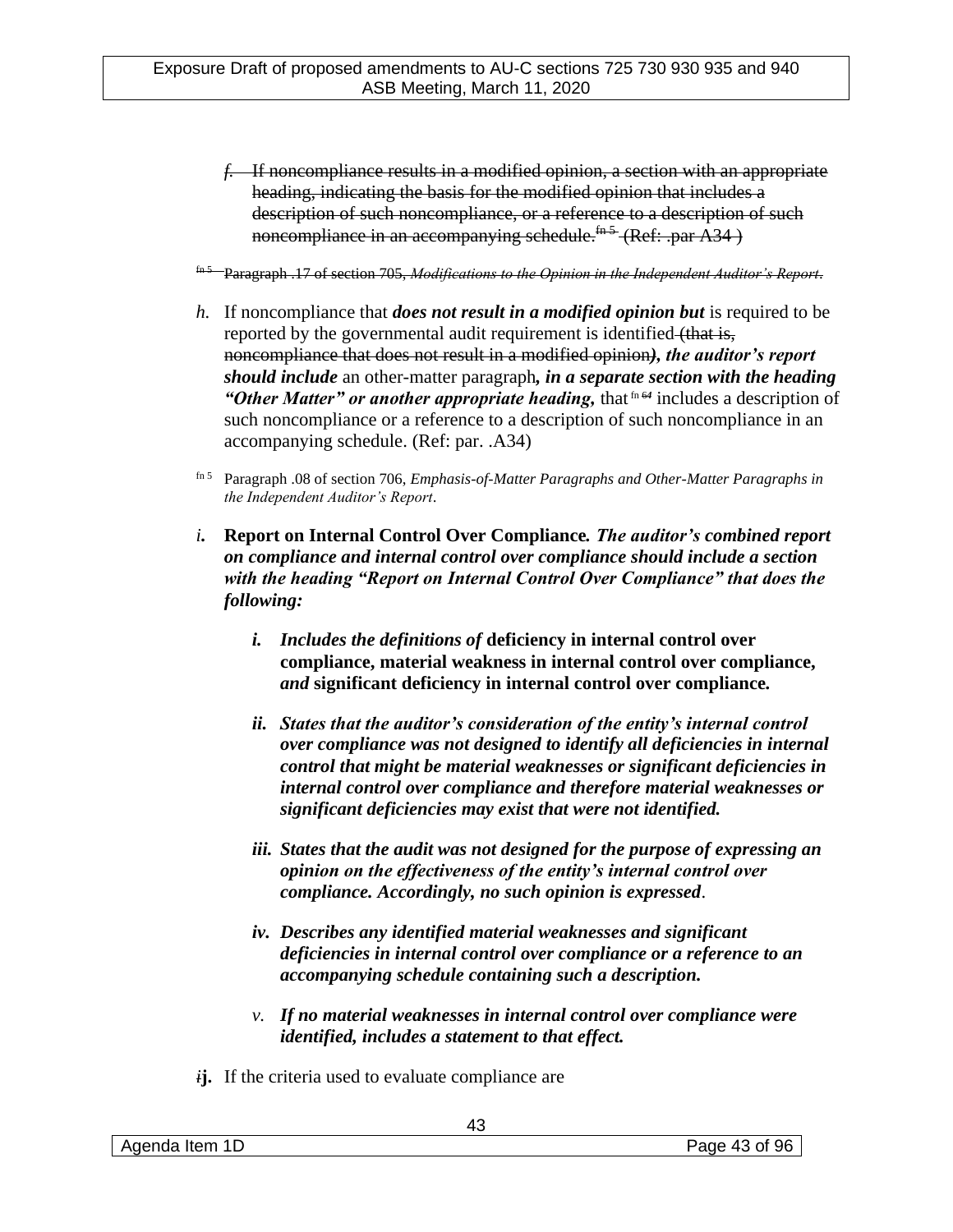~~f. If noncompliance results in a modified opinion, a section with an appropriate heading, indicating the basis for the modified opinion that includes a description of such noncompliance, or a reference to a description of such noncompliance in an accompanying schedule.~~~~[fn 5]~~ ~~(Ref: .par A34 )~~

~~[fn 5] Paragraph .17 of section 705, *Modifications to the Opinion in the Independent Auditor's Report*.~~

*h.* If noncompliance that ***does not result in a modified opinion but*** is required to be reported by the governmental audit requirement is identified ~~(that is, noncompliance that does not result in a modified opinion~~***), the auditor's report should include*** an other-matter paragraph***, in a separate section with the heading "Other Matter" or another appropriate heading,*** that [fn ~~6~~*4*] includes a description of such noncompliance or a reference to a description of such noncompliance in an accompanying schedule. (Ref: par. .A34)

[fn 5] Paragraph .08 of section 706, *Emphasis-of-Matter Paragraphs and Other-Matter Paragraphs in the Independent Auditor's Report*.

***i.*** **Report on Internal Control Over Compliance*. The auditor's combined report on compliance and internal control over compliance should include a section with the heading "Report on Internal Control Over Compliance" that does the following:***

- ***i. Includes the definitions of* deficiency in internal control over compliance, material weakness in internal control over compliance, *and* significant deficiency in internal control over compliance*.***

- ***ii. States that the auditor's consideration of the entity's internal control over compliance was not designed to identify all deficiencies in internal control that might be material weaknesses or significant deficiencies in internal control over compliance and therefore material weaknesses or significant deficiencies may exist that were not identified.***

- ***iii. States that the audit was not designed for the purpose of expressing an opinion on the effectiveness of the entity's internal control over compliance. Accordingly, no such opinion is expressed*.**

- ***iv. Describes any identified material weaknesses and significant deficiencies in internal control over compliance or a reference to an accompanying schedule containing such a description.***

- *v.* ***If no material weaknesses in internal control over compliance were identified, includes a statement to that effect.***

~~*i*~~**j.** If the criteria used to evaluate compliance are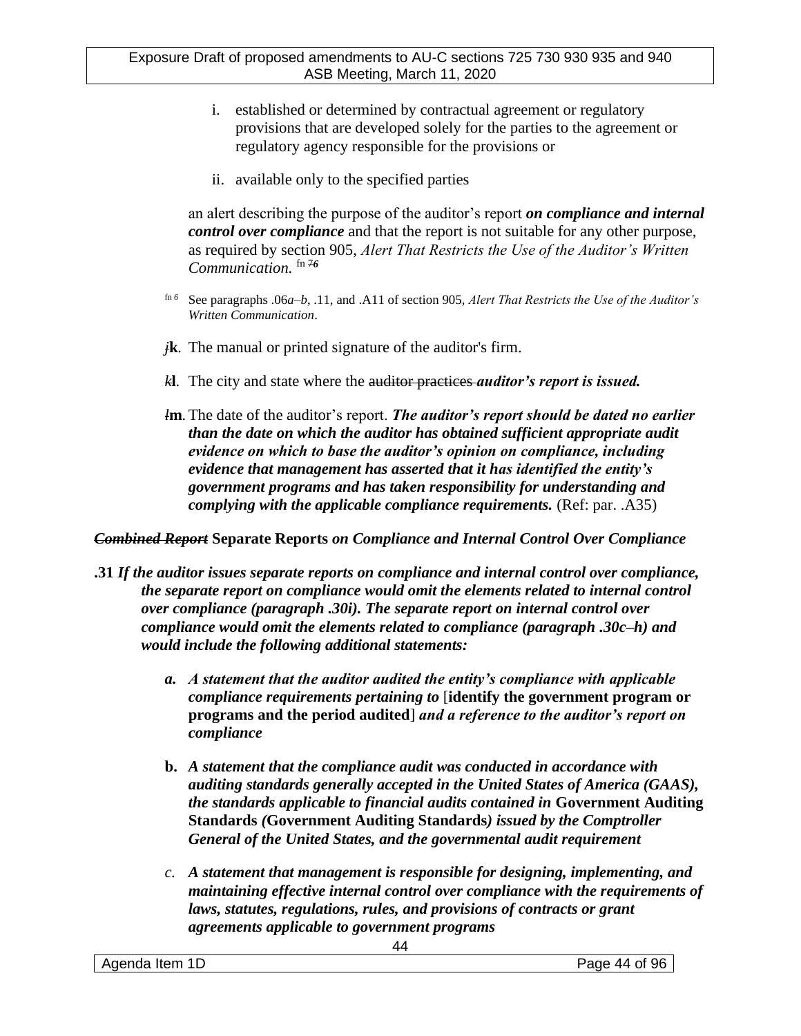i. established or determined by contractual agreement or regulatory provisions that are developed solely for the parties to the agreement or regulatory agency responsible for the provisions or

ii. available only to the specified parties

an alert describing the purpose of the auditor's report ***on compliance and internal control over compliance*** and that the report is not suitable for any other purpose, as required by section 905, *Alert That Restricts the Use of the Auditor's Written Communication.* fn ~~7~~*6*

fn 6 See paragraphs .06*a–b*, .11, and .A11 of section 905, *Alert That Restricts the Use of the Auditor's Written Communication*.

~~*j*~~**k**. The manual or printed signature of the auditor's firm.

~~*k*~~**l**. The city and state where the ~~auditor practices~~ ***auditor's report is issued.***

~~*l*~~**m**. The date of the auditor's report. ***The auditor's report should be dated no earlier than the date on which the auditor has obtained sufficient appropriate audit evidence on which to base the auditor's opinion on compliance, including evidence that management has asserted that it has identified the entity's government programs and has taken responsibility for understanding and complying with the applicable compliance requirements.*** (Ref: par. .A35)

***~~Combined Report~~*** **Separate Reports** ***on Compliance and Internal Control Over Compliance***

**.31** ***If the auditor issues separate reports on compliance and internal control over compliance, the separate report on compliance would omit the elements related to internal control over compliance (paragraph .30i). The separate report on internal control over compliance would omit the elements related to compliance (paragraph .30c–h) and would include the following additional statements:***

***a. A statement that the auditor audited the entity's compliance with applicable compliance requirements pertaining to*** [**identify the government program or programs and the period audited**] ***and a reference to the auditor's report on compliance***

**b.** ***A statement that the compliance audit was conducted in accordance with auditing standards generally accepted in the United States of America (GAAS), the standards applicable to financial audits contained in*** **Government Auditing Standards** ***(*****Government Auditing Standards*****) issued by the Comptroller General of the United States, and the governmental audit requirement***

*c.* ***A statement that management is responsible for designing, implementing, and maintaining effective internal control over compliance with the requirements of laws, statutes, regulations, rules, and provisions of contracts or grant agreements applicable to government programs***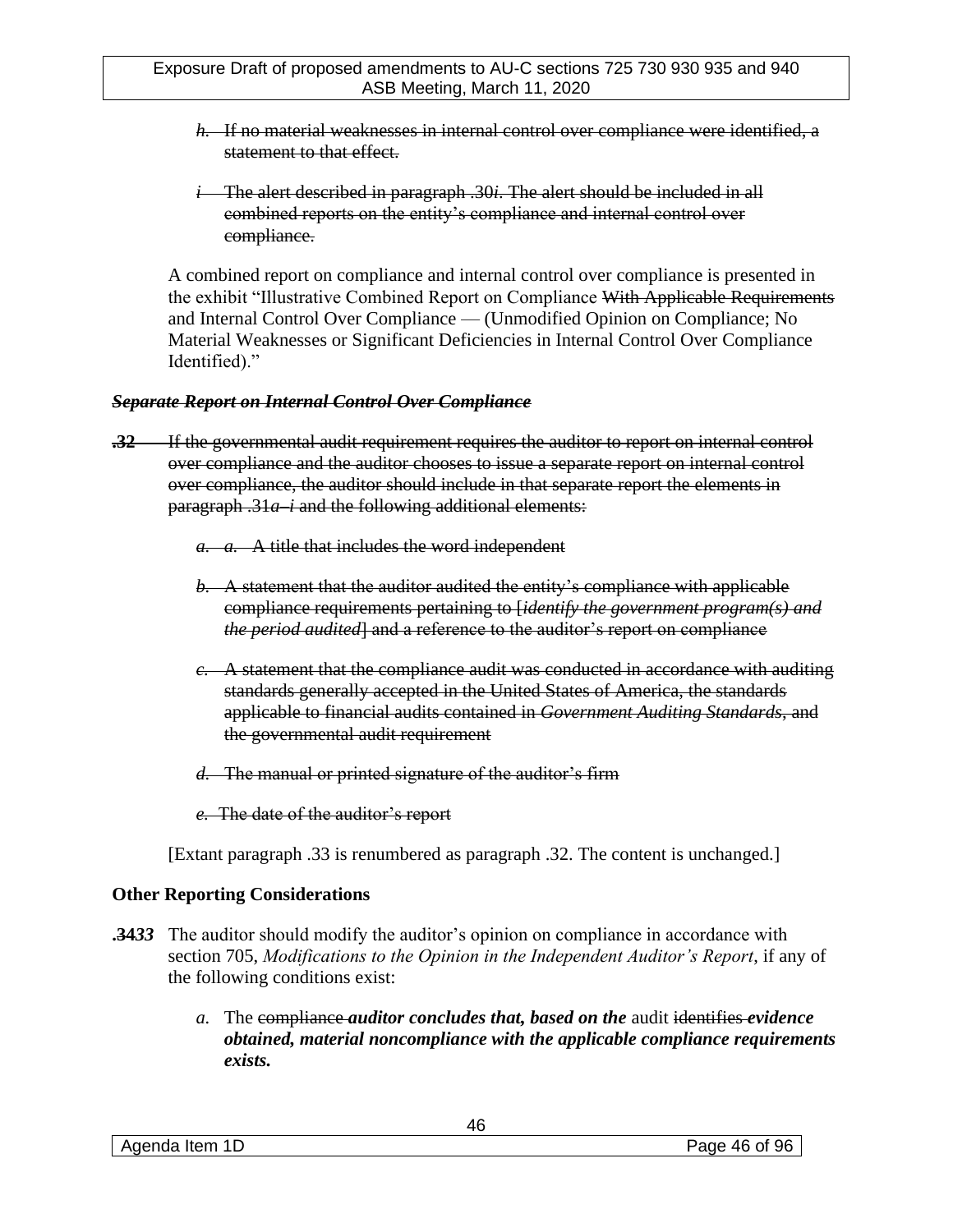~~*h*. If no material weaknesses in internal control over compliance were identified, a statement to that effect.~~

~~*i* The alert described in paragraph .30*i*. The alert should be included in all combined reports on the entity's compliance and internal control over compliance.~~

A combined report on compliance and internal control over compliance is presented in the exhibit "Illustrative Combined Report on Compliance ~~With Applicable Requirements~~ and Internal Control Over Compliance — (Unmodified Opinion on Compliance; No Material Weaknesses or Significant Deficiencies in Internal Control Over Compliance Identified)."

~~***Separate Report on Internal Control Over Compliance***~~

~~**.32** If the governmental audit requirement requires the auditor to report on internal control over compliance and the auditor chooses to issue a separate report on internal control over compliance, the auditor should include in that separate report the elements in paragraph .31*a–i* and the following additional elements:~~

~~*a*. *a.* A title that includes the word independent~~

~~*b*. A statement that the auditor audited the entity's compliance with applicable compliance requirements pertaining to [*identify the government program(s) and the period audited*] and a reference to the auditor's report on compliance~~

~~*c*. A statement that the compliance audit was conducted in accordance with auditing standards generally accepted in the United States of America, the standards applicable to financial audits contained in *Government Auditing Standards*, and the governmental audit requirement~~

~~*d*. The manual or printed signature of the auditor's firm~~

~~*e*. The date of the auditor's report~~

[Extant paragraph .33 is renumbered as paragraph .32. The content is unchanged.]

**Other Reporting Considerations**

**.~~34~~*33*** The auditor should modify the auditor's opinion on compliance in accordance with section 705, *Modifications to the Opinion in the Independent Auditor's Report*, if any of the following conditions exist:

*a*. The ~~compliance~~ ***auditor concludes that, based on the*** audit ~~identifies~~ ***evidence obtained, material noncompliance with the applicable compliance requirements exists.***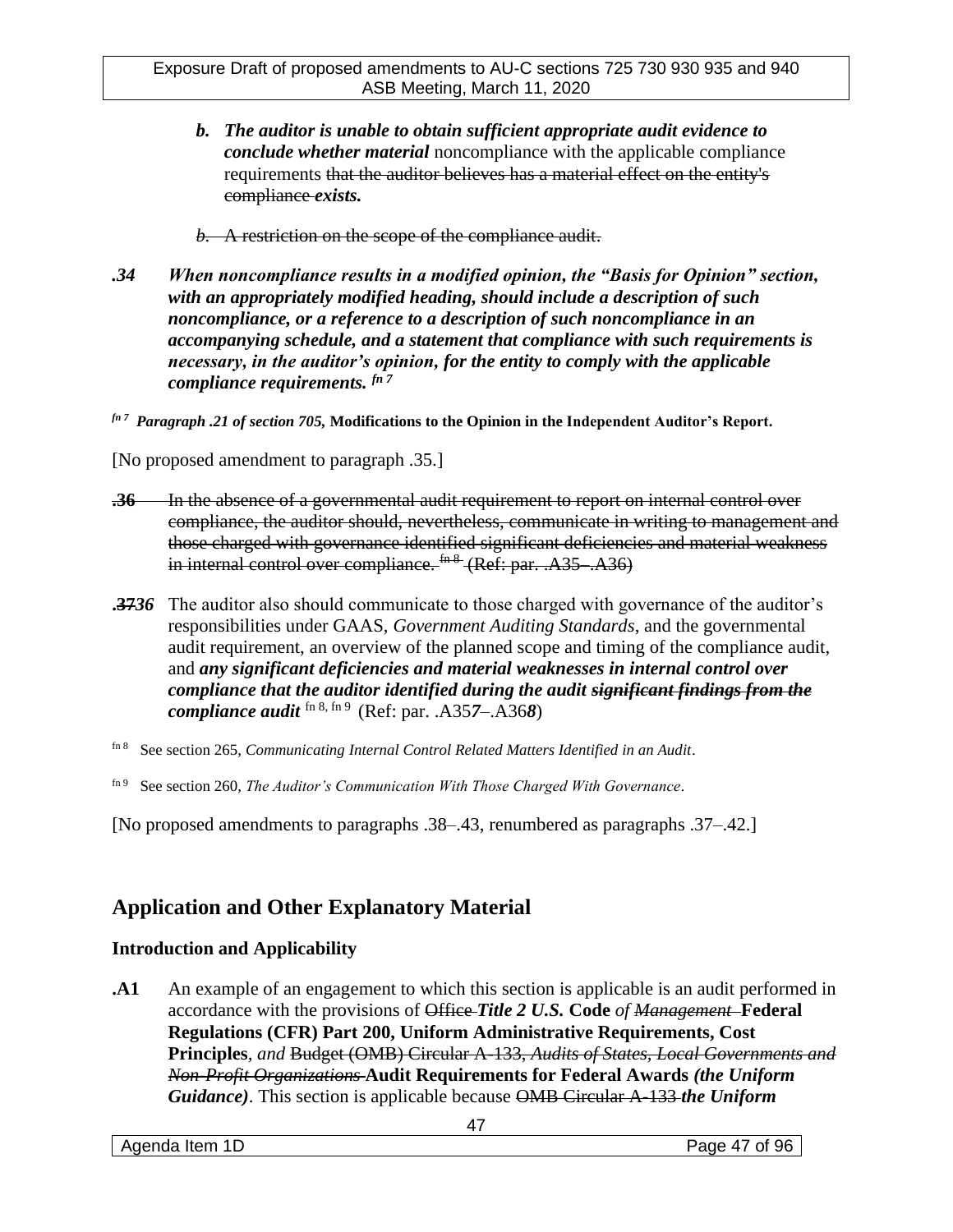*b.* ***The auditor is unable to obtain sufficient appropriate audit evidence to conclude whether material*** noncompliance with the applicable compliance requirements ~~that the auditor believes has a material effect on the entity's compliance~~ ***exists.***

~~*b.* A restriction on the scope of the compliance audit.~~

***.34 When noncompliance results in a modified opinion, the "Basis for Opinion" section, with an appropriately modified heading, should include a description of such noncompliance, or a reference to a description of such noncompliance in an accompanying schedule, and a statement that compliance with such requirements is necessary, in the auditor's opinion, for the entity to comply with the applicable compliance requirements.*** *fn 7*

*fn 7* ***Paragraph .21 of section 705,*** **Modifications to the Opinion in the Independent Auditor's Report.**

[No proposed amendment to paragraph .35.]

~~**.36** In the absence of a governmental audit requirement to report on internal control over compliance, the auditor should, nevertheless, communicate in writing to management and those charged with governance identified significant deficiencies and material weakness in internal control over compliance. fn 8 (Ref: par. .A35–.A36)~~

**~~.37~~*36*** The auditor also should communicate to those charged with governance of the auditor's responsibilities under GAAS, *Government Auditing Standards*, and the governmental audit requirement, an overview of the planned scope and timing of the compliance audit, and ***any significant deficiencies and material weaknesses in internal control over compliance that the auditor identified during the audit ~~significant findings from the compliance audit~~*** fn 8, fn 9 (Ref: par. .A35***7***–.A36***8***)

fn 8 See section 265, *Communicating Internal Control Related Matters Identified in an Audit*.

fn 9 See section 260, *The Auditor's Communication With Those Charged With Governance*.

[No proposed amendments to paragraphs .38–.43, renumbered as paragraphs .37–.42.]

## Application and Other Explanatory Material

### Introduction and Applicability

**.A1** An example of an engagement to which this section is applicable is an audit performed in accordance with the provisions of ~~Office~~ ***Title 2 U.S.*** **Code** *of ~~Management~~* **Federal Regulations (CFR) Part 200, Uniform Administrative Requirements, Cost Principles**, *and* ~~Budget (OMB) Circular A-133, *Audits of States, Local Governments and Non-Profit Organizations*~~ **Audit Requirements for Federal Awards** ***(the Uniform Guidance)***. This section is applicable because ~~OMB Circular A-133~~ ***the Uniform***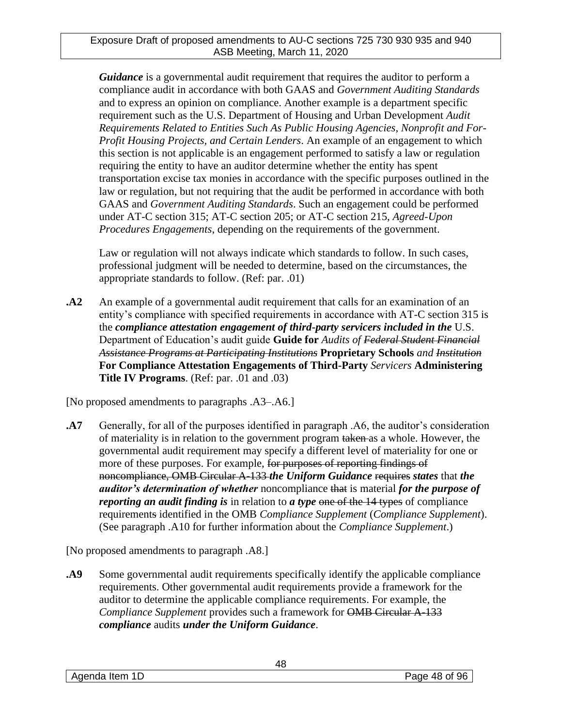***Guidance*** is a governmental audit requirement that requires the auditor to perform a compliance audit in accordance with both GAAS and *Government Auditing Standards* and to express an opinion on compliance. Another example is a department specific requirement such as the U.S. Department of Housing and Urban Development *Audit Requirements Related to Entities Such As Public Housing Agencies, Nonprofit and For-Profit Housing Projects, and Certain Lenders*. An example of an engagement to which this section is not applicable is an engagement performed to satisfy a law or regulation requiring the entity to have an auditor determine whether the entity has spent transportation excise tax monies in accordance with the specific purposes outlined in the law or regulation, but not requiring that the audit be performed in accordance with both GAAS and *Government Auditing Standards*. Such an engagement could be performed under AT-C section 315; AT-C section 205; or AT-C section 215, *Agreed-Upon Procedures Engagements*, depending on the requirements of the government.

Law or regulation will not always indicate which standards to follow. In such cases, professional judgment will be needed to determine, based on the circumstances, the appropriate standards to follow. (Ref: par. .01)

**.A2** An example of a governmental audit requirement that calls for an examination of an entity's compliance with specified requirements in accordance with AT-C section 315 is the ***compliance attestation engagement of third-party servicers included in the*** U.S. Department of Education's audit guide **Guide for** *Audits of ~~Federal Student Financial Assistance Programs at Participating Institutions~~* **Proprietary Schools** *and ~~Institution~~* **For Compliance Attestation Engagements of Third-Party** *Servicers* **Administering Title IV Programs**. (Ref: par. .01 and .03)

[No proposed amendments to paragraphs .A3–.A6.]

**.A7** Generally, for all of the purposes identified in paragraph .A6, the auditor's consideration of materiality is in relation to the government program ~~taken~~ as a whole. However, the governmental audit requirement may specify a different level of materiality for one or more of these purposes. For example, ~~for purposes of reporting findings of noncompliance, OMB Circular A-133~~ ***the Uniform Guidance*** ~~requires~~ ***states*** that ***the auditor's determination of whether*** noncompliance ~~that~~ is material ***for the purpose of reporting an audit finding is*** in relation to ***a type*** ~~one of the 14 types~~ of compliance requirement~~s~~ identified in the OMB *Compliance Supplement* (*Compliance Supplement*). (See paragraph .A10 for further information about the *Compliance Supplement*.)

[No proposed amendments to paragraph .A8.]

**.A9** Some governmental audit requirements specifically identify the applicable compliance requirements. Other governmental audit requirements provide a framework for the auditor to determine the applicable compliance requirements. For example, the *Compliance Supplement* provides such a framework for ~~OMB Circular A-133~~ ***compliance*** audits ***under the Uniform Guidance***.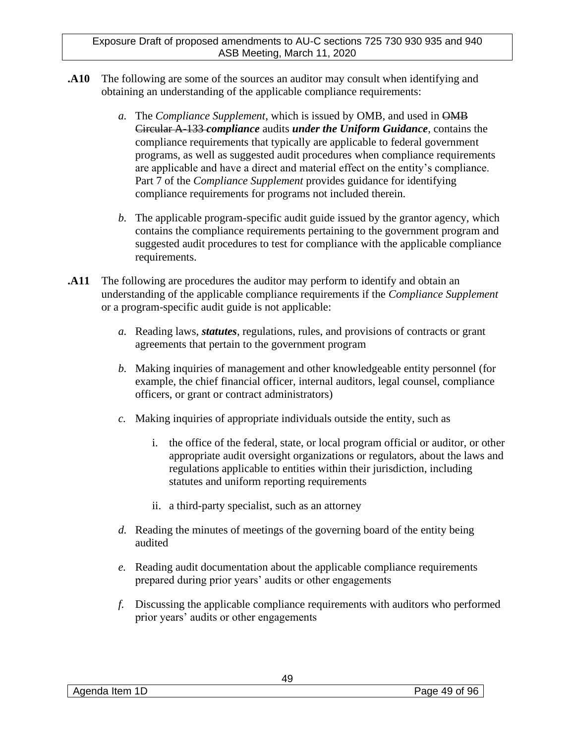**.A10** The following are some of the sources an auditor may consult when identifying and obtaining an understanding of the applicable compliance requirements:

*a.* The *Compliance Supplement*, which is issued by OMB, and used in ~~OMB Circular A-133~~ ***compliance*** audits ***under the Uniform Guidance***, contains the compliance requirements that typically are applicable to federal government programs, as well as suggested audit procedures when compliance requirements are applicable and have a direct and material effect on the entity's compliance. Part 7 of the *Compliance Supplement* provides guidance for identifying compliance requirements for programs not included therein.

*b.* The applicable program-specific audit guide issued by the grantor agency, which contains the compliance requirements pertaining to the government program and suggested audit procedures to test for compliance with the applicable compliance requirements.

**.A11** The following are procedures the auditor may perform to identify and obtain an understanding of the applicable compliance requirements if the *Compliance Supplement* or a program-specific audit guide is not applicable:

*a.* Reading laws, ***statutes***, regulations, rules, and provisions of contracts or grant agreements that pertain to the government program

*b.* Making inquiries of management and other knowledgeable entity personnel (for example, the chief financial officer, internal auditors, legal counsel, compliance officers, or grant or contract administrators)

*c.* Making inquiries of appropriate individuals outside the entity, such as

i. the office of the federal, state, or local program official or auditor, or other appropriate audit oversight organizations or regulators, about the laws and regulations applicable to entities within their jurisdiction, including statutes and uniform reporting requirements

ii. a third-party specialist, such as an attorney

*d.* Reading the minutes of meetings of the governing board of the entity being audited

*e.* Reading audit documentation about the applicable compliance requirements prepared during prior years' audits or other engagements

*f.* Discussing the applicable compliance requirements with auditors who performed prior years' audits or other engagements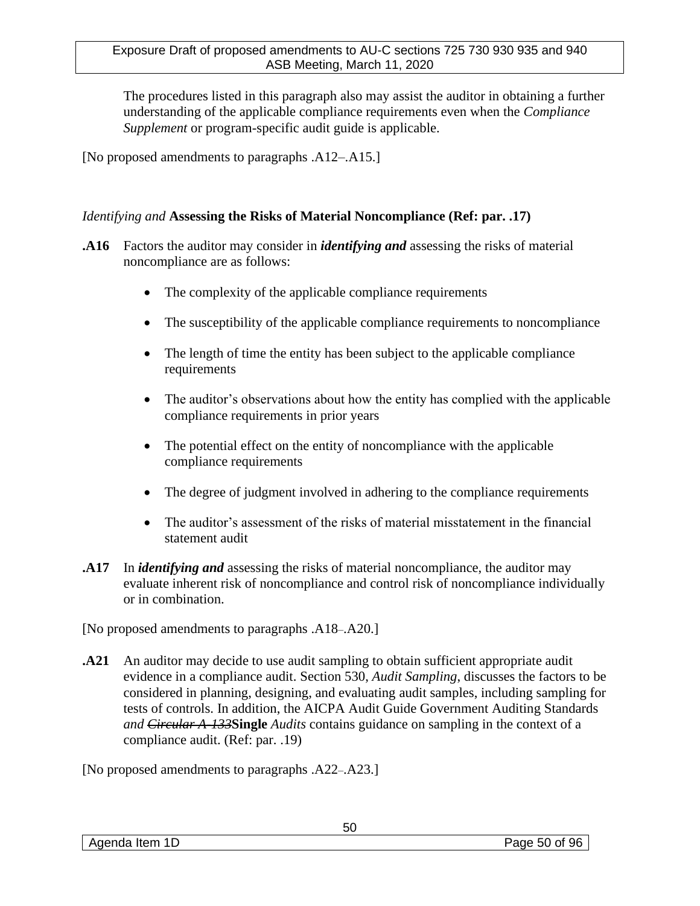The procedures listed in this paragraph also may assist the auditor in obtaining a further understanding of the applicable compliance requirements even when the *Compliance Supplement* or program-specific audit guide is applicable.

[No proposed amendments to paragraphs .A12–.A15.]

*Identifying and* **Assessing the Risks of Material Noncompliance (Ref: par. .17)**

**.A16** Factors the auditor may consider in ***identifying and*** assessing the risks of material noncompliance are as follows:

- The complexity of the applicable compliance requirements
- The susceptibility of the applicable compliance requirements to noncompliance
- The length of time the entity has been subject to the applicable compliance requirements
- The auditor's observations about how the entity has complied with the applicable compliance requirements in prior years
- The potential effect on the entity of noncompliance with the applicable compliance requirements
- The degree of judgment involved in adhering to the compliance requirements
- The auditor's assessment of the risks of material misstatement in the financial statement audit

**.A17** In ***identifying and*** assessing the risks of material noncompliance, the auditor may evaluate inherent risk of noncompliance and control risk of noncompliance individually or in combination.

[No proposed amendments to paragraphs .A18–.A20.]

**.A21** An auditor may decide to use audit sampling to obtain sufficient appropriate audit evidence in a compliance audit. Section 530, *Audit Sampling*, discusses the factors to be considered in planning, designing, and evaluating audit samples, including sampling for tests of controls. In addition, the AICPA Audit Guide Government Auditing Standards *and ~~Circular A-133~~***Single** *Audits* contains guidance on sampling in the context of a compliance audit. (Ref: par. .19)

[No proposed amendments to paragraphs .A22–.A23.]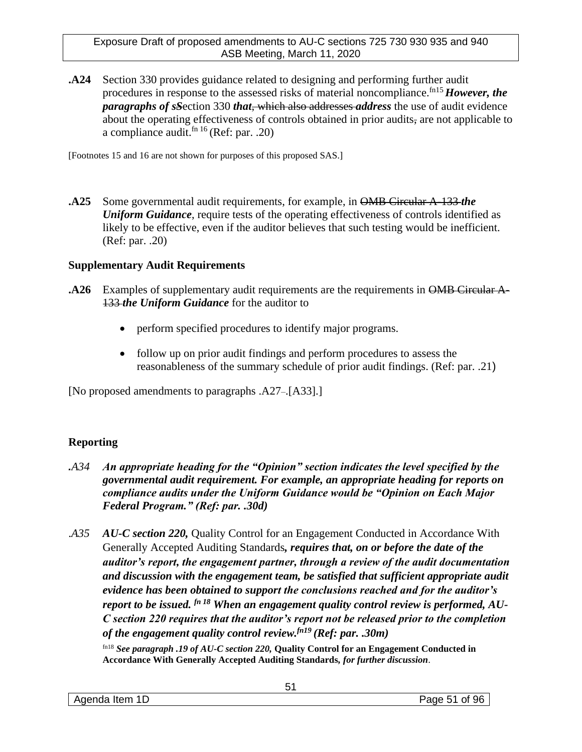**.A24** Section 330 provides guidance related to designing and performing further audit procedures in response to the assessed risks of material noncompliance.[fn15] ***However, the paragraphs of s***~~S~~ection 330 ***that***~~, which also addresses~~ ***address*** the use of audit evidence about the operating effectiveness of controls obtained in prior audits~~,~~ are not applicable to a compliance audit.[fn 16] (Ref: par. .20)

[Footnotes 15 and 16 are not shown for purposes of this proposed SAS.]

**.A25** Some governmental audit requirements, for example, in ~~OMB Circular A-133~~ ***the Uniform Guidance***, require tests of the operating effectiveness of controls identified as likely to be effective, even if the auditor believes that such testing would be inefficient. (Ref: par. .20)

**Supplementary Audit Requirements**

**.A26** Examples of supplementary audit requirements are the requirements in ~~OMB Circular A-133~~ ***the Uniform Guidance*** for the auditor to

- perform specified procedures to identify major programs.
- follow up on prior audit findings and perform procedures to assess the reasonableness of the summary schedule of prior audit findings. (Ref: par. .21)

[No proposed amendments to paragraphs .A27–.[A33].]

## Reporting

***.A34 An appropriate heading for the "Opinion" section indicates the level specified by the governmental audit requirement. For example, an appropriate heading for reports on compliance audits under the Uniform Guidance would be "Opinion on Each Major Federal Program." (Ref: par. .30d)***

*.A35* ***AU-C section 220,*** Quality Control for an Engagement Conducted in Accordance With Generally Accepted Auditing Standards***, requires that, on or before the date of the auditor's report, the engagement partner, through a review of the audit documentation and discussion with the engagement team, be satisfied that sufficient appropriate audit evidence has been obtained to support the conclusions reached and for the auditor's report to be issued.*** [fn 18] ***When an engagement quality control review is performed, AU-C section 220 requires that the auditor's report not be released prior to the completion of the engagement quality control review.***[fn19] ***(Ref: par. .30m)***

[fn18] ***See paragraph .19 of AU-C section 220,*** **Quality Control for an Engagement Conducted in Accordance With Generally Accepted Auditing Standards*, for further discussion*.**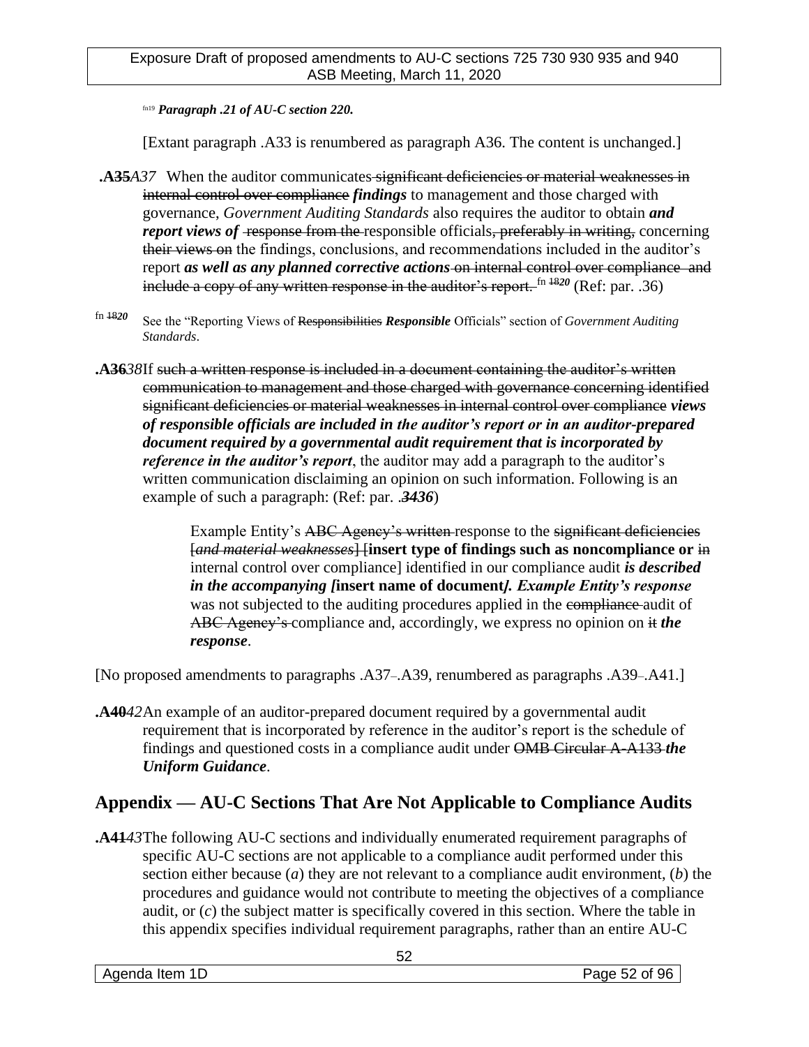[fn19] ***Paragraph .21 of AU-C section 220.***

[Extant paragraph .A33 is renumbered as paragraph A36. The content is unchanged.]

**.A35***A37* When the auditor communicates significant deficiencies or material weaknesses in internal control over compliance ***findings*** to management and those charged with governance, *Government Auditing Standards* also requires the auditor to obtain ***and report views of*** response from the responsible officials, preferably in writing, concerning their views on the findings, conclusions, and recommendations included in the auditor's report ***as well as any planned corrective actions*** on internal control over compliance and include a copy of any written response in the auditor's report. [fn 18*20*] (Ref: par. .36)

[fn 18*20*] See the "Reporting Views of Responsibilities ***Responsible*** Officials" section of *Government Auditing Standards*.

**.A36***38* If such a written response is included in a document containing the auditor's written communication to management and those charged with governance concerning identified significant deficiencies or material weaknesses in internal control over compliance ***views of responsible officials are included in the auditor's report or in an auditor-prepared document required by a governmental audit requirement that is incorporated by reference in the auditor's report***, the auditor may add a paragraph to the auditor's written communication disclaiming an opinion on such information. Following is an example of such a paragraph: (Ref: par. .***34******36***)

> Example Entity's ABC Agency's written response to the significant deficiencies [*and material weaknesses*] [**insert type of findings such as noncompliance or** in internal control over compliance] identified in our compliance audit ***is described in the accompanying [*insert name of document*]. Example Entity's response*** was not subjected to the auditing procedures applied in the compliance audit of ABC Agency's compliance and, accordingly, we express no opinion on it ***the response***.

[No proposed amendments to paragraphs .A37–.A39, renumbered as paragraphs .A39–.A41.]

**.A40***42* An example of an auditor-prepared document required by a governmental audit requirement that is incorporated by reference in the auditor's report is the schedule of findings and questioned costs in a compliance audit under OMB Circular A-A133 ***the Uniform Guidance***.

## Appendix — AU-C Sections That Are Not Applicable to Compliance Audits

**.A41***43* The following AU-C sections and individually enumerated requirement paragraphs of specific AU-C sections are not applicable to a compliance audit performed under this section either because (*a*) they are not relevant to a compliance audit environment, (*b*) the procedures and guidance would not contribute to meeting the objectives of a compliance audit, or (*c*) the subject matter is specifically covered in this section. Where the table in this appendix specifies individual requirement paragraphs, rather than an entire AU-C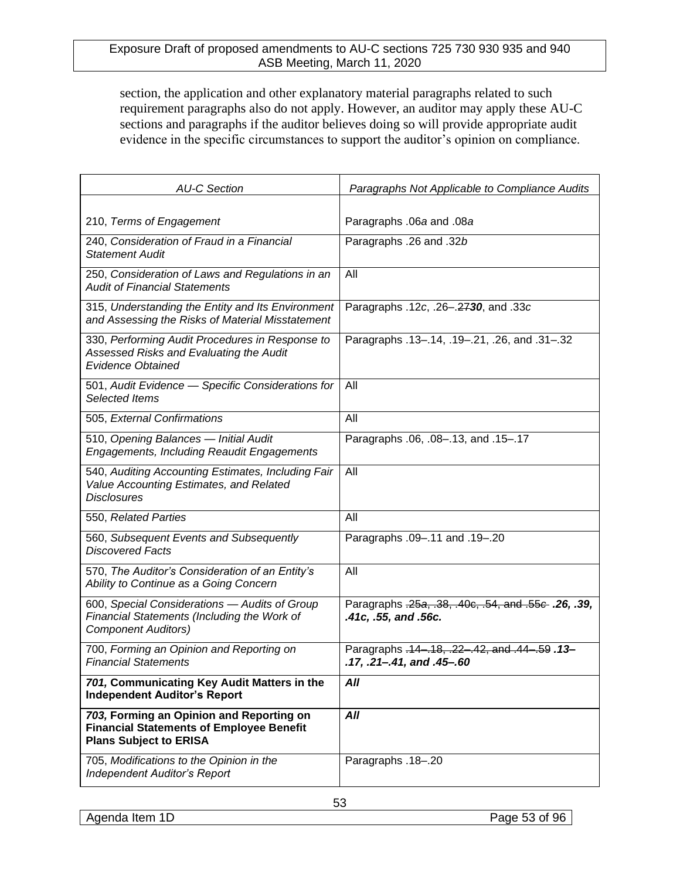section, the application and other explanatory material paragraphs related to such requirement paragraphs also do not apply. However, an auditor may apply these AU-C sections and paragraphs if the auditor believes doing so will provide appropriate audit evidence in the specific circumstances to support the auditor's opinion on compliance.

| *AU-C Section* | *Paragraphs Not Applicable to Compliance Audits* |
|---|---|
| 210, *Terms of Engagement* | Paragraphs .06*a* and .08*a* |
| 240, *Consideration of Fraud in a Financial Statement Audit* | Paragraphs .26 and .32*b* |
| 250, *Consideration of Laws and Regulations in an Audit of Financial Statements* | All |
| 315, *Understanding the Entity and Its Environment and Assessing the Risks of Material Misstatement* | Paragraphs .12*c*, .26–.~~27~~***30***, and .33*c* |
| 330, *Performing Audit Procedures in Response to Assessed Risks and Evaluating the Audit Evidence Obtained* | Paragraphs .13–.14, .19–.21, .26, and .31–.32 |
| 501, *Audit Evidence — Specific Considerations for Selected Items* | All |
| 505, *External Confirmations* | All |
| 510, *Opening Balances — Initial Audit Engagements, Including Reaudit Engagements* | Paragraphs .06, .08–.13, and .15–.17 |
| 540, *Auditing Accounting Estimates, Including Fair Value Accounting Estimates, and Related Disclosures* | All |
| 550, *Related Parties* | All |
| 560, *Subsequent Events and Subsequently Discovered Facts* | Paragraphs .09–.11 and .19–.20 |
| 570, *The Auditor's Consideration of an Entity's Ability to Continue as a Going Concern* | All |
| 600, *Special Considerations — Audits of Group Financial Statements (Including the Work of Component Auditors)* | Paragraphs ~~.25a, .38, .40c, .54, and .55c~~ ***.26, .39, .41c, .55, and .56c.*** |
| 700, *Forming an Opinion and Reporting on Financial Statements* | Paragraphs ~~.14–.18, .22–.42, and .44–.59~~ ***.13–.17, .21–.41, and .45–.60*** |
| ***701,* Communicating Key Audit Matters in the Independent Auditor's Report** | ***All*** |
| ***703,* Forming an Opinion and Reporting on Financial Statements of Employee Benefit Plans Subject to ERISA** | ***All*** |
| 705, *Modifications to the Opinion in the Independent Auditor's Report* | Paragraphs .18–.20 |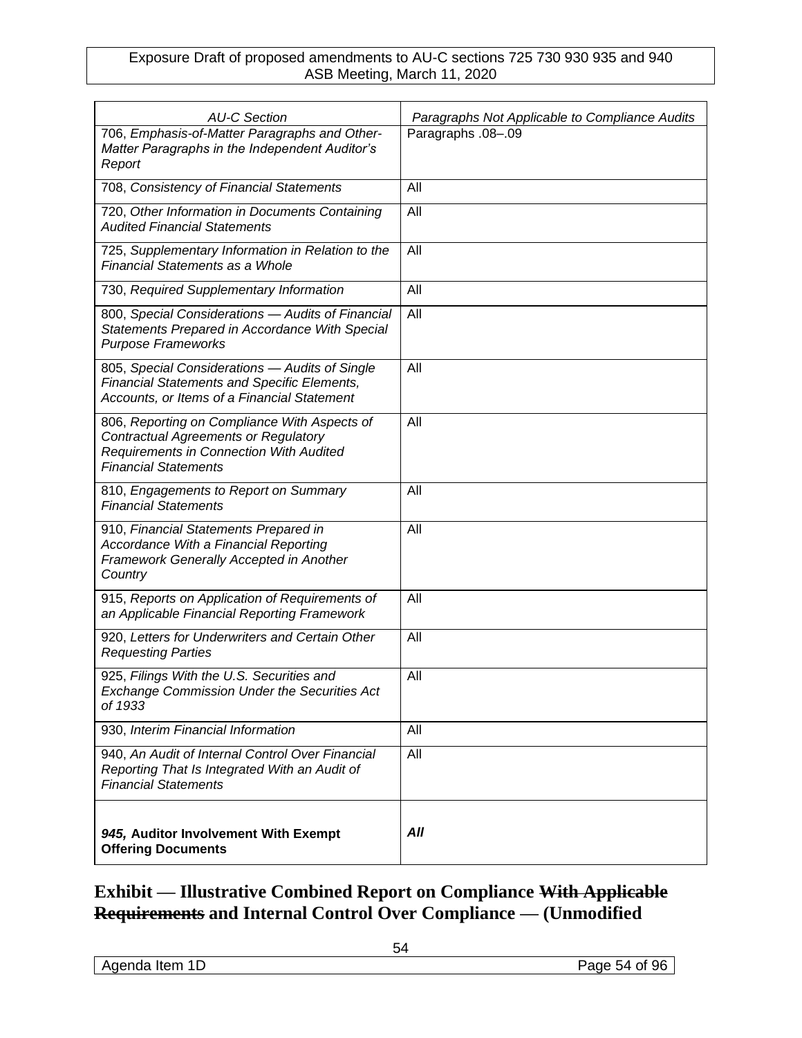| *AU-C Section* | *Paragraphs Not Applicable to Compliance Audits* |
|---|---|
| 706, *Emphasis-of-Matter Paragraphs and Other-Matter Paragraphs in the Independent Auditor's Report* | Paragraphs .08–.09 |
| 708, *Consistency of Financial Statements* | All |
| 720, *Other Information in Documents Containing Audited Financial Statements* | All |
| 725, *Supplementary Information in Relation to the Financial Statements as a Whole* | All |
| 730, *Required Supplementary Information* | All |
| 800, *Special Considerations — Audits of Financial Statements Prepared in Accordance With Special Purpose Frameworks* | All |
| 805, *Special Considerations — Audits of Single Financial Statements and Specific Elements, Accounts, or Items of a Financial Statement* | All |
| 806, *Reporting on Compliance With Aspects of Contractual Agreements or Regulatory Requirements in Connection With Audited Financial Statements* | All |
| 810, *Engagements to Report on Summary Financial Statements* | All |
| 910, *Financial Statements Prepared in Accordance With a Financial Reporting Framework Generally Accepted in Another Country* | All |
| 915, *Reports on Application of Requirements of an Applicable Financial Reporting Framework* | All |
| 920, *Letters for Underwriters and Certain Other Requesting Parties* | All |
| 925, *Filings With the U.S. Securities and Exchange Commission Under the Securities Act of 1933* | All |
| 930, *Interim Financial Information* | All |
| 940, *An Audit of Internal Control Over Financial Reporting That Is Integrated With an Audit of Financial Statements* | All |
| ***945,* Auditor Involvement With Exempt Offering Documents** | ***All*** |

## Exhibit — Illustrative Combined Report on Compliance ~~With Applicable Requirements~~ and Internal Control Over Compliance — (Unmodified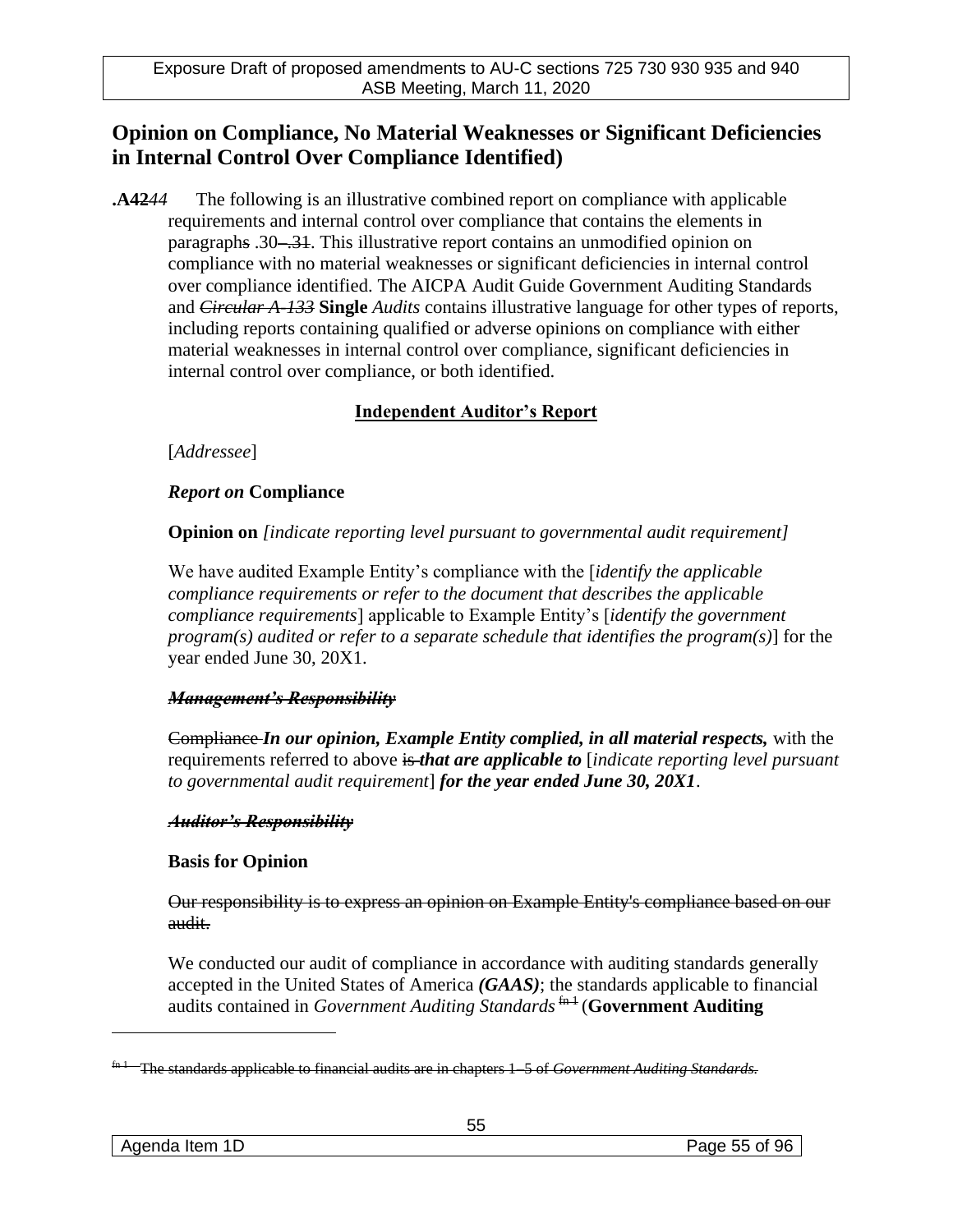## Opinion on Compliance, No Material Weaknesses or Significant Deficiencies in Internal Control Over Compliance Identified)

**.A42***44* The following is an illustrative combined report on compliance with applicable requirements and internal control over compliance that contains the elements in paragraphs .30–.31. This illustrative report contains an unmodified opinion on compliance with no material weaknesses or significant deficiencies in internal control over compliance identified. The AICPA Audit Guide Government Auditing Standards and *Circular A-133* **Single** *Audits* contains illustrative language for other types of reports, including reports containing qualified or adverse opinions on compliance with either material weaknesses in internal control over compliance, significant deficiencies in internal control over compliance, or both identified.

**Independent Auditor's Report**

[*Addressee*]

***Report on*** **Compliance**

**Opinion on** *[indicate reporting level pursuant to governmental audit requirement]*

We have audited Example Entity's compliance with the [*identify the applicable compliance requirements or refer to the document that describes the applicable compliance requirements*] applicable to Example Entity's [*identify the government program(s) audited or refer to a separate schedule that identifies the program(s)*] for the year ended June 30, 20X1.

***Management's Responsibility***

Compliance ***In our opinion, Example Entity complied, in all material respects,*** with the requirements referred to above is ***that are applicable to*** [*indicate reporting level pursuant to governmental audit requirement*] ***for the year ended June 30, 20X1***.

***Auditor's Responsibility***

**Basis for Opinion**

Our responsibility is to express an opinion on Example Entity's compliance based on our audit.

We conducted our audit of compliance in accordance with auditing standards generally accepted in the United States of America ***(GAAS)***; the standards applicable to financial audits contained in *Government Auditing Standards* [fn 1] (**Government Auditing**

---

[fn 1] The standards applicable to financial audits are in chapters 1–5 of *Government Auditing Standards.*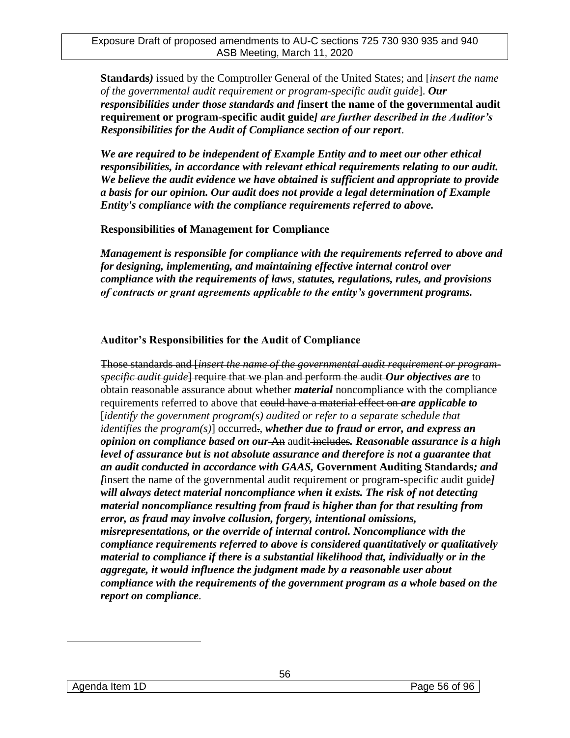**Standards)** issued by the Comptroller General of the United States; and [*insert the name of the governmental audit requirement or program-specific audit guide*]. ***Our responsibilities under those standards and [*****insert the name of the governmental audit requirement or program-specific audit guide*****] are further described in the Auditor's Responsibilities for the Audit of Compliance section of our report***.

***We are required to be independent of Example Entity and to meet our other ethical responsibilities, in accordance with relevant ethical requirements relating to our audit. We believe the audit evidence we have obtained is sufficient and appropriate to provide a basis for our opinion. Our audit does not provide a legal determination of Example Entity's compliance with the compliance requirements referred to above.***

**Responsibilities of Management for Compliance**

***Management is responsible for compliance with the requirements referred to above and for designing, implementing, and maintaining effective internal control over compliance with the requirements of laws, statutes, regulations, rules, and provisions of contracts or grant agreements applicable to the entity's government programs.***

**Auditor's Responsibilities for the Audit of Compliance**

~~Those standards and [*insert the name of the governmental audit requirement or program-specific audit guide*] require that we plan and perform the audit~~ ***Our objectives are*** to obtain reasonable assurance about whether ***material*** noncompliance with the compliance requirements referred to above that ~~could have a material effect on~~ ***are applicable to*** [*identify the government program(s) audited or refer to a separate schedule that identifies the program(s)*] occurred~~.~~, ***whether due to fraud or error, and express an opinion on compliance based on our*** ~~An~~ audit ~~includes~~. ***Reasonable assurance is a high level of assurance but is not absolute assurance and therefore is not a guarantee that an audit conducted in accordance with GAAS,*** **Government Auditing Standards*****; and [*****insert the name of the governmental audit requirement or program-specific audit guide*****] will always detect material noncompliance when it exists. The risk of not detecting material noncompliance resulting from fraud is higher than for that resulting from error, as fraud may involve collusion, forgery, intentional omissions, misrepresentations, or the override of internal control. Noncompliance with the compliance requirements referred to above is considered quantitatively or qualitatively material to compliance if there is a substantial likelihood that, individually or in the aggregate, it would influence the judgment made by a reasonable user about compliance with the requirements of the government program as a whole based on the report on compliance***.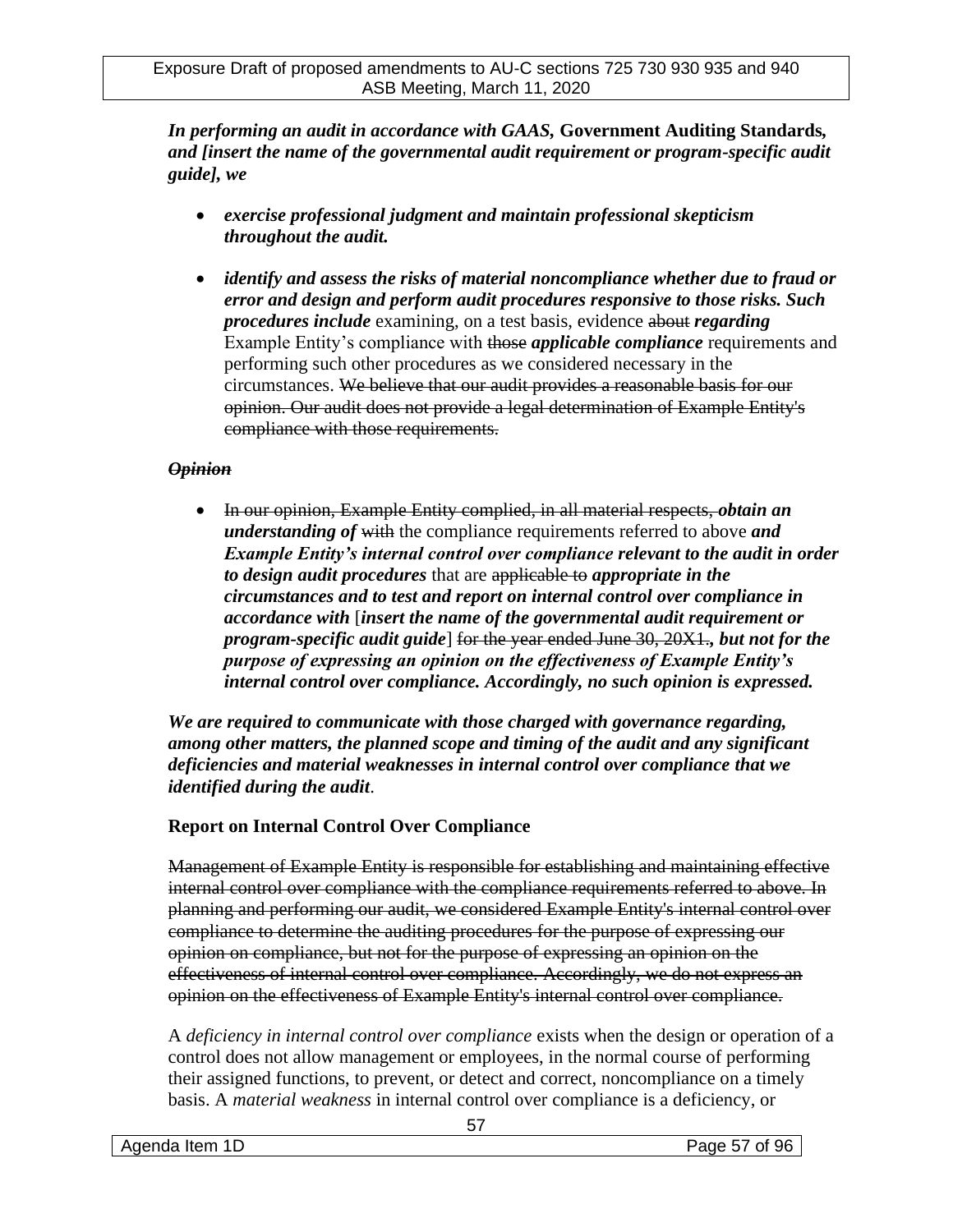***In performing an audit in accordance with GAAS,* Government Auditing Standards*, and [insert the name of the governmental audit requirement or program-specific audit guide], we***

- ***exercise professional judgment and maintain professional skepticism throughout the audit.***

- ***identify and assess the risks of material noncompliance whether due to fraud or error and design and perform audit procedures responsive to those risks. Such procedures include*** examining, on a test basis, evidence ~~about~~ ***regarding*** Example Entity's compliance with ~~those~~ ***applicable compliance*** requirements and performing such other procedures as we considered necessary in the circumstances. ~~We believe that our audit provides a reasonable basis for our opinion. Our audit does not provide a legal determination of Example Entity's compliance with those requirements.~~

***~~Opinion~~***

- ~~In our opinion, Example Entity complied, in all material respects,~~ ***obtain an understanding of*** ~~with~~ the compliance requirements referred to above ***and Example Entity's internal control over compliance relevant to the audit in order to design audit procedures*** that are ~~applicable to~~ ***appropriate in the circumstances and to test and report on internal control over compliance in accordance with*** [***insert the name of the governmental audit requirement or program-specific audit guide***] ~~for the year ended June 30, 20X1.~~***, but not for the purpose of expressing an opinion on the effectiveness of Example Entity's internal control over compliance. Accordingly, no such opinion is expressed.***

***We are required to communicate with those charged with governance regarding, among other matters, the planned scope and timing of the audit and any significant deficiencies and material weaknesses in internal control over compliance that we identified during the audit***.

**Report on Internal Control Over Compliance**

~~Management of Example Entity is responsible for establishing and maintaining effective internal control over compliance with the compliance requirements referred to above. In planning and performing our audit, we considered Example Entity's internal control over compliance to determine the auditing procedures for the purpose of expressing our opinion on compliance, but not for the purpose of expressing an opinion on the effectiveness of internal control over compliance. Accordingly, we do not express an opinion on the effectiveness of Example Entity's internal control over compliance.~~

A *deficiency in internal control over compliance* exists when the design or operation of a control does not allow management or employees, in the normal course of performing their assigned functions, to prevent, or detect and correct, noncompliance on a timely basis. A *material weakness* in internal control over compliance is a deficiency, or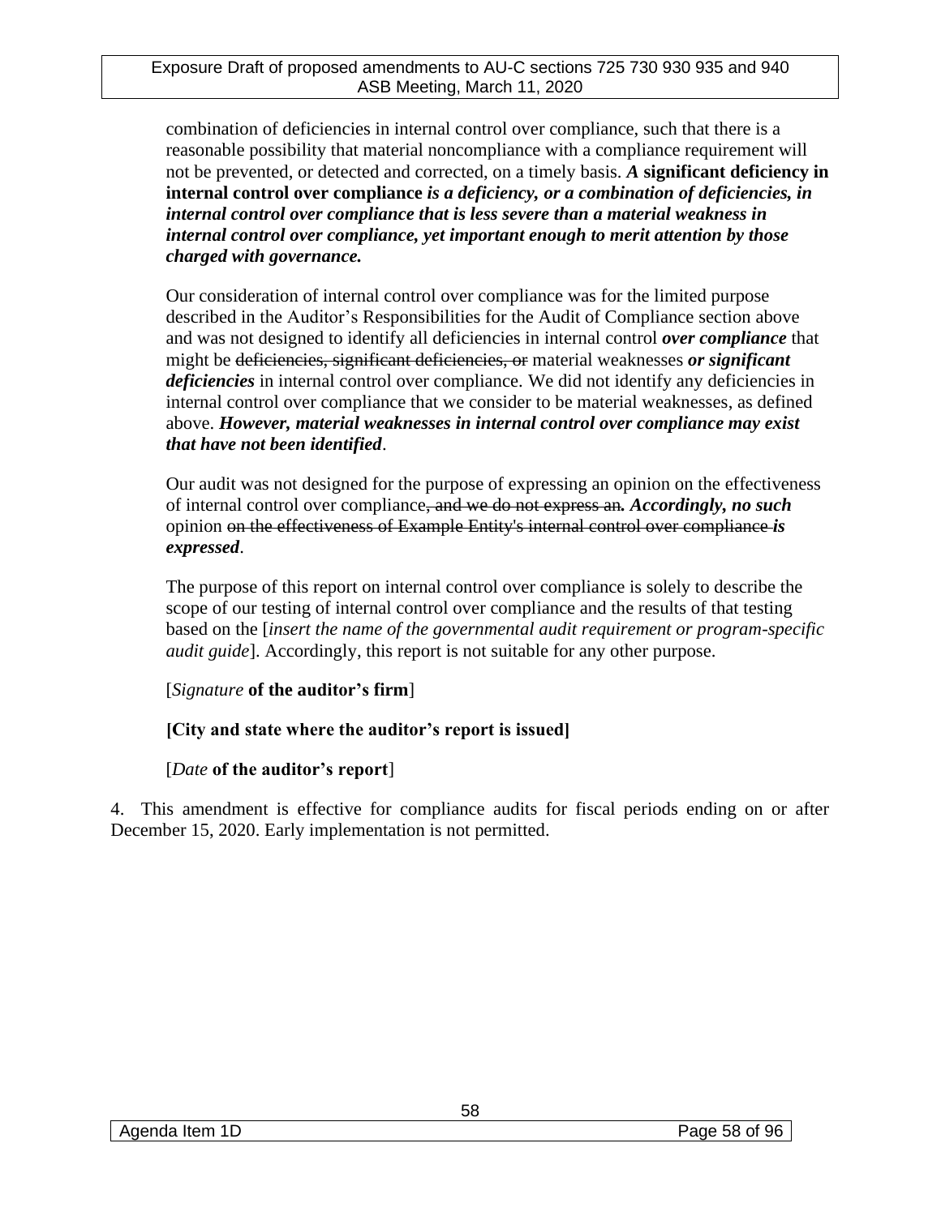combination of deficiencies in internal control over compliance, such that there is a reasonable possibility that material noncompliance with a compliance requirement will not be prevented, or detected and corrected, on a timely basis. ***A* significant deficiency in internal control over compliance *is a deficiency, or a combination of deficiencies, in internal control over compliance that is less severe than a material weakness in internal control over compliance, yet important enough to merit attention by those charged with governance.***

Our consideration of internal control over compliance was for the limited purpose described in the Auditor's Responsibilities for the Audit of Compliance section above and was not designed to identify all deficiencies in internal control ***over compliance*** that might be ~~deficiencies, significant deficiencies, or~~ material weaknesses ***or significant deficiencies*** in internal control over compliance. We did not identify any deficiencies in internal control over compliance that we consider to be material weaknesses, as defined above. ***However, material weaknesses in internal control over compliance may exist that have not been identified***.

Our audit was not designed for the purpose of expressing an opinion on the effectiveness of internal control over compliance~~, and we do not express an~~***. Accordingly, no such*** opinion ~~on the effectiveness of Example Entity's internal control over compliance~~ ***is expressed***.

The purpose of this report on internal control over compliance is solely to describe the scope of our testing of internal control over compliance and the results of that testing based on the [*insert the name of the governmental audit requirement or program-specific audit guide*]. Accordingly, this report is not suitable for any other purpose.

[*Signature* **of the auditor's firm**]

**[City and state where the auditor's report is issued]**

[*Date* **of the auditor's report**]

4. This amendment is effective for compliance audits for fiscal periods ending on or after December 15, 2020. Early implementation is not permitted.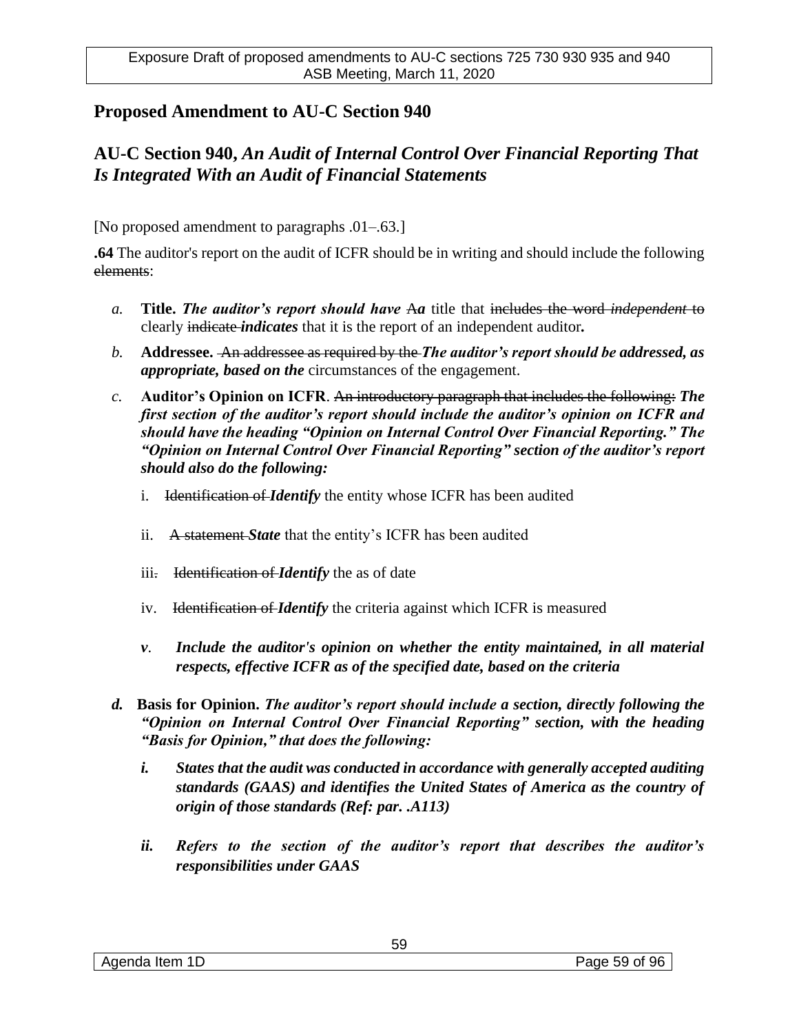## Proposed Amendment to AU-C Section 940

## AU-C Section 940, *An Audit of Internal Control Over Financial Reporting That Is Integrated With an Audit of Financial Statements*

[No proposed amendment to paragraphs .01–.63.]

**.64** The auditor's report on the audit of ICFR should be in writing and should include the following ~~elements~~:

*a.* **Title.** ***The auditor's report should have*** ~~A~~***a*** title that ~~includes the word *independent* to~~ clearly ~~indicate~~ ***indicates*** that it is the report of an independent auditor.

*b.* **Addressee.** ~~An addressee as required by the~~ ***The auditor's report should be addressed, as appropriate, based on the*** circumstances of the engagement.

*c.* **Auditor's Opinion on ICFR**. ~~An introductory paragraph that includes the following:~~ ***The first section of the auditor's report should include the auditor's opinion on ICFR and should have the heading "Opinion on Internal Control Over Financial Reporting." The "Opinion on Internal Control Over Financial Reporting" section of the auditor's report should also do the following:***

   i. ~~Identification of~~ ***Identify*** the entity whose ICFR has been audited

   ii. ~~A statement~~ ***State*** that the entity's ICFR has been audited

   iii~~.~~ ~~Identification of~~ ***Identify*** the as of date

   iv. ~~Identification of~~ ***Identify*** the criteria against which ICFR is measured

   ***v. Include the auditor's opinion on whether the entity maintained, in all material respects, effective ICFR as of the specified date, based on the criteria***

***d.*** **Basis for Opinion.** ***The auditor's report should include a section, directly following the "Opinion on Internal Control Over Financial Reporting" section, with the heading "Basis for Opinion," that does the following:***

   ***i. States that the audit was conducted in accordance with generally accepted auditing standards (GAAS) and identifies the United States of America as the country of origin of those standards (Ref: par. .A113)***

   ***ii. Refers to the section of the auditor's report that describes the auditor's responsibilities under GAAS***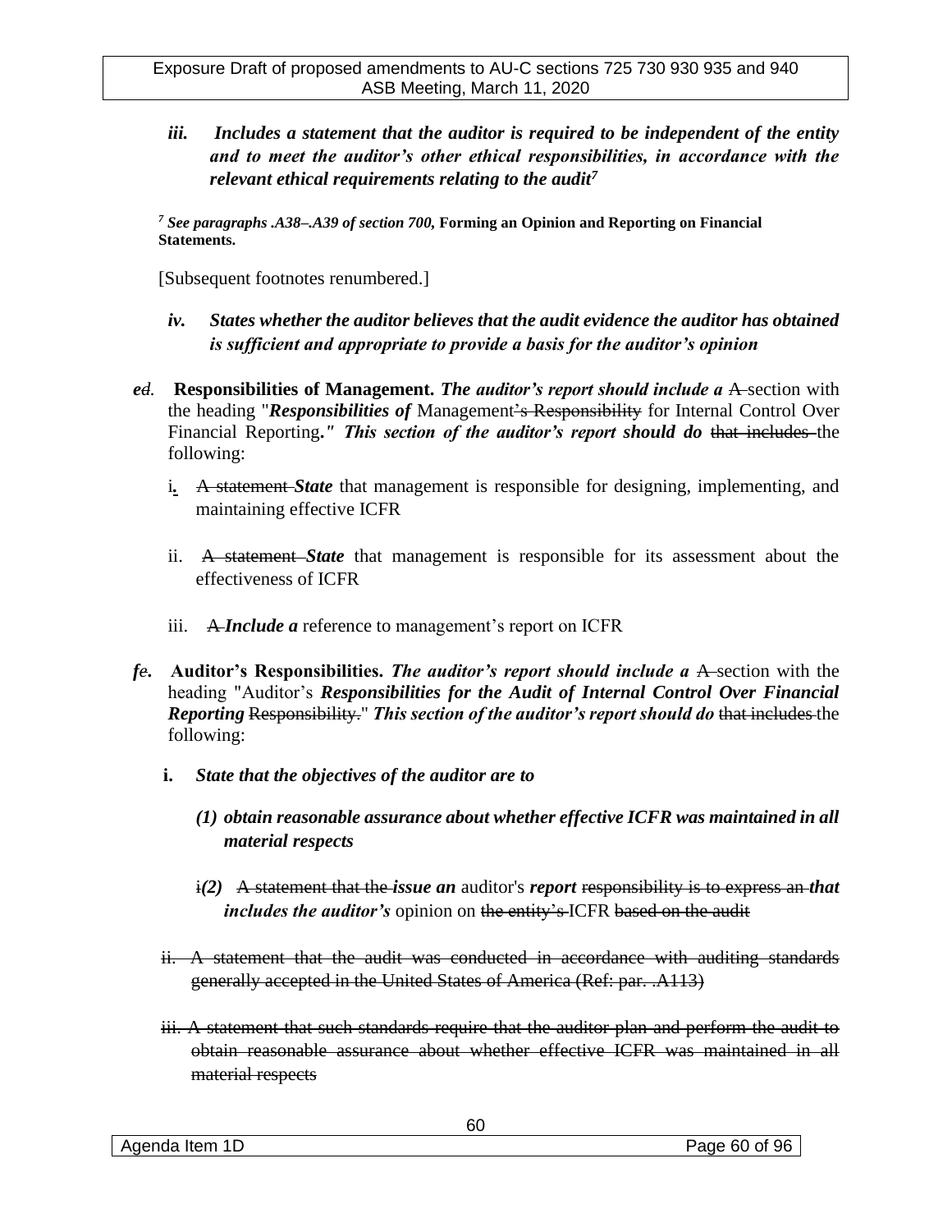*iii. Includes a statement that the auditor is required to be independent of the entity and to meet the auditor's other ethical responsibilities, in accordance with the relevant ethical requirements relating to the audit*[7]

[7] *See paragraphs .A38–.A39 of section 700,* **Forming an Opinion and Reporting on Financial Statements.**

[Subsequent footnotes renumbered.]

*iv. States whether the auditor believes that the audit evidence the auditor has obtained is sufficient and appropriate to provide a basis for the auditor's opinion*

***e*~~d~~. Responsibilities of Management.** ***The auditor's report should include a*** ~~A~~ section with the heading "***Responsibilities of*** Management~~'s Responsibility~~ for Internal Control Over Financial Reporting**."** ***This section of the auditor's report should do*** ~~that includes~~ the following:

i. ~~A statement~~ ***State*** that management is responsible for designing, implementing, and maintaining effective ICFR

ii. ~~A statement~~ ***State*** that management is responsible for its assessment about the effectiveness of ICFR

iii. ~~A~~ ***Include a*** reference to management's report on ICFR

***f*~~e~~. Auditor's Responsibilities.** ***The auditor's report should include a*** ~~A~~ section with the heading "Auditor's ***Responsibilities for the Audit of Internal Control Over Financial Reporting*** ~~Responsibility.~~" ***This section of the auditor's report should do*** ~~that includes~~ the following:

**i.** ***State that the objectives of the auditor are to***

***(1) obtain reasonable assurance about whether effective ICFR was maintained in all material respects***

~~i~~***(2)*** ~~A statement that the~~ ***issue an*** auditor's ***report*** ~~responsibility is to express an~~ ***that includes the auditor's*** opinion on ~~the entity's~~ ICFR ~~based on the audit~~

~~ii. A statement that the audit was conducted in accordance with auditing standards generally accepted in the United States of America (Ref: par. .A113)~~

~~iii. A statement that such standards require that the auditor plan and perform the audit to obtain reasonable assurance about whether effective ICFR was maintained in all material respects~~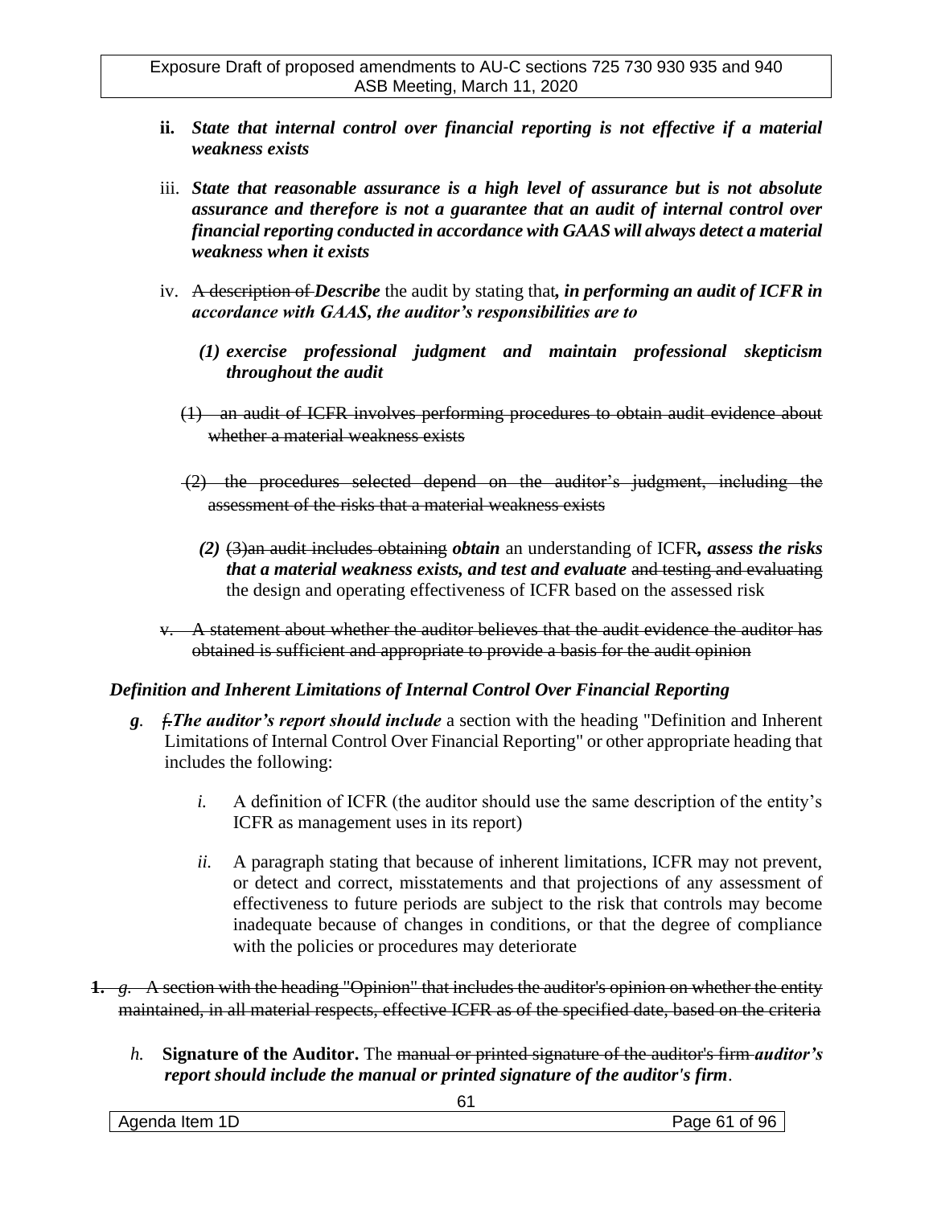ii. ***State that internal control over financial reporting is not effective if a material weakness exists***

iii. ***State that reasonable assurance is a high level of assurance but is not absolute assurance and therefore is not a guarantee that an audit of internal control over financial reporting conducted in accordance with GAAS will always detect a material weakness when it exists***

iv. ~~A description of~~ ***Describe*** the audit by stating that***, in performing an audit of ICFR in accordance with GAAS, the auditor's responsibilities are to***

   ***(1) exercise professional judgment and maintain professional skepticism throughout the audit***

   ~~(1) an audit of ICFR involves performing procedures to obtain audit evidence about whether a material weakness exists~~

   ~~(2) the procedures selected depend on the auditor's judgment, including the assessment of the risks that a material weakness exists~~

   ***(2)*** ~~(3)an audit includes obtaining~~ ***obtain*** an understanding of ICFR***, assess the risks that a material weakness exists, and test and evaluate*** ~~and testing and evaluating~~ the design and operating effectiveness of ICFR based on the assessed risk

~~v. A statement about whether the auditor believes that the audit evidence the auditor has obtained is sufficient and appropriate to provide a basis for the audit opinion~~

***Definition and Inherent Limitations of Internal Control Over Financial Reporting***

***g.*** ~~f.~~***The auditor's report should include*** a section with the heading "Definition and Inherent Limitations of Internal Control Over Financial Reporting" or other appropriate heading that includes the following:

   *i.* A definition of ICFR (the auditor should use the same description of the entity's ICFR as management uses in its report)

   *ii.* A paragraph stating that because of inherent limitations, ICFR may not prevent, or detect and correct, misstatements and that projections of any assessment of effectiveness to future periods are subject to the risk that controls may become inadequate because of changes in conditions, or that the degree of compliance with the policies or procedures may deteriorate

~~1. g. A section with the heading "Opinion" that includes the auditor's opinion on whether the entity maintained, in all material respects, effective ICFR as of the specified date, based on the criteria~~

*h.* **Signature of the Auditor.** The ~~manual or printed signature of the auditor's firm~~ ***auditor's report should include the manual or printed signature of the auditor's firm***.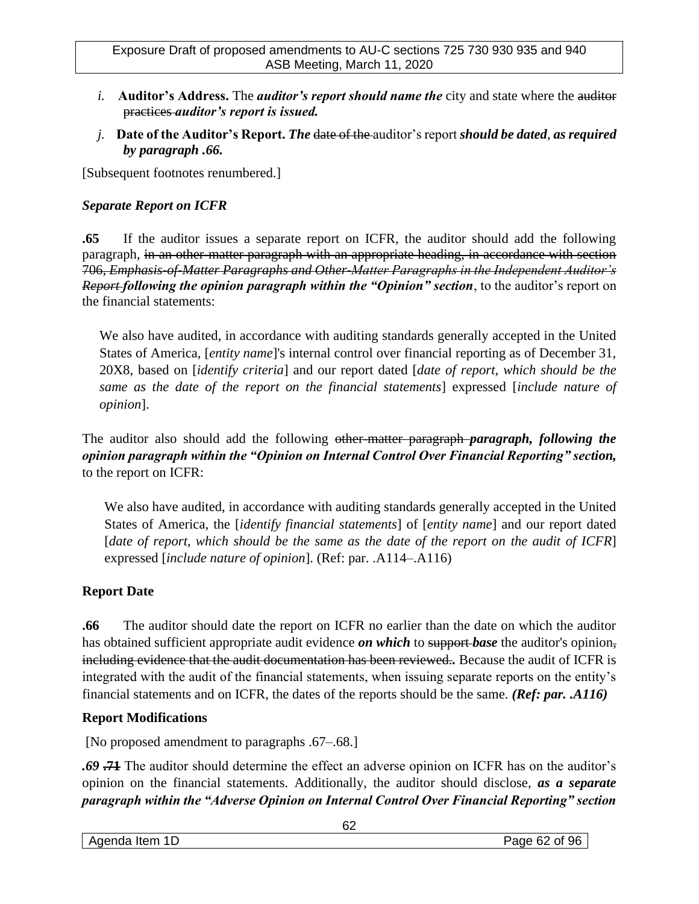*i.* **Auditor's Address.** The ***auditor's report should name the*** city and state where the ~~auditor practices~~ ***auditor's report is issued.***

*j.* **Date of the Auditor's Report.** ***The*** ~~date of the~~ auditor's report ***should be dated, as required by paragraph .66.***

[Subsequent footnotes renumbered.]

### *Separate Report on ICFR*

**.65** If the auditor issues a separate report on ICFR, the auditor should add the following paragraph, ~~in an other-matter paragraph with an appropriate heading, in accordance with section 706, *Emphasis-of-Matter Paragraphs and Other-Matter Paragraphs in the Independent Auditor's Report*~~ ***following the opinion paragraph within the "Opinion" section***, to the auditor's report on the financial statements:

> We also have audited, in accordance with auditing standards generally accepted in the United States of America, [*entity name*]'s internal control over financial reporting as of December 31, 20X8, based on [*identify criteria*] and our report dated [*date of report, which should be the same as the date of the report on the financial statements*] expressed [*include nature of opinion*].

The auditor also should add the following ~~other-matter paragraph~~ ***paragraph, following the opinion paragraph within the "Opinion on Internal Control Over Financial Reporting" section,*** to the report on ICFR:

> We also have audited, in accordance with auditing standards generally accepted in the United States of America, the [*identify financial statements*] of [*entity name*] and our report dated [*date of report, which should be the same as the date of the report on the audit of ICFR*] expressed [*include nature of opinion*]. (Ref: par. .A114–.A116)

### Report Date

**.66** The auditor should date the report on ICFR no earlier than the date on which the auditor has obtained sufficient appropriate audit evidence ***on which*** to ~~support~~ ***base*** the auditor's opinion~~, including evidence that the audit documentation has been reviewed.~~**.** Because the audit of ICFR is integrated with the audit of the financial statements, when issuing separate reports on the entity's financial statements and on ICFR, the dates of the reports should be the same. ***(Ref: par. .A116)***

### Report Modifications

[No proposed amendment to paragraphs .67–.68.]

***.69*** ~~**.71**~~ The auditor should determine the effect an adverse opinion on ICFR has on the auditor's opinion on the financial statements. Additionally, the auditor should disclose, ***as a separate paragraph within the "Adverse Opinion on Internal Control Over Financial Reporting" section***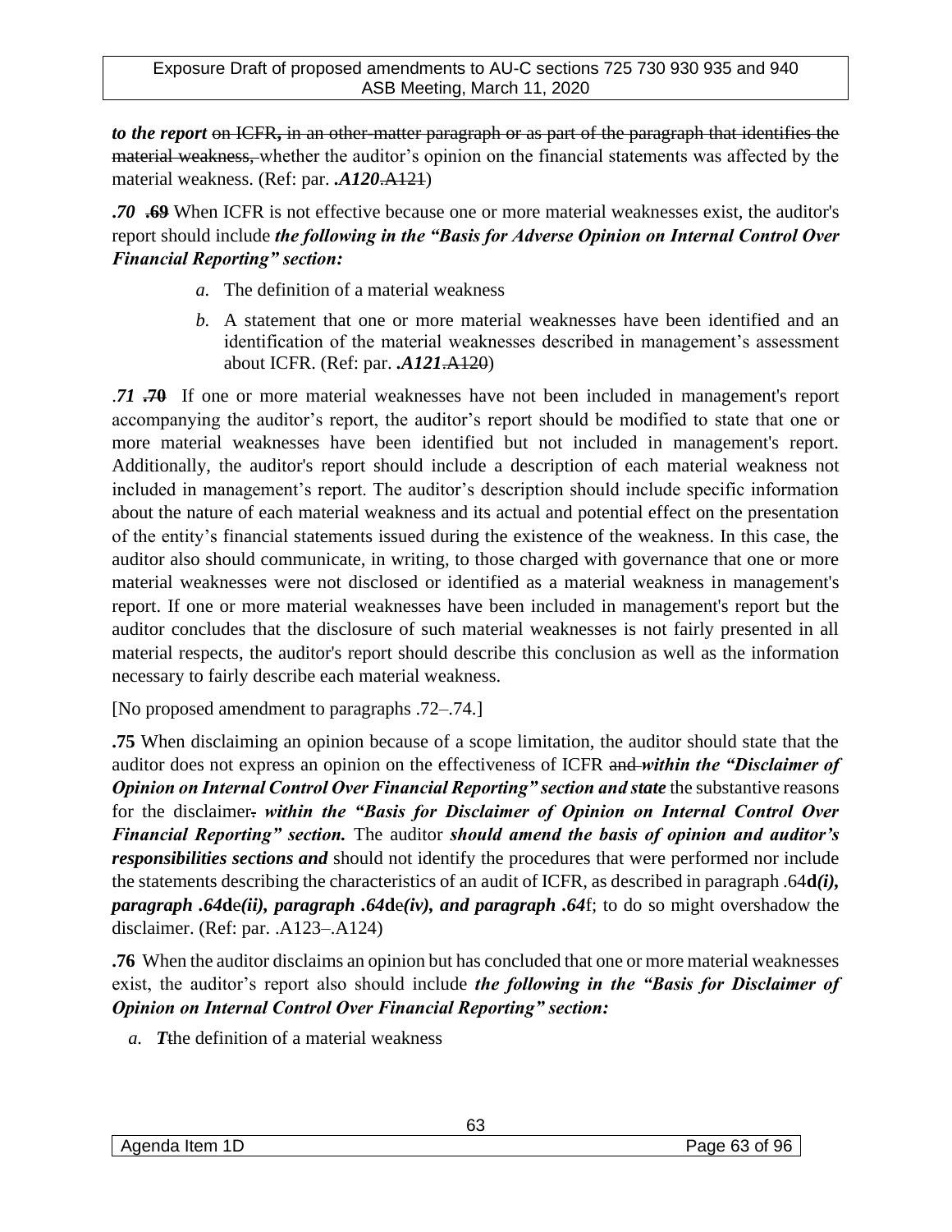***to the report*** ~~on ICFR, in an other-matter paragraph or as part of the paragraph that identifies the material weakness,~~ whether the auditor's opinion on the financial statements was affected by the material weakness. (Ref: par. ***.A120***~~.A121~~)

***.70*** ~~**.69**~~ When ICFR is not effective because one or more material weaknesses exist, the auditor's report should include ***the following in the "Basis for Adverse Opinion on Internal Control Over Financial Reporting" section:***

*a.* The definition of a material weakness

*b.* A statement that one or more material weaknesses have been identified and an identification of the material weaknesses described in management's assessment about ICFR. (Ref: par. ***.A121***~~.A120~~)

*.**71*** ~~**.70**~~ If one or more material weaknesses have not been included in management's report accompanying the auditor's report, the auditor's report should be modified to state that one or more material weaknesses have been identified but not included in management's report. Additionally, the auditor's report should include a description of each material weakness not included in management's report. The auditor's description should include specific information about the nature of each material weakness and its actual and potential effect on the presentation of the entity's financial statements issued during the existence of the weakness. In this case, the auditor also should communicate, in writing, to those charged with governance that one or more material weaknesses were not disclosed or identified as a material weakness in management's report. If one or more material weaknesses have been included in management's report but the auditor concludes that the disclosure of such material weaknesses is not fairly presented in all material respects, the auditor's report should describe this conclusion as well as the information necessary to fairly describe each material weakness.

[No proposed amendment to paragraphs .72–.74.]

**.75** When disclaiming an opinion because of a scope limitation, the auditor should state that the auditor does not express an opinion on the effectiveness of ICFR ~~and~~ ***within the "Disclaimer of Opinion on Internal Control Over Financial Reporting" section and state*** the substantive reasons for the disclaimer~~.~~ ***within the "Basis for Disclaimer of Opinion on Internal Control Over Financial Reporting" section.*** The auditor ***should amend the basis of opinion and auditor's responsibilities sections and*** should not identify the procedures that were performed nor include the statements describing the characteristics of an audit of ICFR, as described in paragraph .64**d*(i)*, *paragraph .64*d**e***(ii)*, *paragraph .64*d**e***(iv)*, *and paragraph .64***f; to do so might overshadow the disclaimer. (Ref: par. .A123–.A124)

**.76** When the auditor disclaims an opinion but has concluded that one or more material weaknesses exist, the auditor's report also should include ***the following in the "Basis for Disclaimer of Opinion on Internal Control Over Financial Reporting" section:***

*a.* ***T***~~t~~he definition of a material weakness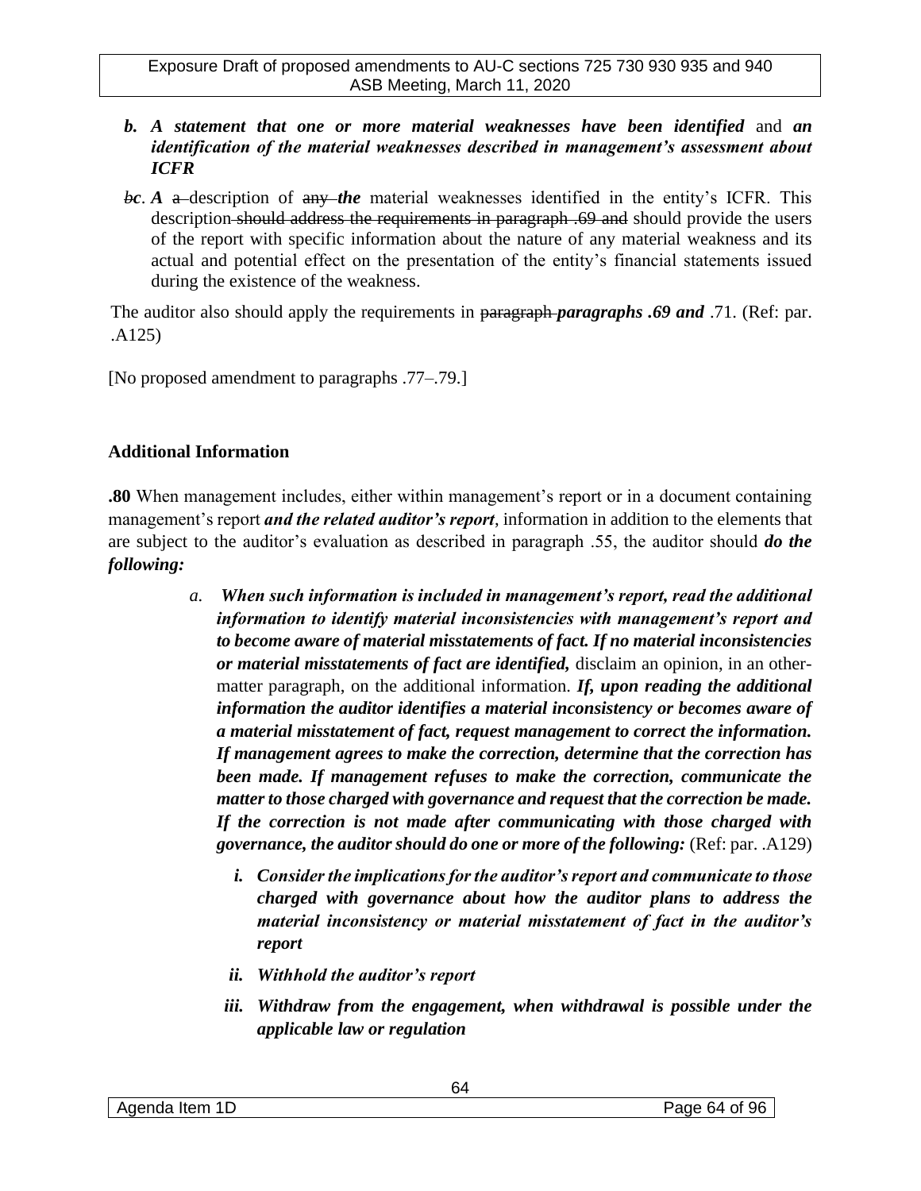*b.* ***A statement that one or more material weaknesses have been identified*** and ***an identification of the material weaknesses described in management's assessment about ICFR***

~~b~~***c***. ***A*** ~~a~~ description of ~~any~~ ***the*** material weaknesses identified in the entity's ICFR. This description ~~should address the requirements in paragraph .69 and~~ should provide the users of the report with specific information about the nature of any material weakness and its actual and potential effect on the presentation of the entity's financial statements issued during the existence of the weakness.

The auditor also should apply the requirements in ~~paragraph~~ ***paragraphs .69 and*** .71. (Ref: par. .A125)

[No proposed amendment to paragraphs .77–.79.]

### Additional Information

**.80** When management includes, either within management's report or in a document containing management's report ***and the related auditor's report***, information in addition to the elements that are subject to the auditor's evaluation as described in paragraph .55, the auditor should ***do the following:***

*a.* ***When such information is included in management's report, read the additional information to identify material inconsistencies with management's report and to become aware of material misstatements of fact. If no material inconsistencies or material misstatements of fact are identified,*** disclaim an opinion, in an other-matter paragraph, on the additional information. ***If, upon reading the additional information the auditor identifies a material inconsistency or becomes aware of a material misstatement of fact, request management to correct the information. If management agrees to make the correction, determine that the correction has been made. If management refuses to make the correction, communicate the matter to those charged with governance and request that the correction be made. If the correction is not made after communicating with those charged with governance, the auditor should do one or more of the following:*** (Ref: par. .A129)

***i. Consider the implications for the auditor's report and communicate to those charged with governance about how the auditor plans to address the material inconsistency or material misstatement of fact in the auditor's report***

***ii. Withhold the auditor's report***

***iii. Withdraw from the engagement, when withdrawal is possible under the applicable law or regulation***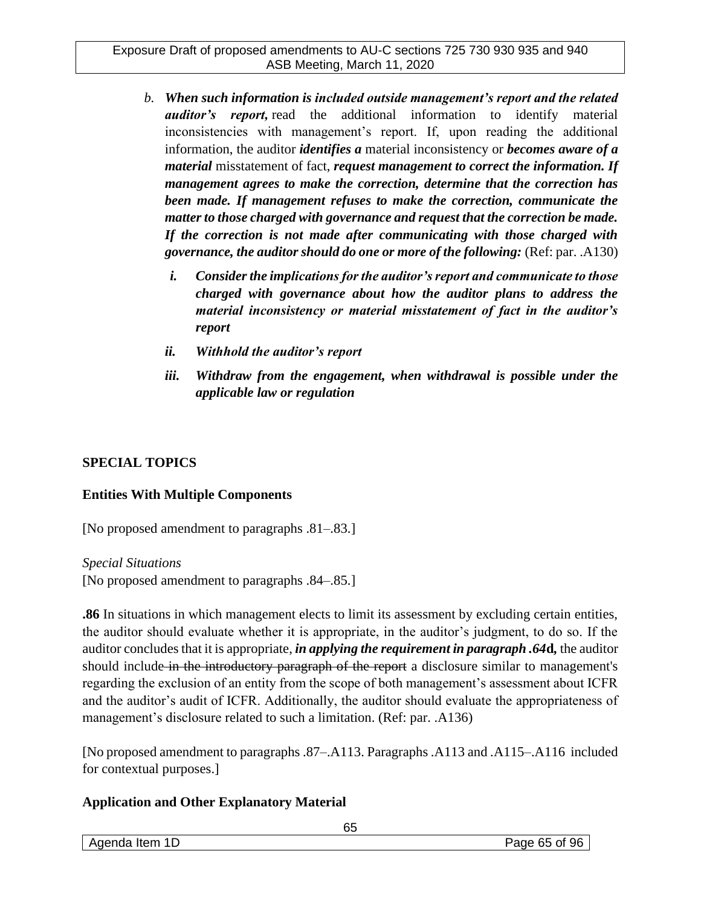b. ***When such information is included outside management's report and the related auditor's report,*** read the additional information to identify material inconsistencies with management's report. If, upon reading the additional information, the auditor ***identifies a*** material inconsistency or ***becomes aware of a material*** misstatement of fact, ***request management to correct the information. If management agrees to make the correction, determine that the correction has been made. If management refuses to make the correction, communicate the matter to those charged with governance and request that the correction be made. If the correction is not made after communicating with those charged with governance, the auditor should do one or more of the following:*** (Ref: par. .A130)

   i. ***Consider the implications for the auditor's report and communicate to those charged with governance about how the auditor plans to address the material inconsistency or material misstatement of fact in the auditor's report***

   ii. ***Withhold the auditor's report***

   iii. ***Withdraw from the engagement, when withdrawal is possible under the applicable law or regulation***

## SPECIAL TOPICS

### Entities With Multiple Components

[No proposed amendment to paragraphs .81–.83.]

*Special Situations*

[No proposed amendment to paragraphs .84–.85.]

**.86** In situations in which management elects to limit its assessment by excluding certain entities, the auditor should evaluate whether it is appropriate, in the auditor's judgment, to do so. If the auditor concludes that it is appropriate, ***in applying the requirement in paragraph .64*d,** the auditor should include ~~in the introductory paragraph of the report~~ a disclosure similar to management's regarding the exclusion of an entity from the scope of both management's assessment about ICFR and the auditor's audit of ICFR. Additionally, the auditor should evaluate the appropriateness of management's disclosure related to such a limitation. (Ref: par. .A136)

[No proposed amendment to paragraphs .87–.A113. Paragraphs .A113 and .A115–.A116 included for contextual purposes.]

### Application and Other Explanatory Material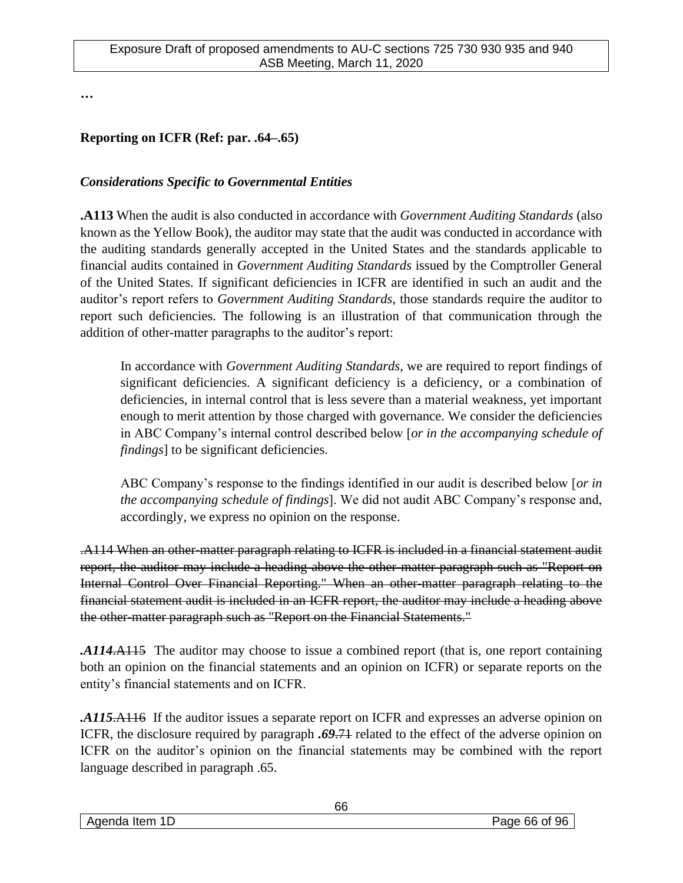…

**Reporting on ICFR (Ref: par. .64–.65)**

***Considerations Specific to Governmental Entities***

**.A113** When the audit is also conducted in accordance with *Government Auditing Standards* (also known as the Yellow Book), the auditor may state that the audit was conducted in accordance with the auditing standards generally accepted in the United States and the standards applicable to financial audits contained in *Government Auditing Standards* issued by the Comptroller General of the United States. If significant deficiencies in ICFR are identified in such an audit and the auditor's report refers to *Government Auditing Standards*, those standards require the auditor to report such deficiencies. The following is an illustration of that communication through the addition of other-matter paragraphs to the auditor's report:

> In accordance with *Government Auditing Standards*, we are required to report findings of significant deficiencies. A significant deficiency is a deficiency, or a combination of deficiencies, in internal control that is less severe than a material weakness, yet important enough to merit attention by those charged with governance. We consider the deficiencies in ABC Company's internal control described below [*or in the accompanying schedule of findings*] to be significant deficiencies.
>
> ABC Company's response to the findings identified in our audit is described below [*or in the accompanying schedule of findings*]. We did not audit ABC Company's response and, accordingly, we express no opinion on the response.

~~.A114 When an other-matter paragraph relating to ICFR is included in a financial statement audit report, the auditor may include a heading above the other-matter paragraph such as "Report on Internal Control Over Financial Reporting." When an other-matter paragraph relating to the financial statement audit is included in an ICFR report, the auditor may include a heading above the other-matter paragraph such as "Report on the Financial Statements."~~

***.A114***~~.A115~~ The auditor may choose to issue a combined report (that is, one report containing both an opinion on the financial statements and an opinion on ICFR) or separate reports on the entity's financial statements and on ICFR.

***.A115***~~.A116~~ If the auditor issues a separate report on ICFR and expresses an adverse opinion on ICFR, the disclosure required by paragraph ***.69***~~.71~~ related to the effect of the adverse opinion on ICFR on the auditor's opinion on the financial statements may be combined with the report language described in paragraph .65.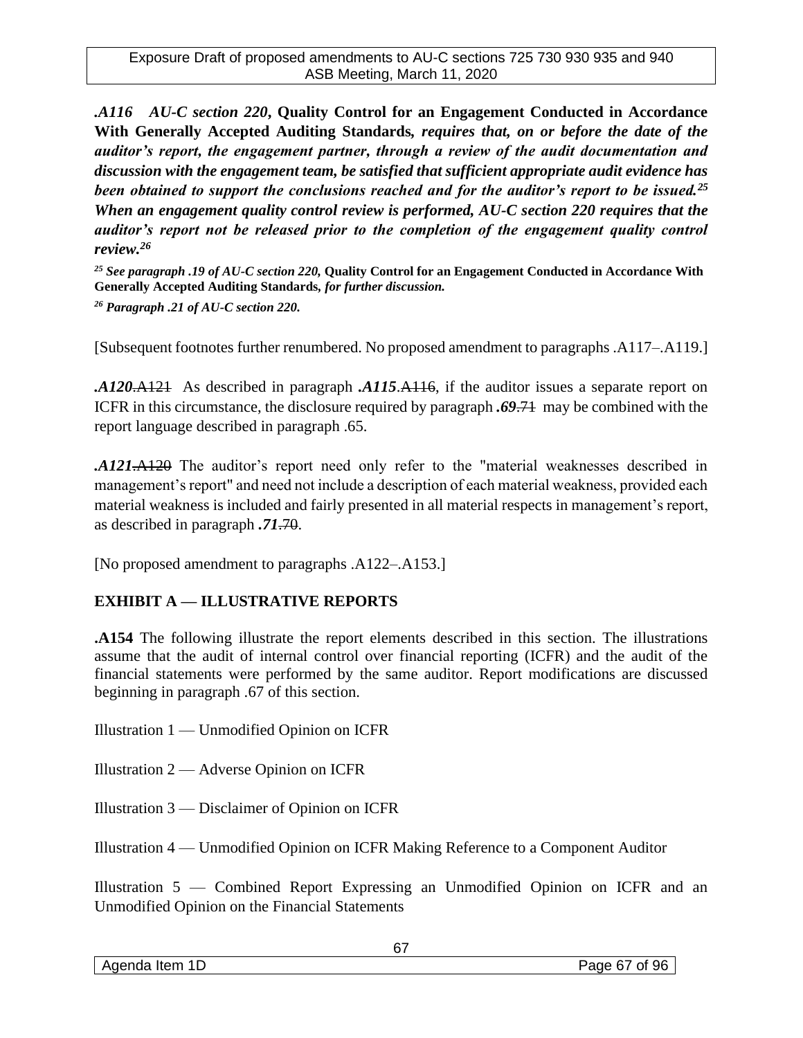***.A116 AU-C section 220*, Quality Control for an Engagement Conducted in Accordance With Generally Accepted Auditing Standards, *requires that, on or before the date of the auditor's report, the engagement partner, through a review of the audit documentation and discussion with the engagement team, be satisfied that sufficient appropriate audit evidence has been obtained to support the conclusions reached and for the auditor's report to be issued.*[25] *When an engagement quality control review is performed, AU-C section 220 requires that the auditor's report not be released prior to the completion of the engagement quality control review.*[26]**

[25] ***See paragraph .19 of AU-C section 220,* Quality Control for an Engagement Conducted in Accordance With Generally Accepted Auditing Standards, *for further discussion.***

[26] ***Paragraph .21 of AU-C section 220.***

[Subsequent footnotes further renumbered. No proposed amendment to paragraphs .A117–.A119.]

***.A120*~~.A121~~** As described in paragraph ***.A115*~~.A116~~**, if the auditor issues a separate report on ICFR in this circumstance, the disclosure required by paragraph ***.69*~~.71~~** may be combined with the report language described in paragraph .65.

***.A121*~~.A120~~** The auditor's report need only refer to the "material weaknesses described in management's report" and need not include a description of each material weakness, provided each material weakness is included and fairly presented in all material respects in management's report, as described in paragraph ***.71*~~.70~~**.

[No proposed amendment to paragraphs .A122–.A153.]

## EXHIBIT A — ILLUSTRATIVE REPORTS

**.A154** The following illustrate the report elements described in this section. The illustrations assume that the audit of internal control over financial reporting (ICFR) and the audit of the financial statements were performed by the same auditor. Report modifications are discussed beginning in paragraph .67 of this section.

Illustration 1 — Unmodified Opinion on ICFR

Illustration 2 — Adverse Opinion on ICFR

Illustration 3 — Disclaimer of Opinion on ICFR

Illustration 4 — Unmodified Opinion on ICFR Making Reference to a Component Auditor

Illustration 5 — Combined Report Expressing an Unmodified Opinion on ICFR and an Unmodified Opinion on the Financial Statements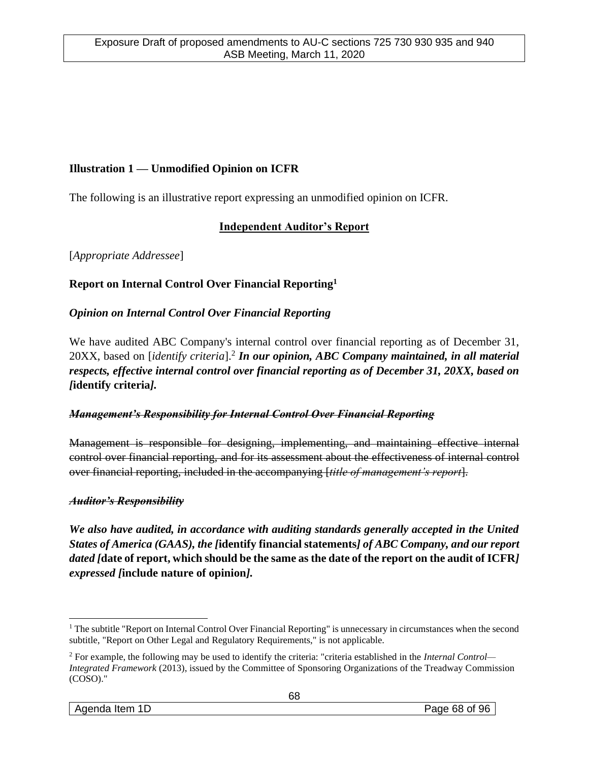**Illustration 1 — Unmodified Opinion on ICFR**

The following is an illustrative report expressing an unmodified opinion on ICFR.

<u>**Independent Auditor's Report**</u>

[*Appropriate Addressee*]

**Report on Internal Control Over Financial Reporting**[1]

***Opinion on Internal Control Over Financial Reporting***

We have audited ABC Company's internal control over financial reporting as of December 31, 20XX, based on [*identify criteria*].[2] ***In our opinion, ABC Company maintained, in all material respects, effective internal control over financial reporting as of December 31, 20XX, based on [*****identify criteria*****].***

~~***Management's Responsibility for Internal Control Over Financial Reporting***~~

~~Management is responsible for designing, implementing, and maintaining effective internal control over financial reporting, and for its assessment about the effectiveness of internal control over financial reporting, included in the accompanying [*title of management's report*].~~

~~***Auditor's Responsibility***~~

***We also have audited, in accordance with auditing standards generally accepted in the United States of America (GAAS), the [*****identify financial statements*****] of ABC Company, and our report dated [*****date of report, which should be the same as the date of the report on the audit of ICFR*****] expressed [*****include nature of opinion*****].***

---

[1] The subtitle "Report on Internal Control Over Financial Reporting" is unnecessary in circumstances when the second subtitle, "Report on Other Legal and Regulatory Requirements," is not applicable.

[2] For example, the following may be used to identify the criteria: "criteria established in the *Internal Control— Integrated Framework* (2013), issued by the Committee of Sponsoring Organizations of the Treadway Commission (COSO)."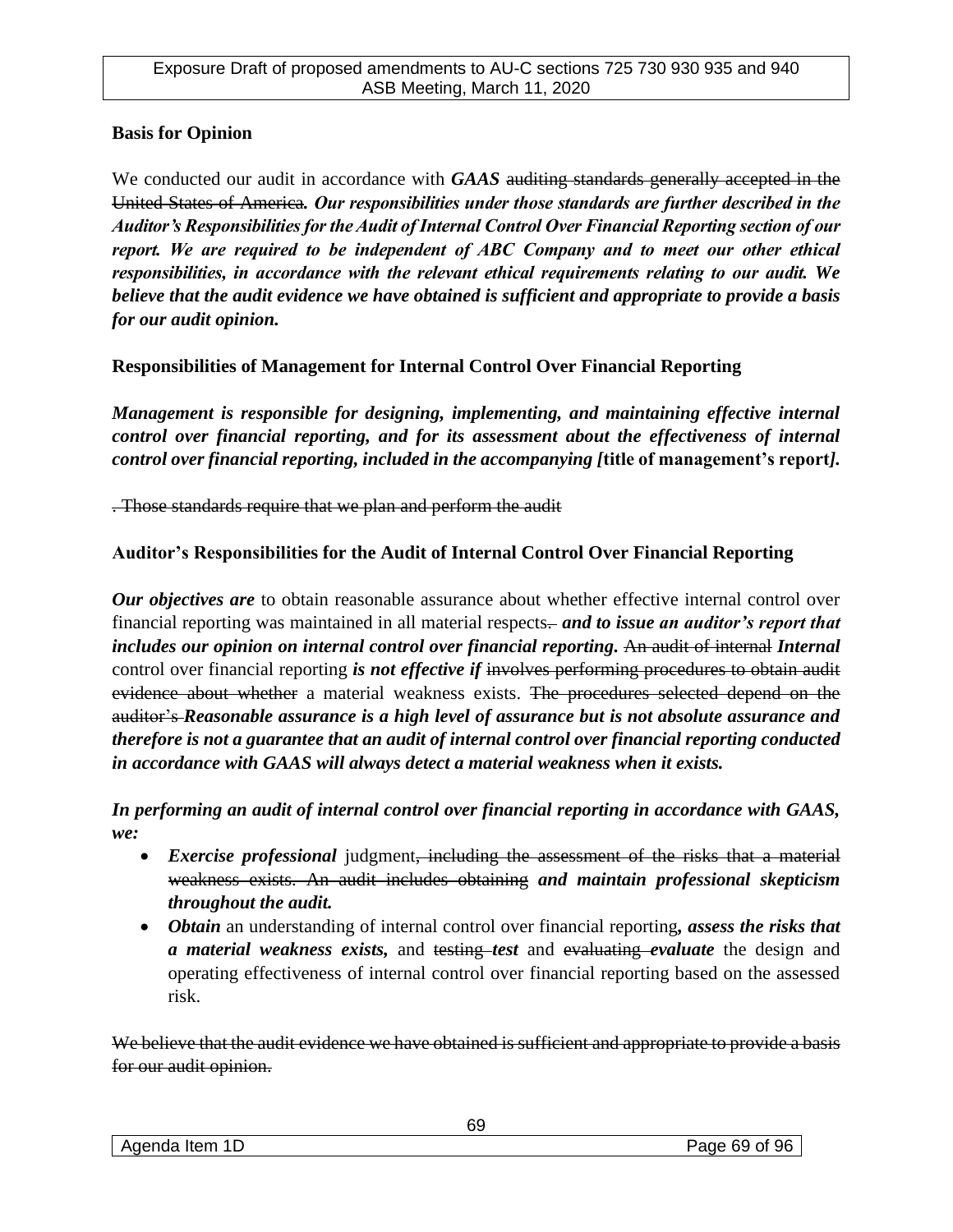**Basis for Opinion**

We conducted our audit in accordance with ***GAAS*** ~~auditing standards generally accepted in the United States of America~~*.* ***Our responsibilities under those standards are further described in the Auditor's Responsibilities for the Audit of Internal Control Over Financial Reporting section of our report. We are required to be independent of ABC Company and to meet our other ethical responsibilities, in accordance with the relevant ethical requirements relating to our audit. We believe that the audit evidence we have obtained is sufficient and appropriate to provide a basis for our audit opinion.***

**Responsibilities of Management for Internal Control Over Financial Reporting**

***Management is responsible for designing, implementing, and maintaining effective internal control over financial reporting, and for its assessment about the effectiveness of internal control over financial reporting, included in the accompanying [*****title of management's report*****].***

~~. Those standards require that we plan and perform the audit~~

**Auditor's Responsibilities for the Audit of Internal Control Over Financial Reporting**

***Our objectives are*** to obtain reasonable assurance about whether effective internal control over financial reporting was maintained in all material respects~~.~~ ***and to issue an auditor's report that includes our opinion on internal control over financial reporting.*** ~~An audit of internal~~ ***Internal*** control over financial reporting ***is not effective if*** ~~involves performing procedures to obtain audit evidence about whether~~ a material weakness exists. ~~The procedures selected depend on the auditor's~~ ***Reasonable assurance is a high level of assurance but is not absolute assurance and therefore is not a guarantee that an audit of internal control over financial reporting conducted in accordance with GAAS will always detect a material weakness when it exists.***

***In performing an audit of internal control over financial reporting in accordance with GAAS, we:***

- ***Exercise professional*** judgment~~, including the assessment of the risks that a material weakness exists. An audit includes obtaining~~ ***and maintain professional skepticism throughout the audit.***
- ***Obtain*** an understanding of internal control over financial reporting***, assess the risks that a material weakness exists,*** and ~~testing~~ ***test*** and ~~evaluating~~ ***evaluate*** the design and operating effectiveness of internal control over financial reporting based on the assessed risk.

~~We believe that the audit evidence we have obtained is sufficient and appropriate to provide a basis for our audit opinion.~~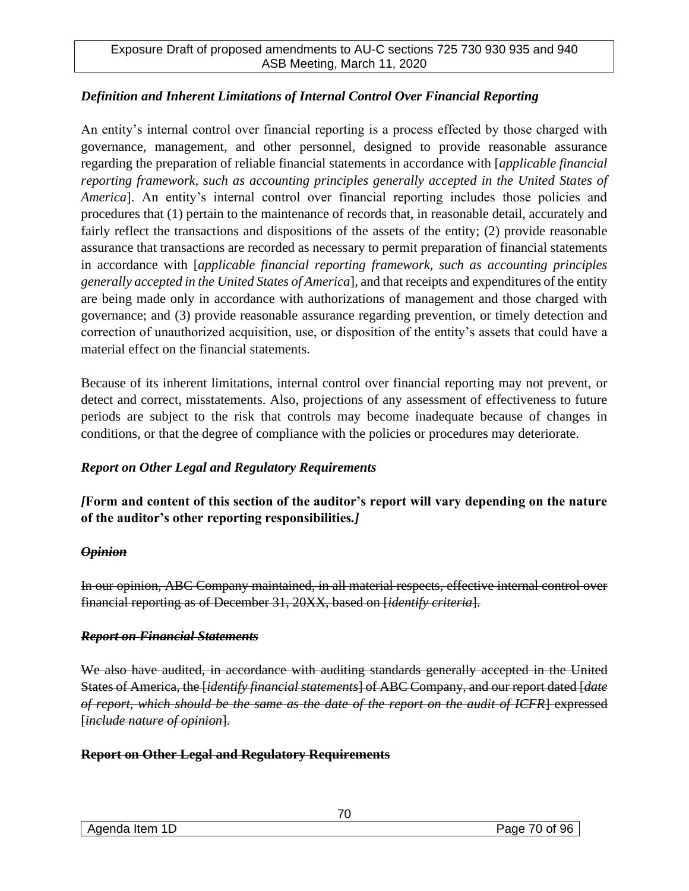*Definition and Inherent Limitations of Internal Control Over Financial Reporting*

An entity's internal control over financial reporting is a process effected by those charged with governance, management, and other personnel, designed to provide reasonable assurance regarding the preparation of reliable financial statements in accordance with [*applicable financial reporting framework, such as accounting principles generally accepted in the United States of America*]. An entity's internal control over financial reporting includes those policies and procedures that (1) pertain to the maintenance of records that, in reasonable detail, accurately and fairly reflect the transactions and dispositions of the assets of the entity; (2) provide reasonable assurance that transactions are recorded as necessary to permit preparation of financial statements in accordance with [*applicable financial reporting framework, such as accounting principles generally accepted in the United States of America*], and that receipts and expenditures of the entity are being made only in accordance with authorizations of management and those charged with governance; and (3) provide reasonable assurance regarding prevention, or timely detection and correction of unauthorized acquisition, use, or disposition of the entity's assets that could have a material effect on the financial statements.

Because of its inherent limitations, internal control over financial reporting may not prevent, or detect and correct, misstatements. Also, projections of any assessment of effectiveness to future periods are subject to the risk that controls may become inadequate because of changes in conditions, or that the degree of compliance with the policies or procedures may deteriorate.

*Report on Other Legal and Regulatory Requirements*

***[*Form and content of this section of the auditor's report will vary depending on the nature of the auditor's other reporting responsibilities.*]***

~~***Opinion***~~

~~In our opinion, ABC Company maintained, in all material respects, effective internal control over financial reporting as of December 31, 20XX, based on [*identify criteria*].~~

~~***Report on Financial Statements***~~

~~We also have audited, in accordance with auditing standards generally accepted in the United States of America, the [*identify financial statements*] of ABC Company, and our report dated [*date of report, which should be the same as the date of the report on the audit of ICFR*] expressed [*include nature of opinion*].~~

~~**Report on Other Legal and Regulatory Requirements**~~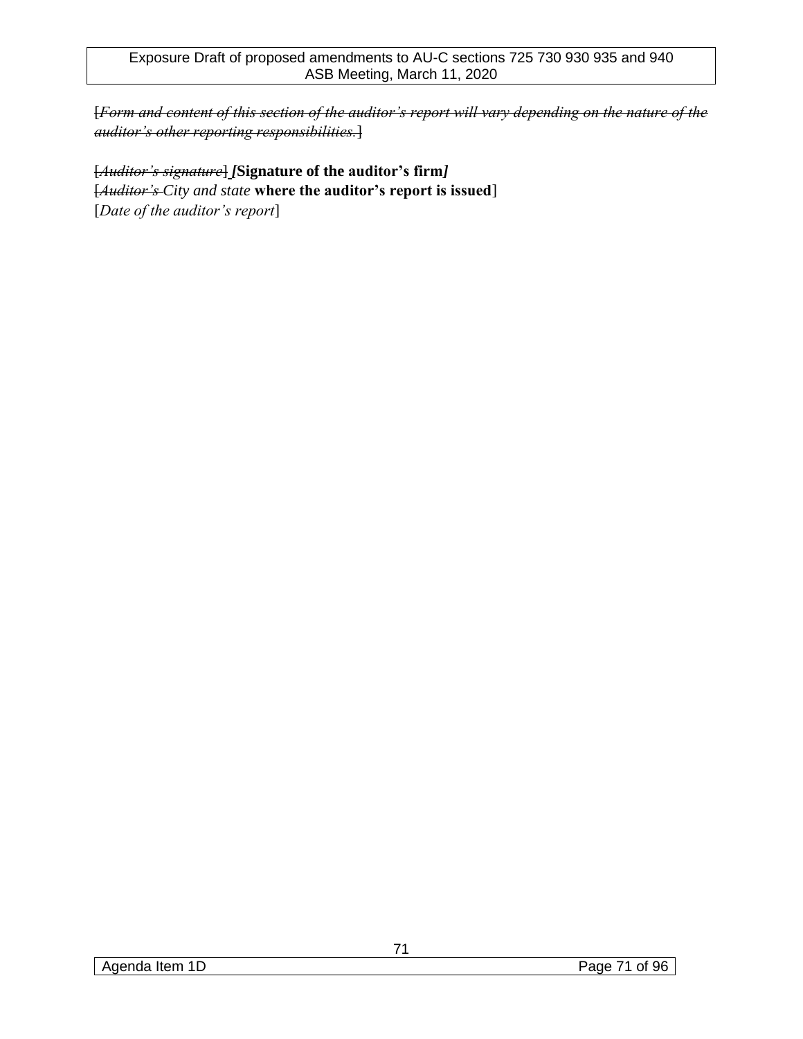[~~*Form and content of this section of the auditor's report will vary depending on the nature of the auditor's other reporting responsibilities.*~~]

[~~*Auditor's signature*~~] ***[*Signature of the auditor's firm*]***
[~~*Auditor's*~~ *City and state* **where the auditor's report is issued**]
[*Date of the auditor's report*]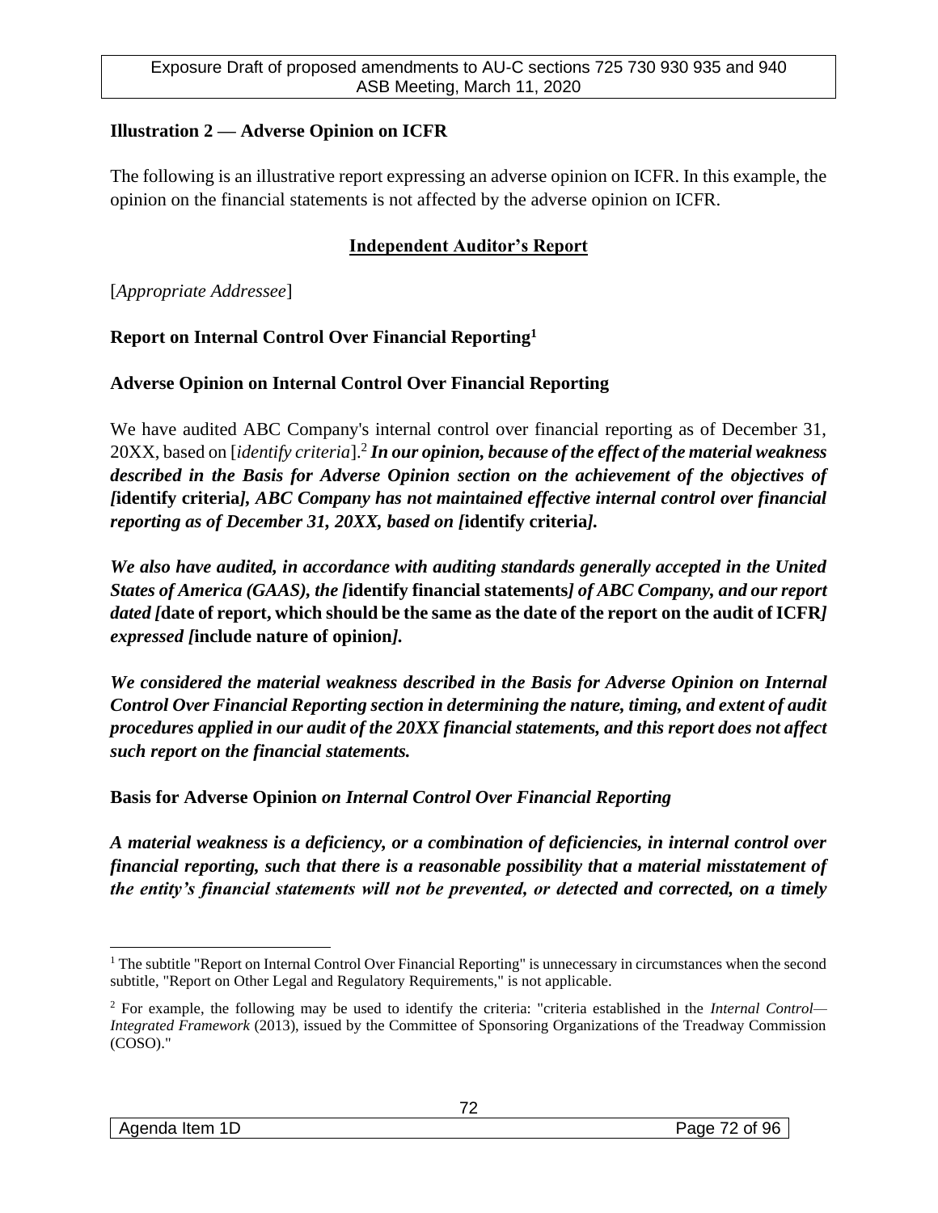### Illustration 2 — Adverse Opinion on ICFR

The following is an illustrative report expressing an adverse opinion on ICFR. In this example, the opinion on the financial statements is not affected by the adverse opinion on ICFR.

**Independent Auditor's Report**

[*Appropriate Addressee*]

**Report on Internal Control Over Financial Reporting**[1]

**Adverse Opinion on Internal Control Over Financial Reporting**

We have audited ABC Company's internal control over financial reporting as of December 31, 20XX, based on [*identify criteria*].[2] ***In our opinion, because of the effect of the material weakness described in the Basis for Adverse Opinion section on the achievement of the objectives of [*****identify criteria*****], ABC Company has not maintained effective internal control over financial reporting as of December 31, 20XX, based on [*****identify criteria*****].***

***We also have audited, in accordance with auditing standards generally accepted in the United States of America (GAAS), the [*****identify financial statements*****] of ABC Company, and our report dated [*****date of report, which should be the same as the date of the report on the audit of ICFR*****] expressed [*****include nature of opinion*****].***

***We considered the material weakness described in the Basis for Adverse Opinion on Internal Control Over Financial Reporting section in determining the nature, timing, and extent of audit procedures applied in our audit of the 20XX financial statements, and this report does not affect such report on the financial statements.***

**Basis for Adverse Opinion** ***on Internal Control Over Financial Reporting***

***A material weakness is a deficiency, or a combination of deficiencies, in internal control over financial reporting, such that there is a reasonable possibility that a material misstatement of the entity's financial statements will not be prevented, or detected and corrected, on a timely***

---

[1] The subtitle "Report on Internal Control Over Financial Reporting" is unnecessary in circumstances when the second subtitle, "Report on Other Legal and Regulatory Requirements," is not applicable.

[2] For example, the following may be used to identify the criteria: "criteria established in the *Internal Control—Integrated Framework* (2013), issued by the Committee of Sponsoring Organizations of the Treadway Commission (COSO)."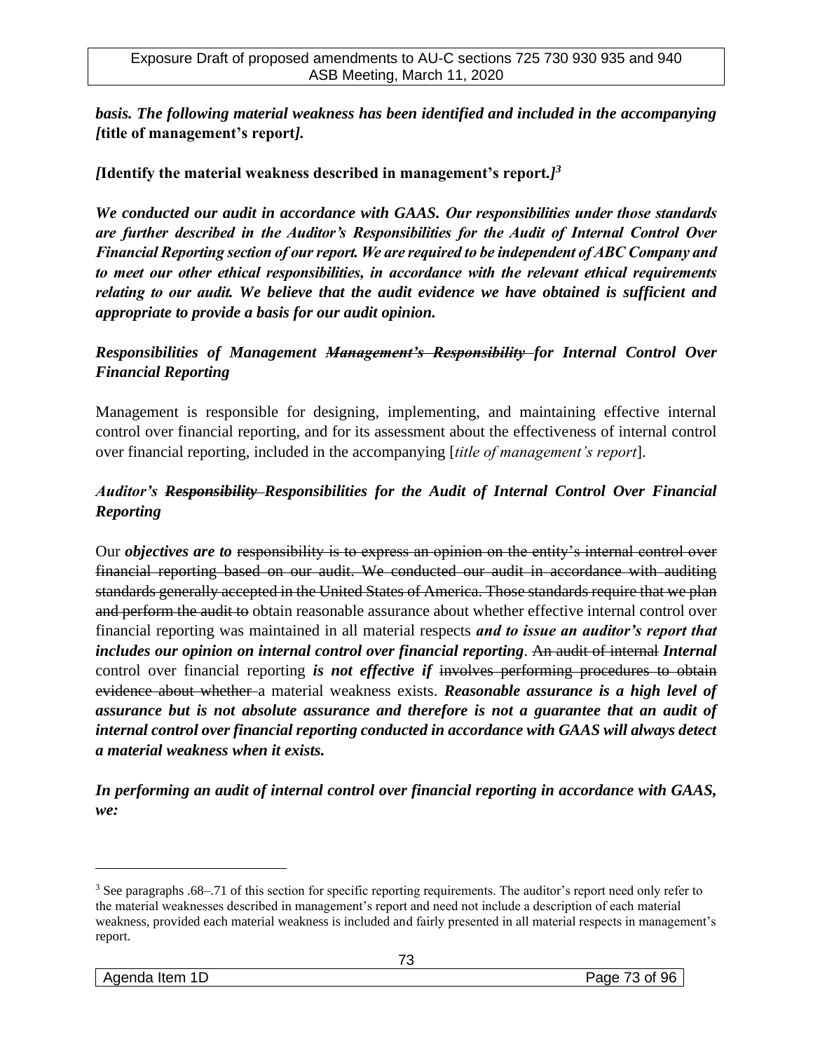***basis. The following material weakness has been identified and included in the accompanying [*****title of management's report*****].***

***[*****Identify the material weakness described in management's report.*****]***[3]

***We conducted our audit in accordance with GAAS. Our responsibilities under those standards are further described in the Auditor's Responsibilities for the Audit of Internal Control Over Financial Reporting section of our report. We are required to be independent of ABC Company and to meet our other ethical responsibilities, in accordance with the relevant ethical requirements relating to our audit. We believe that the audit evidence we have obtained is sufficient and appropriate to provide a basis for our audit opinion.***

***Responsibilities of Management ~~Management's Responsibility~~ for Internal Control Over Financial Reporting***

Management is responsible for designing, implementing, and maintaining effective internal control over financial reporting, and for its assessment about the effectiveness of internal control over financial reporting, included in the accompanying [*title of management's report*].

***Auditor's ~~Responsibility~~ Responsibilities for the Audit of Internal Control Over Financial Reporting***

Our ***objectives are to*** ~~responsibility is to express an opinion on the entity's internal control over financial reporting based on our audit. We conducted our audit in accordance with auditing standards generally accepted in the United States of America. Those standards require that we plan and perform the audit to~~ obtain reasonable assurance about whether effective internal control over financial reporting was maintained in all material respects ***and to issue an auditor's report that includes our opinion on internal control over financial reporting***. ~~An audit of internal~~ ***Internal*** control over financial reporting ***is not effective if*** ~~involves performing procedures to obtain evidence about whether~~ a material weakness exists. ***Reasonable assurance is a high level of assurance but is not absolute assurance and therefore is not a guarantee that an audit of internal control over financial reporting conducted in accordance with GAAS will always detect a material weakness when it exists.***

***In performing an audit of internal control over financial reporting in accordance with GAAS, we:***

---

[3] See paragraphs .68–.71 of this section for specific reporting requirements. The auditor's report need only refer to the material weaknesses described in management's report and need not include a description of each material weakness, provided each material weakness is included and fairly presented in all material respects in management's report.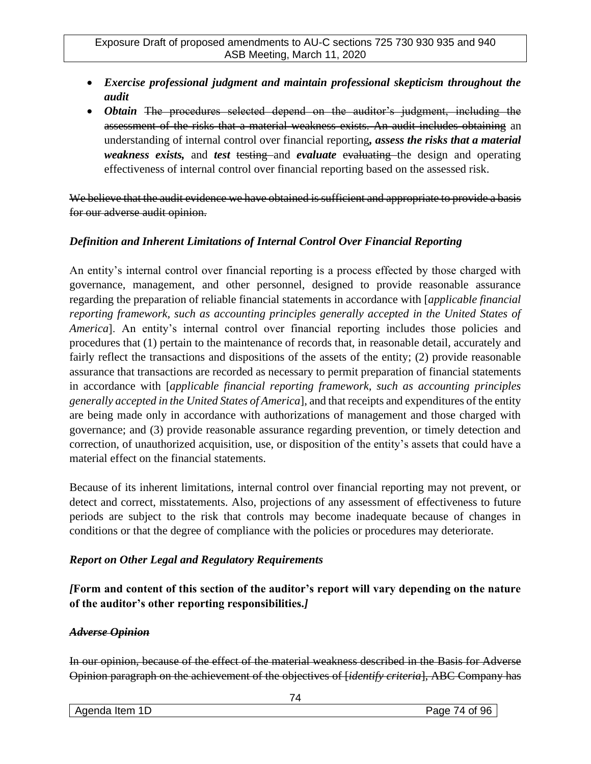- ***Exercise professional judgment and maintain professional skepticism throughout the audit***
- ***Obtain*** ~~The procedures selected depend on the auditor's judgment, including the assessment of the risks that a material weakness exists. An audit includes obtaining~~ an understanding of internal control over financial reporting***, assess the risks that a material weakness exists,*** and ***test*** ~~testing~~ and ***evaluate*** ~~evaluating~~ the design and operating effectiveness of internal control over financial reporting based on the assessed risk.

~~We believe that the audit evidence we have obtained is sufficient and appropriate to provide a basis for our adverse audit opinion.~~

### *Definition and Inherent Limitations of Internal Control Over Financial Reporting*

An entity's internal control over financial reporting is a process effected by those charged with governance, management, and other personnel, designed to provide reasonable assurance regarding the preparation of reliable financial statements in accordance with [*applicable financial reporting framework, such as accounting principles generally accepted in the United States of America*]. An entity's internal control over financial reporting includes those policies and procedures that (1) pertain to the maintenance of records that, in reasonable detail, accurately and fairly reflect the transactions and dispositions of the assets of the entity; (2) provide reasonable assurance that transactions are recorded as necessary to permit preparation of financial statements in accordance with [*applicable financial reporting framework, such as accounting principles generally accepted in the United States of America*], and that receipts and expenditures of the entity are being made only in accordance with authorizations of management and those charged with governance; and (3) provide reasonable assurance regarding prevention, or timely detection and correction, of unauthorized acquisition, use, or disposition of the entity's assets that could have a material effect on the financial statements.

Because of its inherent limitations, internal control over financial reporting may not prevent, or detect and correct, misstatements. Also, projections of any assessment of effectiveness to future periods are subject to the risk that controls may become inadequate because of changes in conditions or that the degree of compliance with the policies or procedures may deteriorate.

### *Report on Other Legal and Regulatory Requirements*

***[*Form and content of this section of the auditor's report will vary depending on the nature of the auditor's other reporting responsibilities.*]***

### ~~*Adverse Opinion*~~

~~In our opinion, because of the effect of the material weakness described in the Basis for Adverse Opinion paragraph on the achievement of the objectives of [*identify criteria*], ABC Company has~~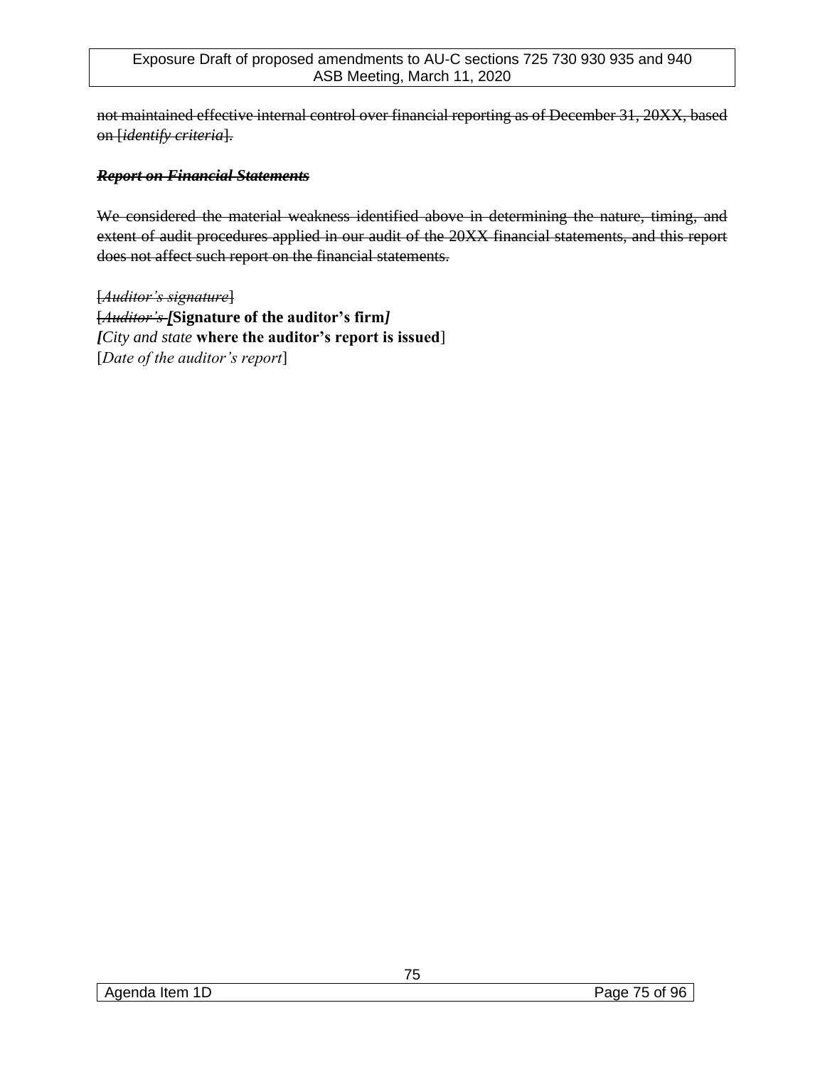~~not maintained effective internal control over financial reporting as of December 31, 20XX, based on [*identify criteria*].~~

***~~Report on Financial Statements~~***

~~We considered the material weakness identified above in determining the nature, timing, and extent of audit procedures applied in our audit of the 20XX financial statements, and this report does not affect such report on the financial statements.~~

~~[*Auditor's signature*]~~
~~[*Auditor's*~~ ***[*****Signature of the auditor's firm*****]***
***[****City and state* **where the auditor's report is issued**]
[*Date of the auditor's report*]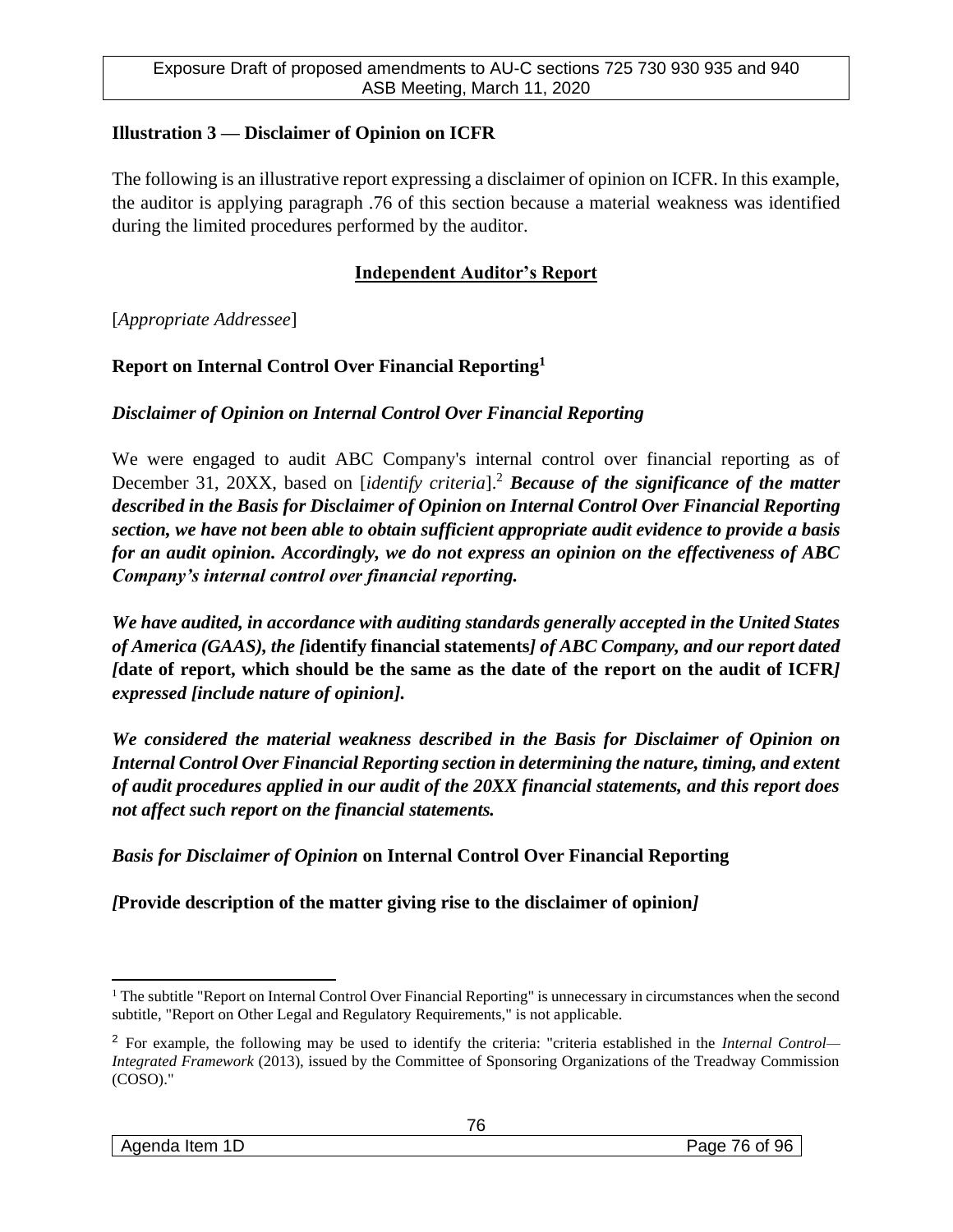**Illustration 3 — Disclaimer of Opinion on ICFR**

The following is an illustrative report expressing a disclaimer of opinion on ICFR. In this example, the auditor is applying paragraph .76 of this section because a material weakness was identified during the limited procedures performed by the auditor.

**Independent Auditor's Report**

[*Appropriate Addressee*]

**Report on Internal Control Over Financial Reporting**[1]

***Disclaimer of Opinion on Internal Control Over Financial Reporting***

We were engaged to audit ABC Company's internal control over financial reporting as of December 31, 20XX, based on [*identify criteria*].[2] ***Because of the significance of the matter described in the Basis for Disclaimer of Opinion on Internal Control Over Financial Reporting section, we have not been able to obtain sufficient appropriate audit evidence to provide a basis for an audit opinion. Accordingly, we do not express an opinion on the effectiveness of ABC Company's internal control over financial reporting.***

***We have audited, in accordance with auditing standards generally accepted in the United States of America (GAAS), the [*****identify financial statements*****] of ABC Company, and our report dated [*****date of report, which should be the same as the date of the report on the audit of ICFR*****] expressed [include nature of opinion].***

***We considered the material weakness described in the Basis for Disclaimer of Opinion on Internal Control Over Financial Reporting section in determining the nature, timing, and extent of audit procedures applied in our audit of the 20XX financial statements, and this report does not affect such report on the financial statements.***

***Basis for Disclaimer of Opinion* on Internal Control Over Financial Reporting**

***[*****Provide description of the matter giving rise to the disclaimer of opinion*****]***

---

[1] The subtitle "Report on Internal Control Over Financial Reporting" is unnecessary in circumstances when the second subtitle, "Report on Other Legal and Regulatory Requirements," is not applicable.

[2] For example, the following may be used to identify the criteria: "criteria established in the *Internal Control—Integrated Framework* (2013), issued by the Committee of Sponsoring Organizations of the Treadway Commission (COSO)."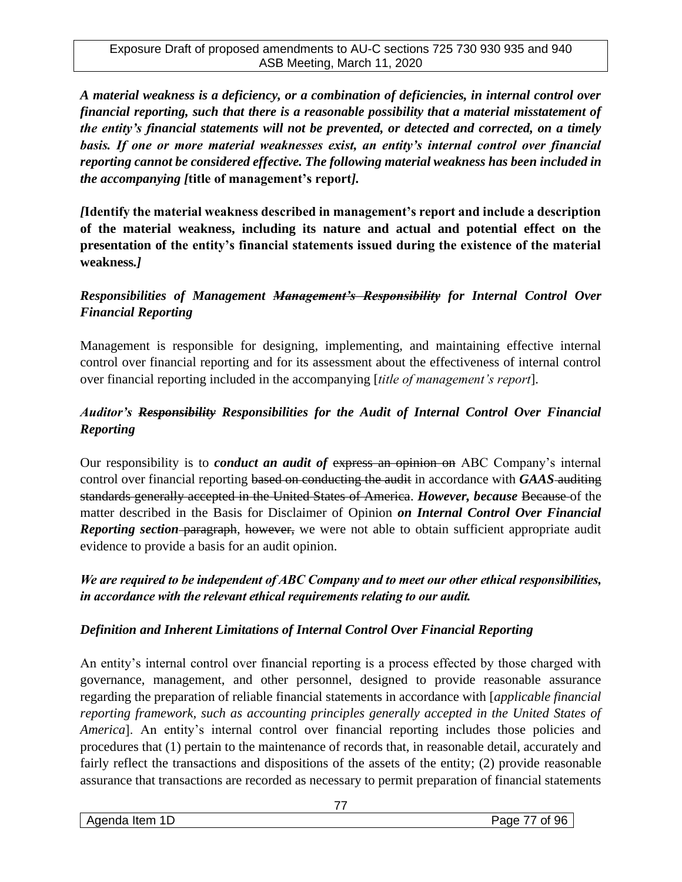***A material weakness is a deficiency, or a combination of deficiencies, in internal control over financial reporting, such that there is a reasonable possibility that a material misstatement of the entity's financial statements will not be prevented, or detected and corrected, on a timely basis. If one or more material weaknesses exist, an entity's internal control over financial reporting cannot be considered effective. The following material weakness has been included in the accompanying [*****title of management's report*****].***

***[*****Identify the material weakness described in management's report and include a description of the material weakness, including its nature and actual and potential effect on the presentation of the entity's financial statements issued during the existence of the material weakness.*****]***

### *Responsibilities of Management ~~Management's Responsibility~~ for Internal Control Over Financial Reporting*

Management is responsible for designing, implementing, and maintaining effective internal control over financial reporting and for its assessment about the effectiveness of internal control over financial reporting included in the accompanying [*title of management's report*].

### *Auditor's ~~Responsibility~~ Responsibilities for the Audit of Internal Control Over Financial Reporting*

Our responsibility is to ***conduct an audit of*** ~~express an opinion on~~ ABC Company's internal control over financial reporting ~~based on conducting the audit~~ in accordance with ***GAAS*** ~~auditing standards generally accepted in the United States of America~~. ***However, because*** ~~Because~~ of the matter described in the Basis for Disclaimer of Opinion ***on Internal Control Over Financial Reporting section*** ~~paragraph~~, ~~however,~~ we were not able to obtain sufficient appropriate audit evidence to provide a basis for an audit opinion.

***We are required to be independent of ABC Company and to meet our other ethical responsibilities, in accordance with the relevant ethical requirements relating to our audit.***

### *Definition and Inherent Limitations of Internal Control Over Financial Reporting*

An entity's internal control over financial reporting is a process effected by those charged with governance, management, and other personnel, designed to provide reasonable assurance regarding the preparation of reliable financial statements in accordance with [*applicable financial reporting framework, such as accounting principles generally accepted in the United States of America*]. An entity's internal control over financial reporting includes those policies and procedures that (1) pertain to the maintenance of records that, in reasonable detail, accurately and fairly reflect the transactions and dispositions of the assets of the entity; (2) provide reasonable assurance that transactions are recorded as necessary to permit preparation of financial statements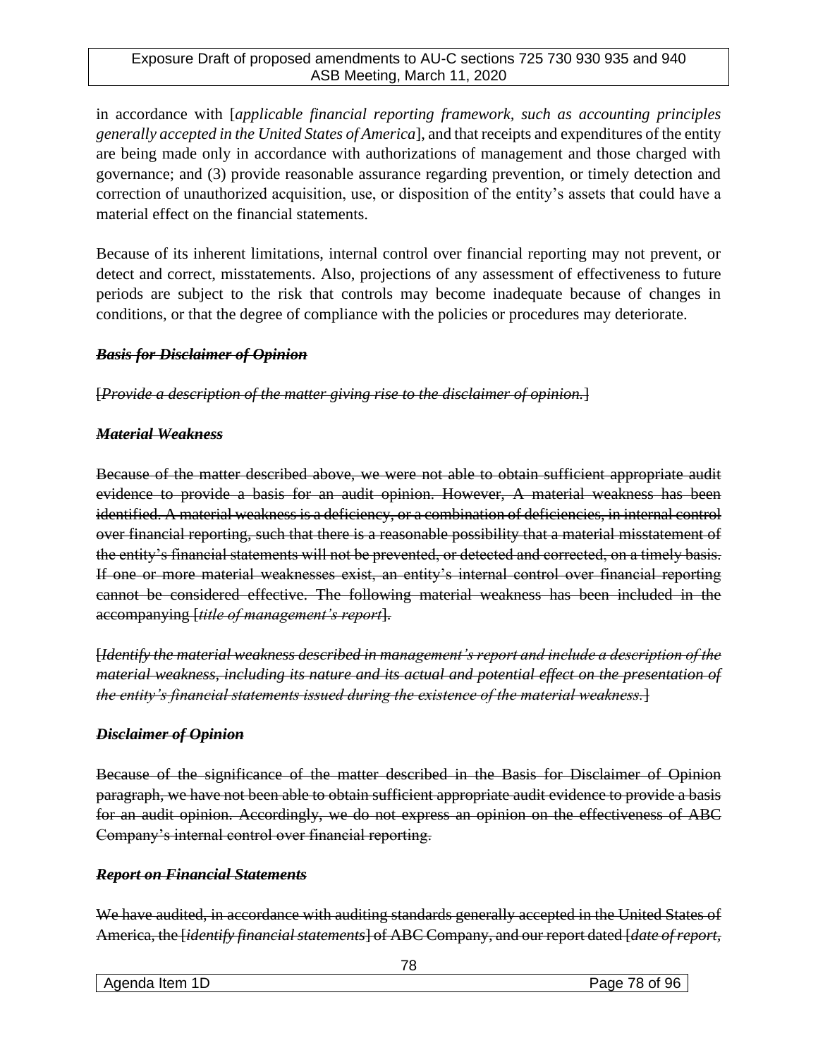in accordance with [*applicable financial reporting framework, such as accounting principles generally accepted in the United States of America*], and that receipts and expenditures of the entity are being made only in accordance with authorizations of management and those charged with governance; and (3) provide reasonable assurance regarding prevention, or timely detection and correction of unauthorized acquisition, use, or disposition of the entity's assets that could have a material effect on the financial statements.

Because of its inherent limitations, internal control over financial reporting may not prevent, or detect and correct, misstatements. Also, projections of any assessment of effectiveness to future periods are subject to the risk that controls may become inadequate because of changes in conditions, or that the degree of compliance with the policies or procedures may deteriorate.

~~***Basis for Disclaimer of Opinion***~~

~~[*Provide a description of the matter giving rise to the disclaimer of opinion.*]~~

~~***Material Weakness***~~

~~Because of the matter described above, we were not able to obtain sufficient appropriate audit evidence to provide a basis for an audit opinion. However, A material weakness has been identified. A material weakness is a deficiency, or a combination of deficiencies, in internal control over financial reporting, such that there is a reasonable possibility that a material misstatement of the entity's financial statements will not be prevented, or detected and corrected, on a timely basis. If one or more material weaknesses exist, an entity's internal control over financial reporting cannot be considered effective. The following material weakness has been included in the accompanying [*title of management's report*].~~

~~[*Identify the material weakness described in management's report and include a description of the material weakness, including its nature and its actual and potential effect on the presentation of the entity's financial statements issued during the existence of the material weakness.*]~~

~~***Disclaimer of Opinion***~~

~~Because of the significance of the matter described in the Basis for Disclaimer of Opinion paragraph, we have not been able to obtain sufficient appropriate audit evidence to provide a basis for an audit opinion. Accordingly, we do not express an opinion on the effectiveness of ABC Company's internal control over financial reporting.~~

~~***Report on Financial Statements***~~

~~We have audited, in accordance with auditing standards generally accepted in the United States of America, the [*identify financial statements*] of ABC Company, and our report dated [*date of report,*~~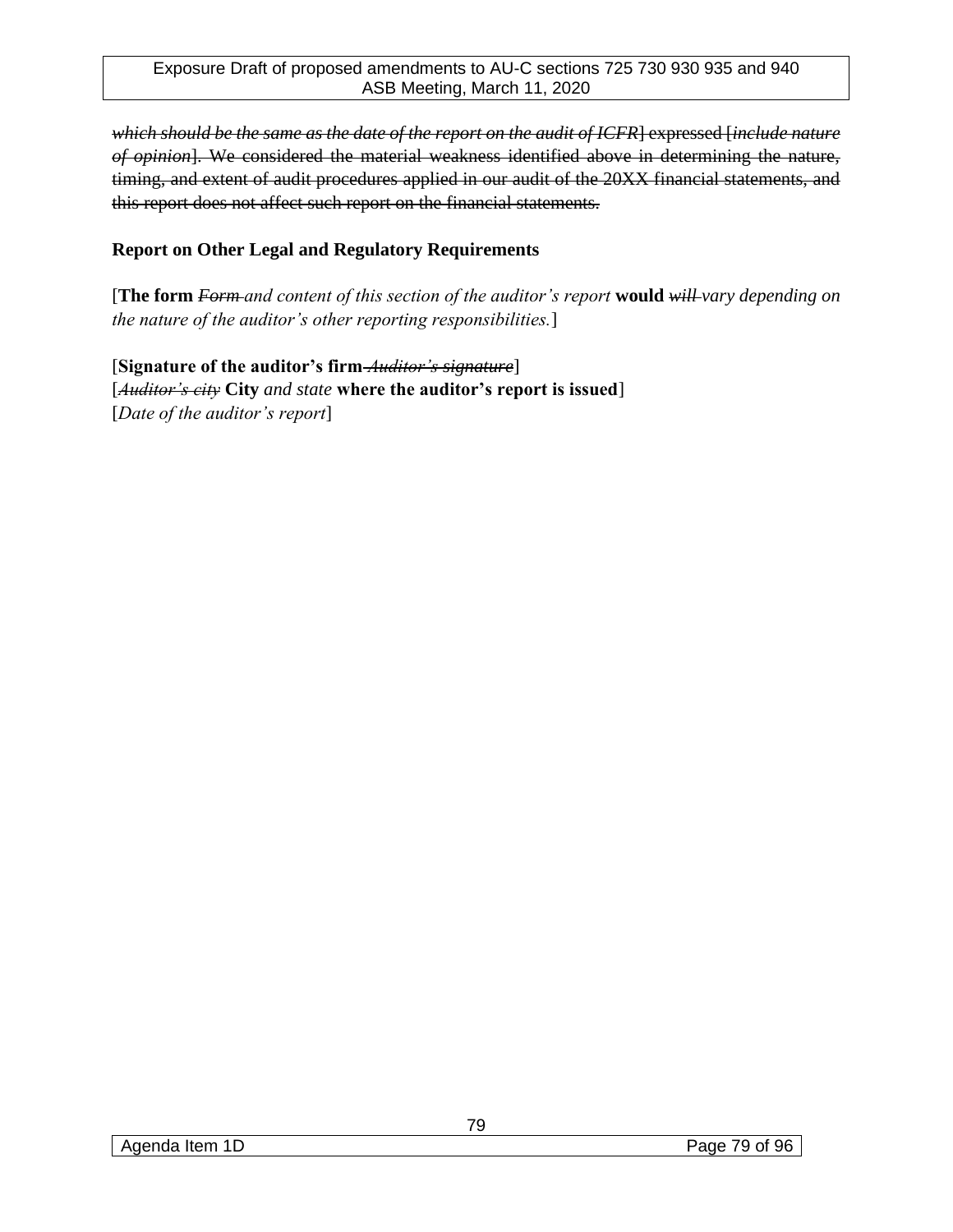~~*which should be the same as the date of the report on the audit of ICFR*] expressed [*include nature of opinion*]. We considered the material weakness identified above in determining the nature, timing, and extent of audit procedures applied in our audit of the 20XX financial statements, and this report does not affect such report on the financial statements.~~

**Report on Other Legal and Regulatory Requirements**

[**The form** ~~*Form*~~ *and content of this section of the auditor's report* **would** ~~*will*~~ *vary depending on the nature of the auditor's other reporting responsibilities.*]

[**Signature of the auditor's firm** ~~*Auditor's signature*~~]
[~~*Auditor's city*~~ **City** *and state* **where the auditor's report is issued**]
[*Date of the auditor's report*]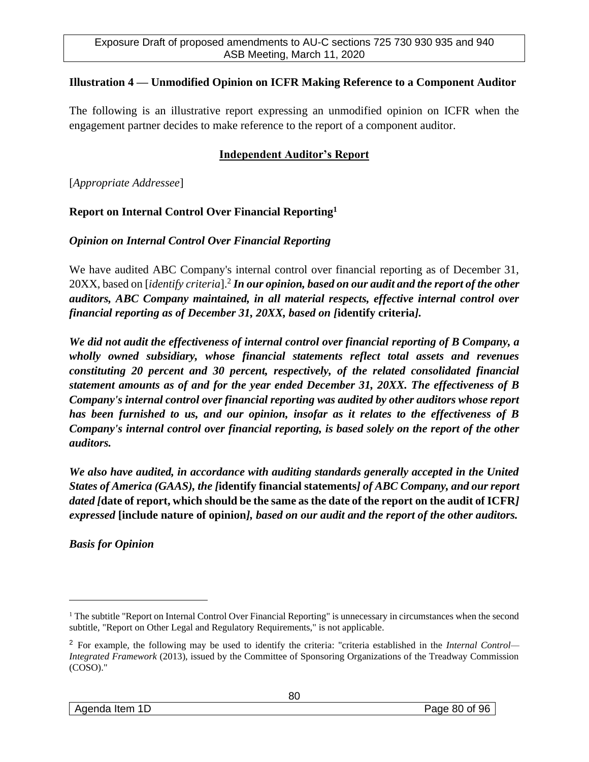**Illustration 4 — Unmodified Opinion on ICFR Making Reference to a Component Auditor**

The following is an illustrative report expressing an unmodified opinion on ICFR when the engagement partner decides to make reference to the report of a component auditor.

**Independent Auditor's Report**

[*Appropriate Addressee*]

**Report on Internal Control Over Financial Reporting**[1]

***Opinion on Internal Control Over Financial Reporting***

We have audited ABC Company's internal control over financial reporting as of December 31, 20XX, based on [*identify criteria*].[2] ***In our opinion, based on our audit and the report of the other auditors, ABC Company maintained, in all material respects, effective internal control over financial reporting as of December 31, 20XX, based on [*****identify criteria*****].***

***We did not audit the effectiveness of internal control over financial reporting of B Company, a wholly owned subsidiary, whose financial statements reflect total assets and revenues constituting 20 percent and 30 percent, respectively, of the related consolidated financial statement amounts as of and for the year ended December 31, 20XX. The effectiveness of B Company's internal control over financial reporting was audited by other auditors whose report has been furnished to us, and our opinion, insofar as it relates to the effectiveness of B Company's internal control over financial reporting, is based solely on the report of the other auditors.***

***We also have audited, in accordance with auditing standards generally accepted in the United States of America (GAAS), the [*****identify financial statements*****] of ABC Company, and our report dated [*****date of report, which should be the same as the date of the report on the audit of ICFR*****] expressed*** **[include nature of opinion]*****, based on our audit and the report of the other auditors.***

***Basis for Opinion***

---

[1] The subtitle "Report on Internal Control Over Financial Reporting" is unnecessary in circumstances when the second subtitle, "Report on Other Legal and Regulatory Requirements," is not applicable.

[2] For example, the following may be used to identify the criteria: "criteria established in the *Internal Control—Integrated Framework* (2013), issued by the Committee of Sponsoring Organizations of the Treadway Commission (COSO)."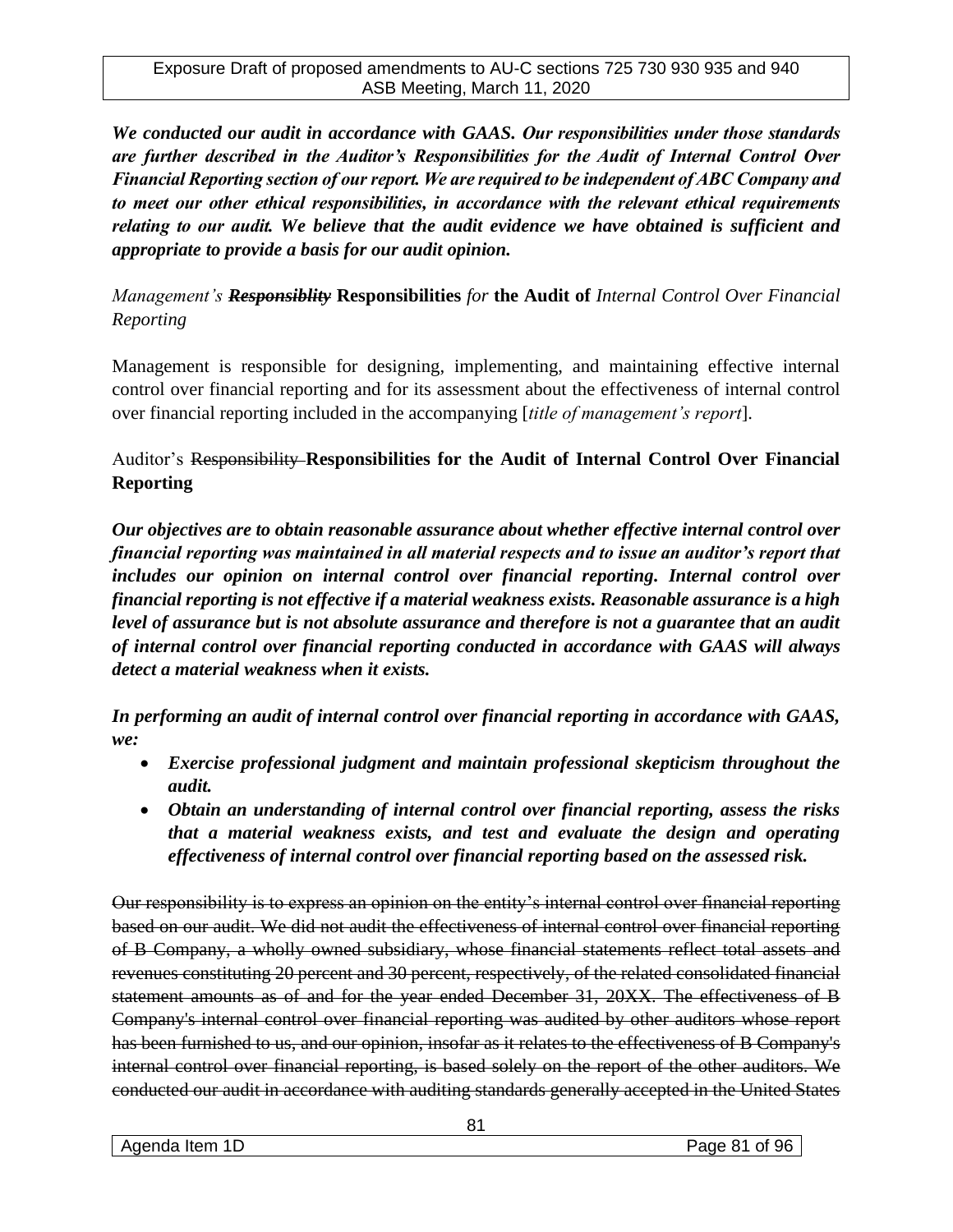***We conducted our audit in accordance with GAAS. Our responsibilities under those standards are further described in the Auditor's Responsibilities for the Audit of Internal Control Over Financial Reporting section of our report. We are required to be independent of ABC Company and to meet our other ethical responsibilities, in accordance with the relevant ethical requirements relating to our audit. We believe that the audit evidence we have obtained is sufficient and appropriate to provide a basis for our audit opinion.***

*Management's* ~~***Responsiblity***~~ **Responsibilities** *for* **the Audit of** *Internal Control Over Financial Reporting*

Management is responsible for designing, implementing, and maintaining effective internal control over financial reporting and for its assessment about the effectiveness of internal control over financial reporting included in the accompanying [*title of management's report*].

Auditor's ~~Responsibility~~ **Responsibilities for the Audit of Internal Control Over Financial Reporting**

***Our objectives are to obtain reasonable assurance about whether effective internal control over financial reporting was maintained in all material respects and to issue an auditor's report that includes our opinion on internal control over financial reporting. Internal control over financial reporting is not effective if a material weakness exists. Reasonable assurance is a high level of assurance but is not absolute assurance and therefore is not a guarantee that an audit of internal control over financial reporting conducted in accordance with GAAS will always detect a material weakness when it exists.***

***In performing an audit of internal control over financial reporting in accordance with GAAS, we:***

- ***Exercise professional judgment and maintain professional skepticism throughout the audit.***
- ***Obtain an understanding of internal control over financial reporting, assess the risks that a material weakness exists, and test and evaluate the design and operating effectiveness of internal control over financial reporting based on the assessed risk.***

~~Our responsibility is to express an opinion on the entity's internal control over financial reporting based on our audit. We did not audit the effectiveness of internal control over financial reporting of B Company, a wholly owned subsidiary, whose financial statements reflect total assets and revenues constituting 20 percent and 30 percent, respectively, of the related consolidated financial statement amounts as of and for the year ended December 31, 20XX. The effectiveness of B Company's internal control over financial reporting was audited by other auditors whose report has been furnished to us, and our opinion, insofar as it relates to the effectiveness of B Company's internal control over financial reporting, is based solely on the report of the other auditors. We conducted our audit in accordance with auditing standards generally accepted in the United States~~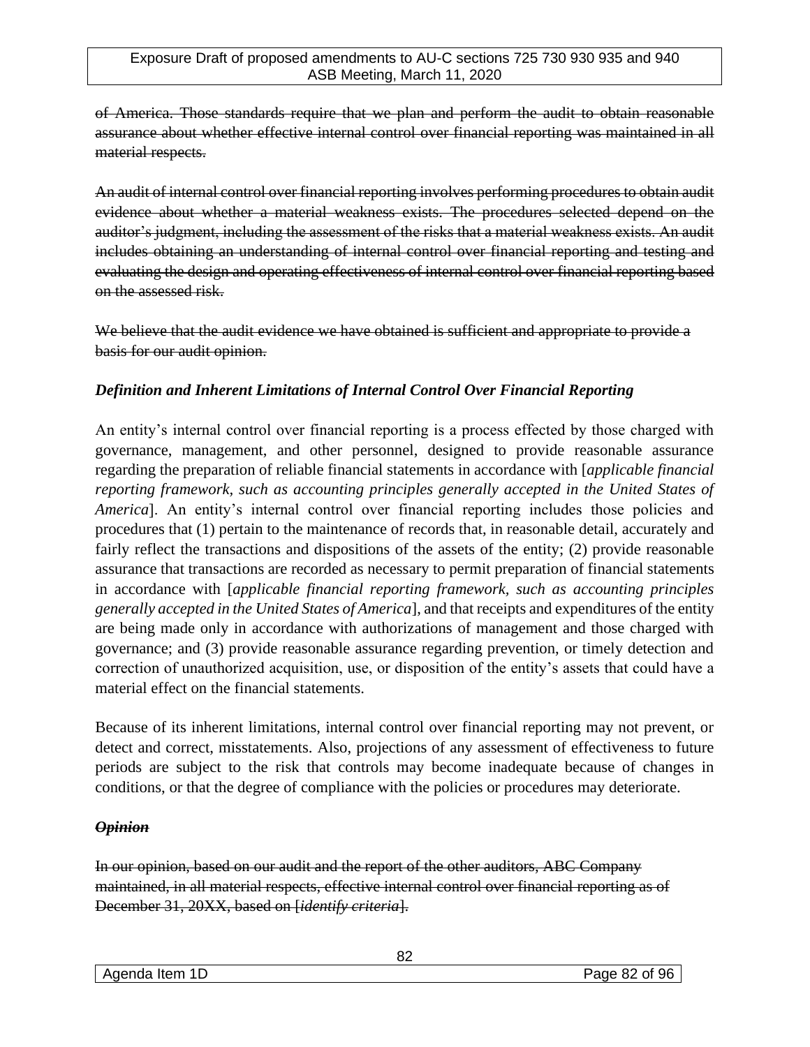~~of America. Those standards require that we plan and perform the audit to obtain reasonable assurance about whether effective internal control over financial reporting was maintained in all material respects.~~

~~An audit of internal control over financial reporting involves performing procedures to obtain audit evidence about whether a material weakness exists. The procedures selected depend on the auditor's judgment, including the assessment of the risks that a material weakness exists. An audit includes obtaining an understanding of internal control over financial reporting and testing and evaluating the design and operating effectiveness of internal control over financial reporting based on the assessed risk.~~

~~We believe that the audit evidence we have obtained is sufficient and appropriate to provide a basis for our audit opinion.~~

***Definition and Inherent Limitations of Internal Control Over Financial Reporting***

An entity's internal control over financial reporting is a process effected by those charged with governance, management, and other personnel, designed to provide reasonable assurance regarding the preparation of reliable financial statements in accordance with [*applicable financial reporting framework, such as accounting principles generally accepted in the United States of America*]. An entity's internal control over financial reporting includes those policies and procedures that (1) pertain to the maintenance of records that, in reasonable detail, accurately and fairly reflect the transactions and dispositions of the assets of the entity; (2) provide reasonable assurance that transactions are recorded as necessary to permit preparation of financial statements in accordance with [*applicable financial reporting framework, such as accounting principles generally accepted in the United States of America*], and that receipts and expenditures of the entity are being made only in accordance with authorizations of management and those charged with governance; and (3) provide reasonable assurance regarding prevention, or timely detection and correction of unauthorized acquisition, use, or disposition of the entity's assets that could have a material effect on the financial statements.

Because of its inherent limitations, internal control over financial reporting may not prevent, or detect and correct, misstatements. Also, projections of any assessment of effectiveness to future periods are subject to the risk that controls may become inadequate because of changes in conditions, or that the degree of compliance with the policies or procedures may deteriorate.

~~***Opinion***~~

~~In our opinion, based on our audit and the report of the other auditors, ABC Company maintained, in all material respects, effective internal control over financial reporting as of December 31, 20XX, based on [*identify criteria*].~~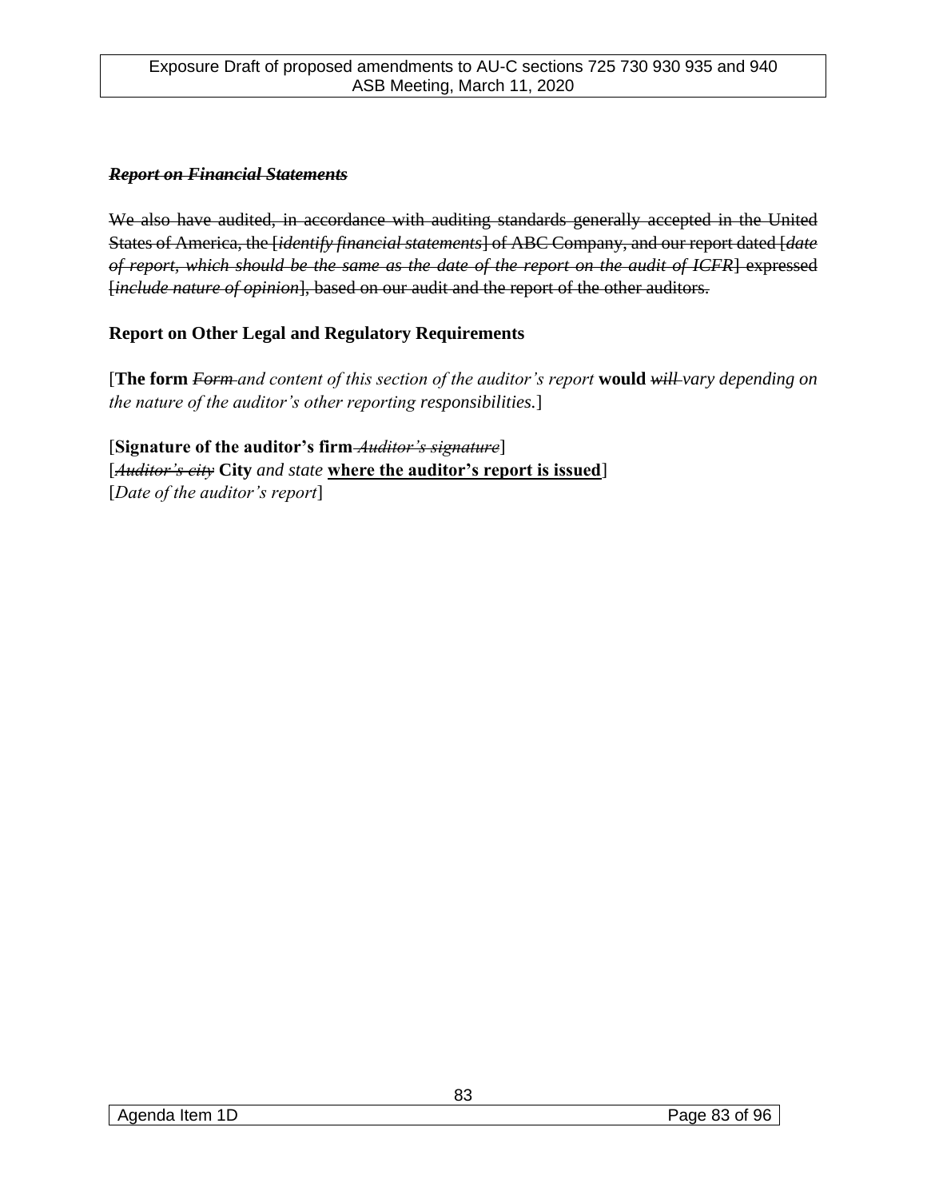~~***Report on Financial Statements***~~

~~We also have audited, in accordance with auditing standards generally accepted in the United States of America, the [*identify financial statements*] of ABC Company, and our report dated [*date of report, which should be the same as the date of the report on the audit of ICFR*] expressed [*include nature of opinion*], based on our audit and the report of the other auditors.~~

**Report on Other Legal and Regulatory Requirements**

[**The form** ~~*Form*~~ *and content of this section of the auditor's report* **would** ~~*will*~~ *vary depending on the nature of the auditor's other reporting responsibilities.*]

[**Signature of the auditor's firm** ~~*Auditor's signature*~~]
[~~*Auditor's city*~~ **City** *and state* **<u>where the auditor's report is issued</u>**]
[*Date of the auditor's report*]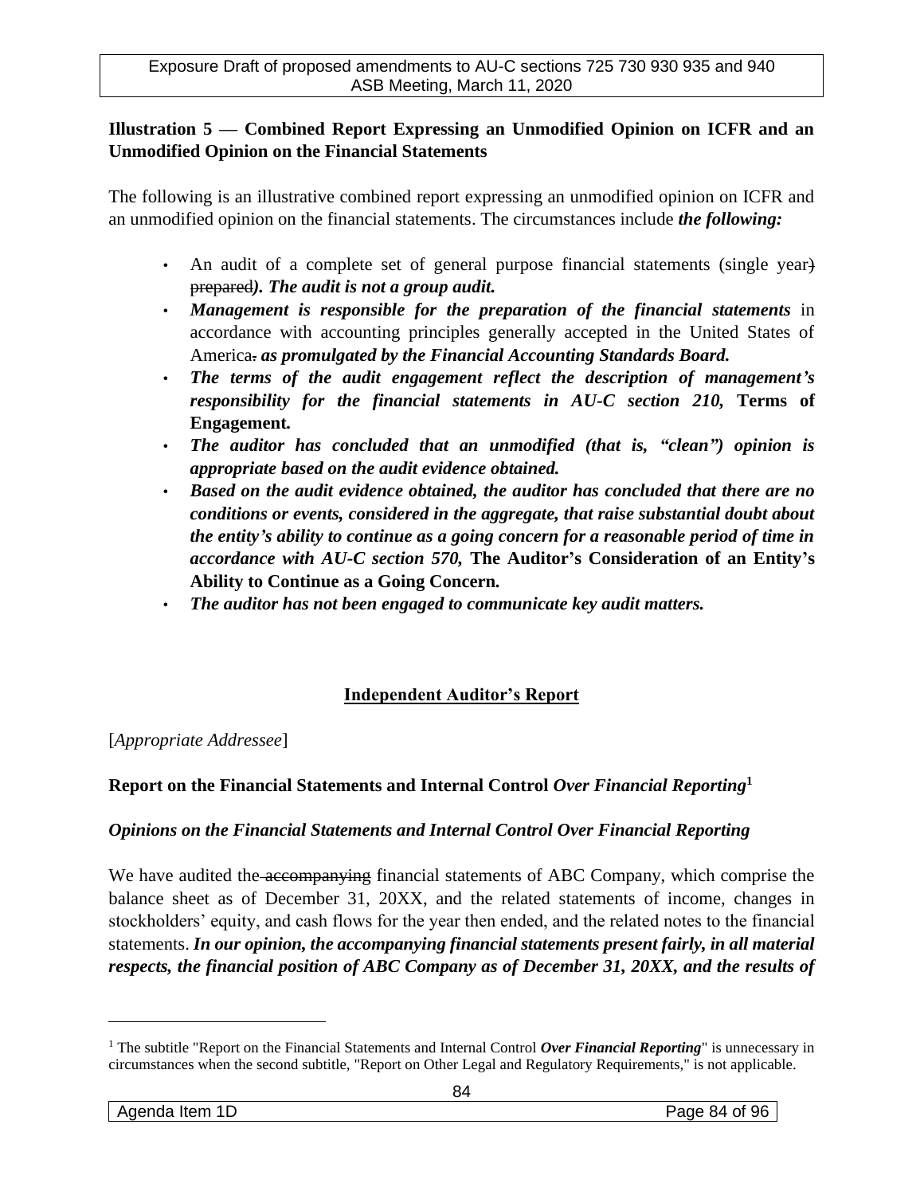**Illustration 5 — Combined Report Expressing an Unmodified Opinion on ICFR and an Unmodified Opinion on the Financial Statements**

The following is an illustrative combined report expressing an unmodified opinion on ICFR and an unmodified opinion on the financial statements. The circumstances include ***the following:***

- An audit of a complete set of general purpose financial statements (single year~~)~~ ~~prepared~~***). The audit is not a group audit.***
- ***Management is responsible for the preparation of the financial statements*** in accordance with accounting principles generally accepted in the United States of America~~.~~ ***as promulgated by the Financial Accounting Standards Board.***
- ***The terms of the audit engagement reflect the description of management's responsibility for the financial statements in AU-C section 210,*** **Terms of Engagement.**
- ***The auditor has concluded that an unmodified (that is, "clean") opinion is appropriate based on the audit evidence obtained.***
- ***Based on the audit evidence obtained, the auditor has concluded that there are no conditions or events, considered in the aggregate, that raise substantial doubt about the entity's ability to continue as a going concern for a reasonable period of time in accordance with AU-C section 570,*** **The Auditor's Consideration of an Entity's Ability to Continue as a Going Concern.**
- ***The auditor has not been engaged to communicate key audit matters.***

**Independent Auditor's Report**

[*Appropriate Addressee*]

**Report on the Financial Statements and Internal Control** ***Over Financial Reporting***[1]

***Opinions on the Financial Statements and Internal Control Over Financial Reporting***

We have audited the ~~accompanying~~ financial statements of ABC Company, which comprise the balance sheet as of December 31, 20XX, and the related statements of income, changes in stockholders' equity, and cash flows for the year then ended, and the related notes to the financial statements. ***In our opinion, the accompanying financial statements present fairly, in all material respects, the financial position of ABC Company as of December 31, 20XX, and the results of***

[1] The subtitle "Report on the Financial Statements and Internal Control ***Over Financial Reporting***" is unnecessary in circumstances when the second subtitle, "Report on Other Legal and Regulatory Requirements," is not applicable.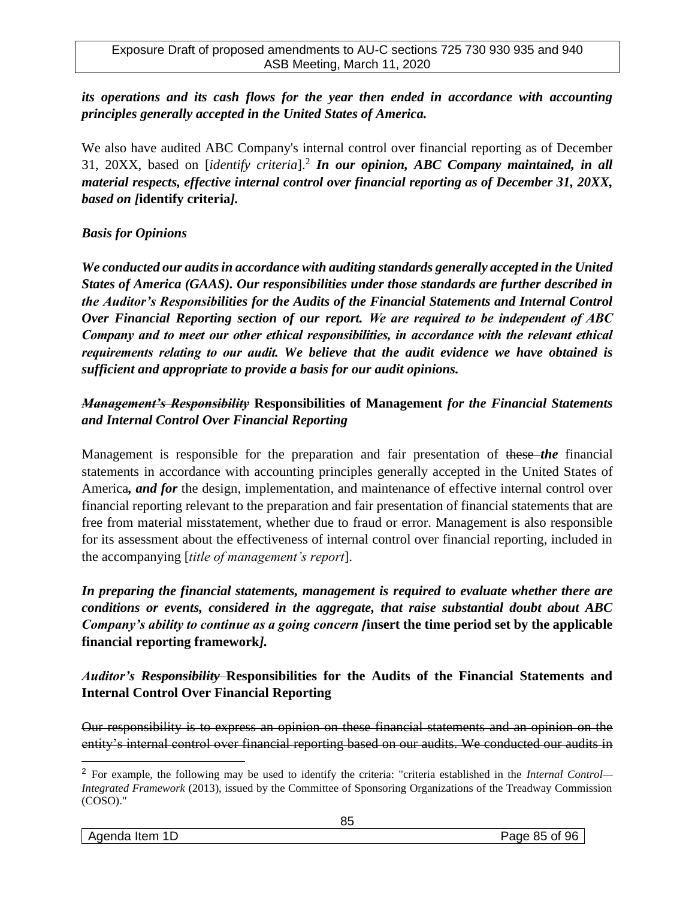***its operations and its cash flows for the year then ended in accordance with accounting principles generally accepted in the United States of America.***

We also have audited ABC Company's internal control over financial reporting as of December 31, 20XX, based on [*identify criteria*].[2] ***In our opinion, ABC Company maintained, in all material respects, effective internal control over financial reporting as of December 31, 20XX, based on [*****identify criteria*****].***

***Basis for Opinions***

***We conducted our audits in accordance with auditing standards generally accepted in the United States of America (GAAS). Our responsibilities under those standards are further described in the Auditor's Responsibilities for the Audits of the Financial Statements and Internal Control Over Financial Reporting section of our report. We are required to be independent of ABC Company and to meet our other ethical responsibilities, in accordance with the relevant ethical requirements relating to our audit. We believe that the audit evidence we have obtained is sufficient and appropriate to provide a basis for our audit opinions.***

~~***Management's Responsibility***~~ **Responsibilities of Management** ***for the Financial Statements and Internal Control Over Financial Reporting***

Management is responsible for the preparation and fair presentation of ~~these~~ ***the*** financial statements in accordance with accounting principles generally accepted in the United States of America***, and for*** the design, implementation, and maintenance of effective internal control over financial reporting relevant to the preparation and fair presentation of financial statements that are free from material misstatement, whether due to fraud or error. Management is also responsible for its assessment about the effectiveness of internal control over financial reporting, included in the accompanying [*title of management's report*].

***In preparing the financial statements, management is required to evaluate whether there are conditions or events, considered in the aggregate, that raise substantial doubt about ABC Company's ability to continue as a going concern [*****insert the time period set by the applicable financial reporting framework*****].***

*Auditor's* ~~***Responsibility***~~ **Responsibilities for the Audits of the Financial Statements and Internal Control Over Financial Reporting**

~~Our responsibility is to express an opinion on these financial statements and an opinion on the entity's internal control over financial reporting based on our audits. We conducted our audits in~~

[2] For example, the following may be used to identify the criteria: "criteria established in the *Internal Control—Integrated Framework* (2013), issued by the Committee of Sponsoring Organizations of the Treadway Commission (COSO)."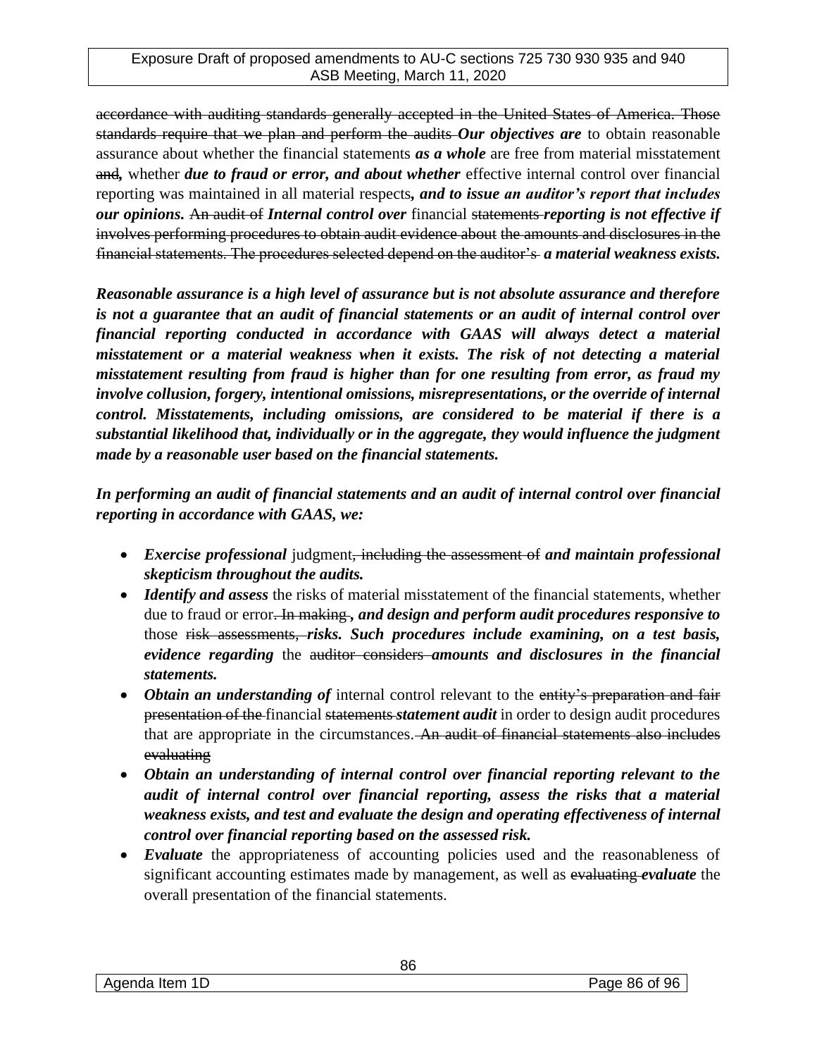~~accordance with auditing standards generally accepted in the United States of America. Those standards require that we plan and perform the audits~~ ***Our objectives are*** to obtain reasonable assurance about whether the financial statements ***as a whole*** are free from material misstatement ~~and~~***,*** whether ***due to fraud or error, and about whether*** effective internal control over financial reporting was maintained in all material respects***, and to issue an auditor's report that includes our opinions.*** ~~An audit of~~ ***Internal control over*** financial ~~statements~~ ***reporting is not effective if*** ~~involves performing procedures to obtain audit evidence about the amounts and disclosures in the financial statements. The procedures selected depend on the auditor's~~ ***a material weakness exists.***

***Reasonable assurance is a high level of assurance but is not absolute assurance and therefore is not a guarantee that an audit of financial statements or an audit of internal control over financial reporting conducted in accordance with GAAS will always detect a material misstatement or a material weakness when it exists. The risk of not detecting a material misstatement resulting from fraud is higher than for one resulting from error, as fraud my involve collusion, forgery, intentional omissions, misrepresentations, or the override of internal control. Misstatements, including omissions, are considered to be material if there is a substantial likelihood that, individually or in the aggregate, they would influence the judgment made by a reasonable user based on the financial statements.***

***In performing an audit of financial statements and an audit of internal control over financial reporting in accordance with GAAS, we:***

- ***Exercise professional*** judgment~~, including the assessment of~~ ***and maintain professional skepticism throughout the audits.***
- ***Identify and assess*** the risks of material misstatement of the financial statements, whether due to fraud or error~~. In making~~***, and design and perform audit procedures responsive to*** those ~~risk assessments,~~ ***risks. Such procedures include examining, on a test basis, evidence regarding*** the ~~auditor considers~~ ***amounts and disclosures in the financial statements.***
- ***Obtain an understanding of*** internal control relevant to the ~~entity's preparation and fair presentation of the~~ financial ~~statements~~ ***statement audit*** in order to design audit procedures that are appropriate in the circumstances. ~~An audit of financial statements also includes evaluating~~
- ***Obtain an understanding of internal control over financial reporting relevant to the audit of internal control over financial reporting, assess the risks that a material weakness exists, and test and evaluate the design and operating effectiveness of internal control over financial reporting based on the assessed risk.***
- ***Evaluate*** the appropriateness of accounting policies used and the reasonableness of significant accounting estimates made by management, as well as ~~evaluating~~ ***evaluate*** the overall presentation of the financial statements.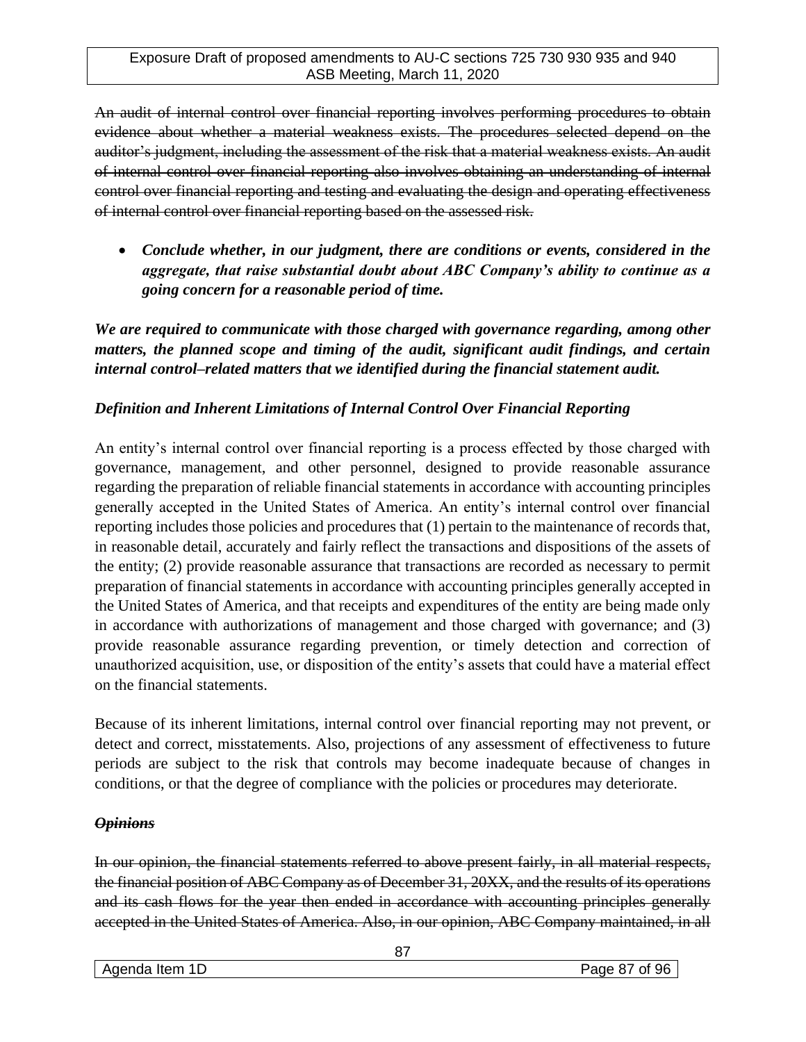~~An audit of internal control over financial reporting involves performing procedures to obtain evidence about whether a material weakness exists. The procedures selected depend on the auditor's judgment, including the assessment of the risk that a material weakness exists. An audit of internal control over financial reporting also involves obtaining an understanding of internal control over financial reporting and testing and evaluating the design and operating effectiveness of internal control over financial reporting based on the assessed risk.~~

- ***Conclude whether, in our judgment, there are conditions or events, considered in the aggregate, that raise substantial doubt about ABC Company's ability to continue as a going concern for a reasonable period of time.***

***We are required to communicate with those charged with governance regarding, among other matters, the planned scope and timing of the audit, significant audit findings, and certain internal control–related matters that we identified during the financial statement audit.***

***Definition and Inherent Limitations of Internal Control Over Financial Reporting***

An entity's internal control over financial reporting is a process effected by those charged with governance, management, and other personnel, designed to provide reasonable assurance regarding the preparation of reliable financial statements in accordance with accounting principles generally accepted in the United States of America. An entity's internal control over financial reporting includes those policies and procedures that (1) pertain to the maintenance of records that, in reasonable detail, accurately and fairly reflect the transactions and dispositions of the assets of the entity; (2) provide reasonable assurance that transactions are recorded as necessary to permit preparation of financial statements in accordance with accounting principles generally accepted in the United States of America, and that receipts and expenditures of the entity are being made only in accordance with authorizations of management and those charged with governance; and (3) provide reasonable assurance regarding prevention, or timely detection and correction of unauthorized acquisition, use, or disposition of the entity's assets that could have a material effect on the financial statements.

Because of its inherent limitations, internal control over financial reporting may not prevent, or detect and correct, misstatements. Also, projections of any assessment of effectiveness to future periods are subject to the risk that controls may become inadequate because of changes in conditions, or that the degree of compliance with the policies or procedures may deteriorate.

~~***Opinions***~~

~~In our opinion, the financial statements referred to above present fairly, in all material respects, the financial position of ABC Company as of December 31, 20XX, and the results of its operations and its cash flows for the year then ended in accordance with accounting principles generally accepted in the United States of America. Also, in our opinion, ABC Company maintained, in all~~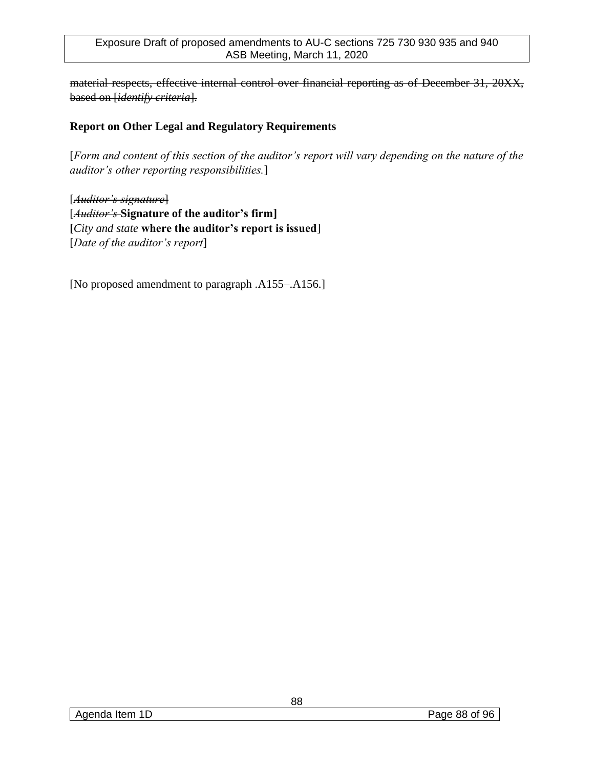~~material respects, effective internal control over financial reporting as of December 31, 20XX, based on [*identify criteria*].~~

**Report on Other Legal and Regulatory Requirements**

[*Form and content of this section of the auditor's report will vary depending on the nature of the auditor's other reporting responsibilities.*]

~~[*Auditor's signature*]~~
[~~*Auditor's*~~ **Signature of the auditor's firm]**
**[***City and state* **where the auditor's report is issued**]
[*Date of the auditor's report*]

[No proposed amendment to paragraph .A155–.A156.]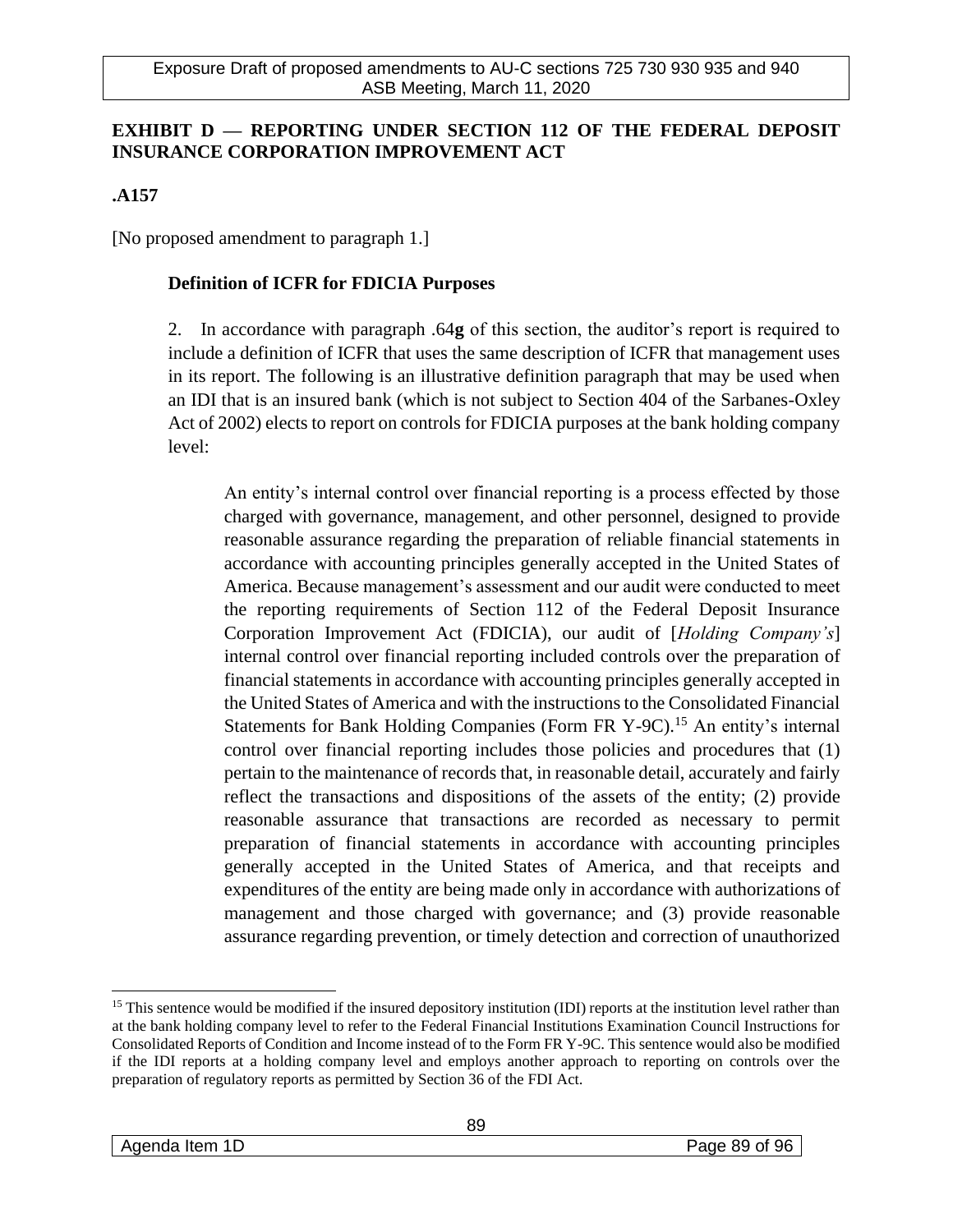## EXHIBIT D — REPORTING UNDER SECTION 112 OF THE FEDERAL DEPOSIT INSURANCE CORPORATION IMPROVEMENT ACT

**.A157**

[No proposed amendment to paragraph 1.]

### Definition of ICFR for FDICIA Purposes

2. In accordance with paragraph .64**g** of this section, the auditor's report is required to include a definition of ICFR that uses the same description of ICFR that management uses in its report. The following is an illustrative definition paragraph that may be used when an IDI that is an insured bank (which is not subject to Section 404 of the Sarbanes-Oxley Act of 2002) elects to report on controls for FDICIA purposes at the bank holding company level:

> An entity's internal control over financial reporting is a process effected by those charged with governance, management, and other personnel, designed to provide reasonable assurance regarding the preparation of reliable financial statements in accordance with accounting principles generally accepted in the United States of America. Because management's assessment and our audit were conducted to meet the reporting requirements of Section 112 of the Federal Deposit Insurance Corporation Improvement Act (FDICIA), our audit of [*Holding Company's*] internal control over financial reporting included controls over the preparation of financial statements in accordance with accounting principles generally accepted in the United States of America and with the instructions to the Consolidated Financial Statements for Bank Holding Companies (Form FR Y-9C).[15] An entity's internal control over financial reporting includes those policies and procedures that (1) pertain to the maintenance of records that, in reasonable detail, accurately and fairly reflect the transactions and dispositions of the assets of the entity; (2) provide reasonable assurance that transactions are recorded as necessary to permit preparation of financial statements in accordance with accounting principles generally accepted in the United States of America, and that receipts and expenditures of the entity are being made only in accordance with authorizations of management and those charged with governance; and (3) provide reasonable assurance regarding prevention, or timely detection and correction of unauthorized

[15] This sentence would be modified if the insured depository institution (IDI) reports at the institution level rather than at the bank holding company level to refer to the Federal Financial Institutions Examination Council Instructions for Consolidated Reports of Condition and Income instead of to the Form FR Y-9C. This sentence would also be modified if the IDI reports at a holding company level and employs another approach to reporting on controls over the preparation of regulatory reports as permitted by Section 36 of the FDI Act.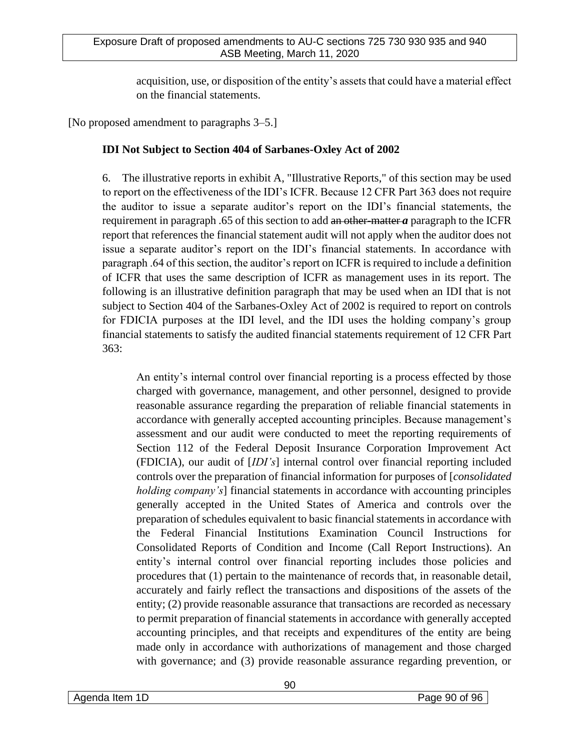acquisition, use, or disposition of the entity's assets that could have a material effect on the financial statements.

[No proposed amendment to paragraphs 3–5.]

### IDI Not Subject to Section 404 of Sarbanes-Oxley Act of 2002

6. The illustrative reports in exhibit A, "Illustrative Reports," of this section may be used to report on the effectiveness of the IDI's ICFR. Because 12 CFR Part 363 does not require the auditor to issue a separate auditor's report on the IDI's financial statements, the requirement in paragraph .65 of this section to add ~~an other-matter~~ ***a*** paragraph to the ICFR report that references the financial statement audit will not apply when the auditor does not issue a separate auditor's report on the IDI's financial statements. In accordance with paragraph .64 of this section, the auditor's report on ICFR is required to include a definition of ICFR that uses the same description of ICFR as management uses in its report. The following is an illustrative definition paragraph that may be used when an IDI that is not subject to Section 404 of the Sarbanes-Oxley Act of 2002 is required to report on controls for FDICIA purposes at the IDI level, and the IDI uses the holding company's group financial statements to satisfy the audited financial statements requirement of 12 CFR Part 363:

> An entity's internal control over financial reporting is a process effected by those charged with governance, management, and other personnel, designed to provide reasonable assurance regarding the preparation of reliable financial statements in accordance with generally accepted accounting principles. Because management's assessment and our audit were conducted to meet the reporting requirements of Section 112 of the Federal Deposit Insurance Corporation Improvement Act (FDICIA), our audit of [*IDI's*] internal control over financial reporting included controls over the preparation of financial information for purposes of [*consolidated holding company's*] financial statements in accordance with accounting principles generally accepted in the United States of America and controls over the preparation of schedules equivalent to basic financial statements in accordance with the Federal Financial Institutions Examination Council Instructions for Consolidated Reports of Condition and Income (Call Report Instructions). An entity's internal control over financial reporting includes those policies and procedures that (1) pertain to the maintenance of records that, in reasonable detail, accurately and fairly reflect the transactions and dispositions of the assets of the entity; (2) provide reasonable assurance that transactions are recorded as necessary to permit preparation of financial statements in accordance with generally accepted accounting principles, and that receipts and expenditures of the entity are being made only in accordance with authorizations of management and those charged with governance; and (3) provide reasonable assurance regarding prevention, or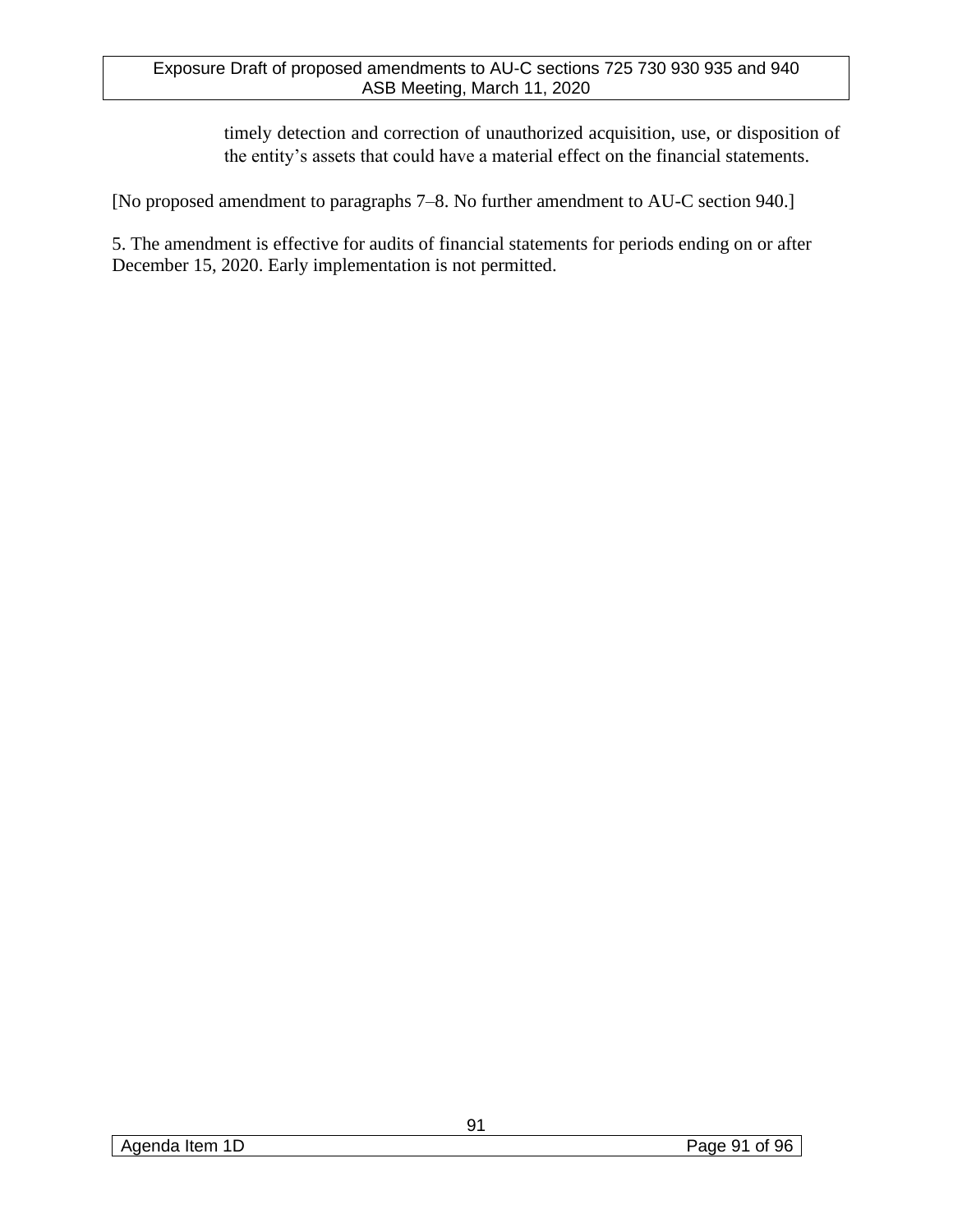timely detection and correction of unauthorized acquisition, use, or disposition of the entity's assets that could have a material effect on the financial statements.

[No proposed amendment to paragraphs 7–8. No further amendment to AU-C section 940.]

5. The amendment is effective for audits of financial statements for periods ending on or after December 15, 2020. Early implementation is not permitted.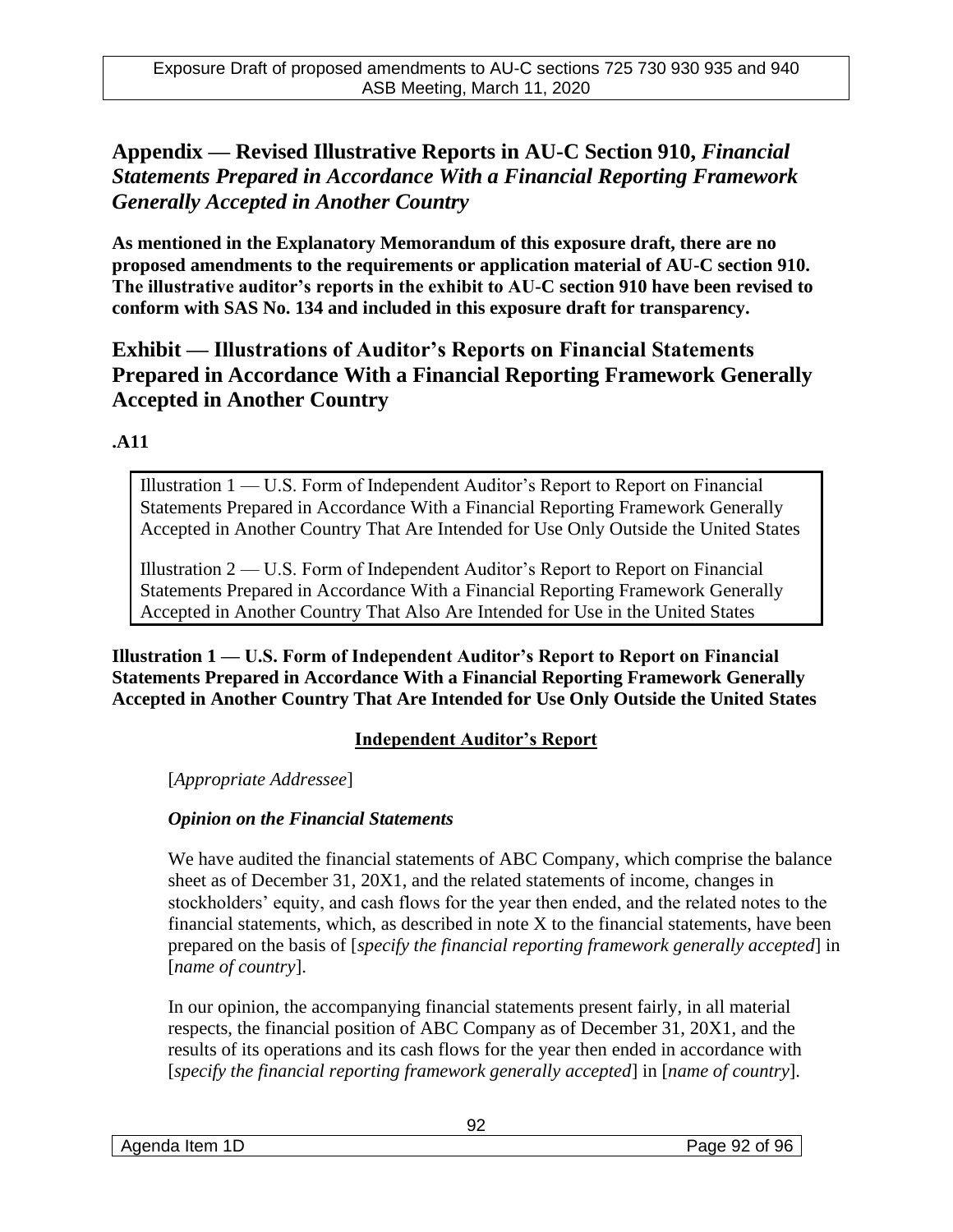## Appendix — Revised Illustrative Reports in AU-C Section 910, *Financial Statements Prepared in Accordance With a Financial Reporting Framework Generally Accepted in Another Country*

**As mentioned in the Explanatory Memorandum of this exposure draft, there are no proposed amendments to the requirements or application material of AU-C section 910. The illustrative auditor's reports in the exhibit to AU-C section 910 have been revised to conform with SAS No. 134 and included in this exposure draft for transparency.**

## Exhibit — Illustrations of Auditor's Reports on Financial Statements Prepared in Accordance With a Financial Reporting Framework Generally Accepted in Another Country

**.A11**

Illustration 1 — U.S. Form of Independent Auditor's Report to Report on Financial Statements Prepared in Accordance With a Financial Reporting Framework Generally Accepted in Another Country That Are Intended for Use Only Outside the United States

Illustration 2 — U.S. Form of Independent Auditor's Report to Report on Financial Statements Prepared in Accordance With a Financial Reporting Framework Generally Accepted in Another Country That Also Are Intended for Use in the United States

**Illustration 1 — U.S. Form of Independent Auditor's Report to Report on Financial Statements Prepared in Accordance With a Financial Reporting Framework Generally Accepted in Another Country That Are Intended for Use Only Outside the United States**

**Independent Auditor's Report**

[*Appropriate Addressee*]

***Opinion on the Financial Statements***

We have audited the financial statements of ABC Company, which comprise the balance sheet as of December 31, 20X1, and the related statements of income, changes in stockholders' equity, and cash flows for the year then ended, and the related notes to the financial statements, which, as described in note X to the financial statements, have been prepared on the basis of [*specify the financial reporting framework generally accepted*] in [*name of country*].

In our opinion, the accompanying financial statements present fairly, in all material respects, the financial position of ABC Company as of December 31, 20X1, and the results of its operations and its cash flows for the year then ended in accordance with [*specify the financial reporting framework generally accepted*] in [*name of country*].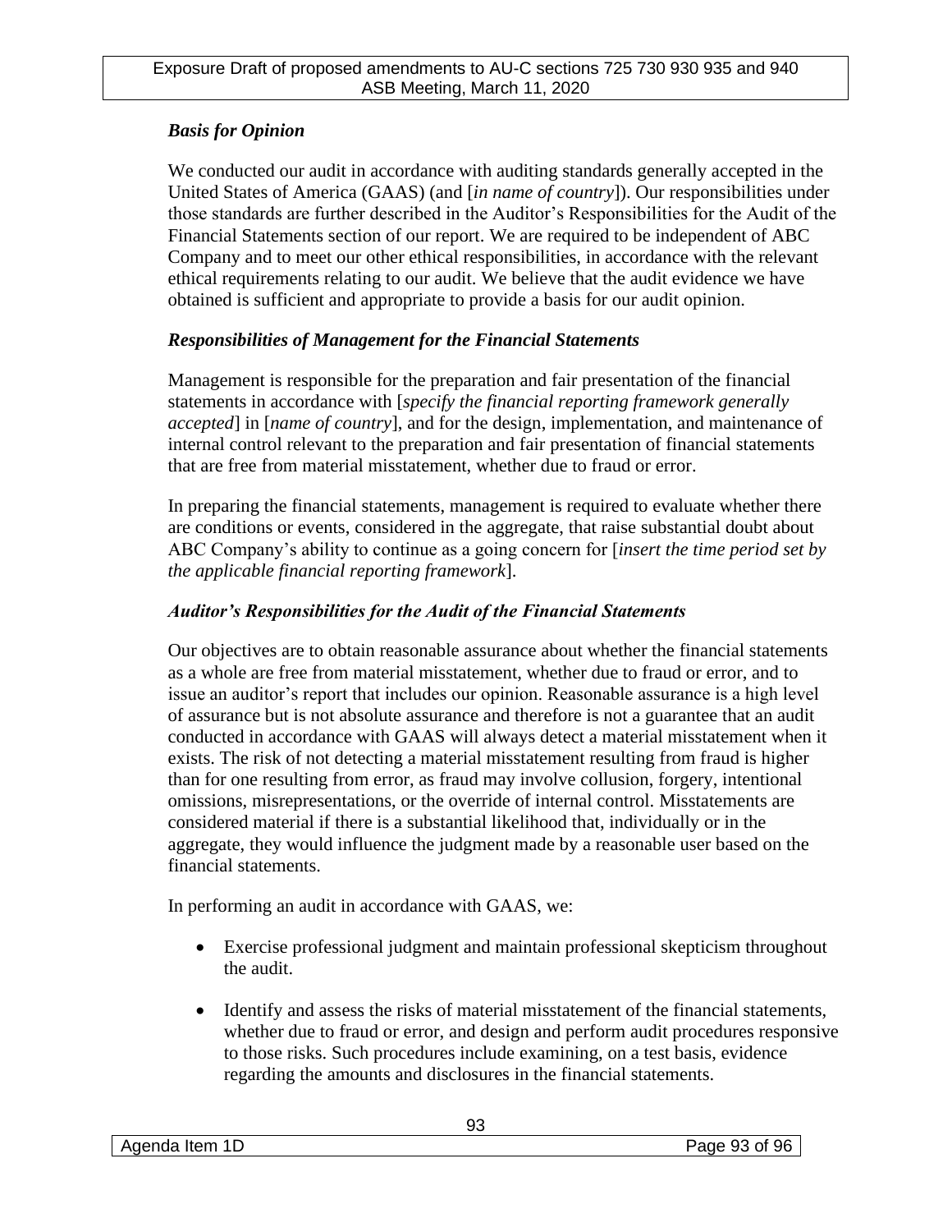***Basis for Opinion***

We conducted our audit in accordance with auditing standards generally accepted in the United States of America (GAAS) (and [*in name of country*]). Our responsibilities under those standards are further described in the Auditor's Responsibilities for the Audit of the Financial Statements section of our report. We are required to be independent of ABC Company and to meet our other ethical responsibilities, in accordance with the relevant ethical requirements relating to our audit. We believe that the audit evidence we have obtained is sufficient and appropriate to provide a basis for our audit opinion.

***Responsibilities of Management for the Financial Statements***

Management is responsible for the preparation and fair presentation of the financial statements in accordance with [*specify the financial reporting framework generally accepted*] in [*name of country*], and for the design, implementation, and maintenance of internal control relevant to the preparation and fair presentation of financial statements that are free from material misstatement, whether due to fraud or error.

In preparing the financial statements, management is required to evaluate whether there are conditions or events, considered in the aggregate, that raise substantial doubt about ABC Company's ability to continue as a going concern for [*insert the time period set by the applicable financial reporting framework*].

***Auditor's Responsibilities for the Audit of the Financial Statements***

Our objectives are to obtain reasonable assurance about whether the financial statements as a whole are free from material misstatement, whether due to fraud or error, and to issue an auditor's report that includes our opinion. Reasonable assurance is a high level of assurance but is not absolute assurance and therefore is not a guarantee that an audit conducted in accordance with GAAS will always detect a material misstatement when it exists. The risk of not detecting a material misstatement resulting from fraud is higher than for one resulting from error, as fraud may involve collusion, forgery, intentional omissions, misrepresentations, or the override of internal control. Misstatements are considered material if there is a substantial likelihood that, individually or in the aggregate, they would influence the judgment made by a reasonable user based on the financial statements.

In performing an audit in accordance with GAAS, we:

- Exercise professional judgment and maintain professional skepticism throughout the audit.
- Identify and assess the risks of material misstatement of the financial statements, whether due to fraud or error, and design and perform audit procedures responsive to those risks. Such procedures include examining, on a test basis, evidence regarding the amounts and disclosures in the financial statements.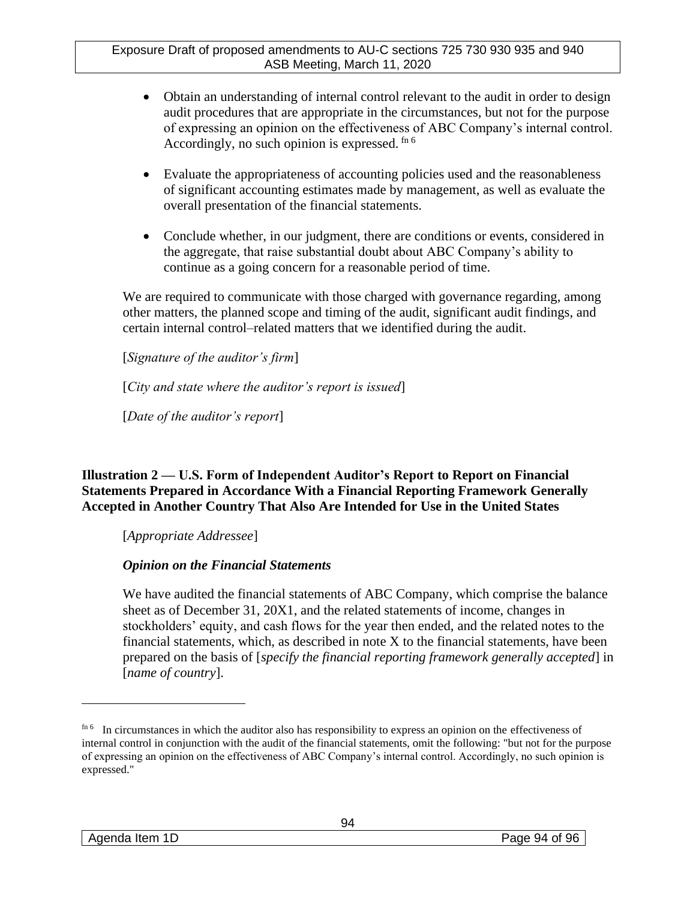- Obtain an understanding of internal control relevant to the audit in order to design audit procedures that are appropriate in the circumstances, but not for the purpose of expressing an opinion on the effectiveness of ABC Company's internal control. Accordingly, no such opinion is expressed. [fn 6]

- Evaluate the appropriateness of accounting policies used and the reasonableness of significant accounting estimates made by management, as well as evaluate the overall presentation of the financial statements.

- Conclude whether, in our judgment, there are conditions or events, considered in the aggregate, that raise substantial doubt about ABC Company's ability to continue as a going concern for a reasonable period of time.

We are required to communicate with those charged with governance regarding, among other matters, the planned scope and timing of the audit, significant audit findings, and certain internal control–related matters that we identified during the audit.

[*Signature of the auditor's firm*]

[*City and state where the auditor's report is issued*]

[*Date of the auditor's report*]

**Illustration 2 — U.S. Form of Independent Auditor's Report to Report on Financial Statements Prepared in Accordance With a Financial Reporting Framework Generally Accepted in Another Country That Also Are Intended for Use in the United States**

[*Appropriate Addressee*]

***Opinion on the Financial Statements***

We have audited the financial statements of ABC Company, which comprise the balance sheet as of December 31, 20X1, and the related statements of income, changes in stockholders' equity, and cash flows for the year then ended, and the related notes to the financial statements, which, as described in note X to the financial statements, have been prepared on the basis of [*specify the financial reporting framework generally accepted*] in [*name of country*].

---

[fn 6] In circumstances in which the auditor also has responsibility to express an opinion on the effectiveness of internal control in conjunction with the audit of the financial statements, omit the following: "but not for the purpose of expressing an opinion on the effectiveness of ABC Company's internal control. Accordingly, no such opinion is expressed."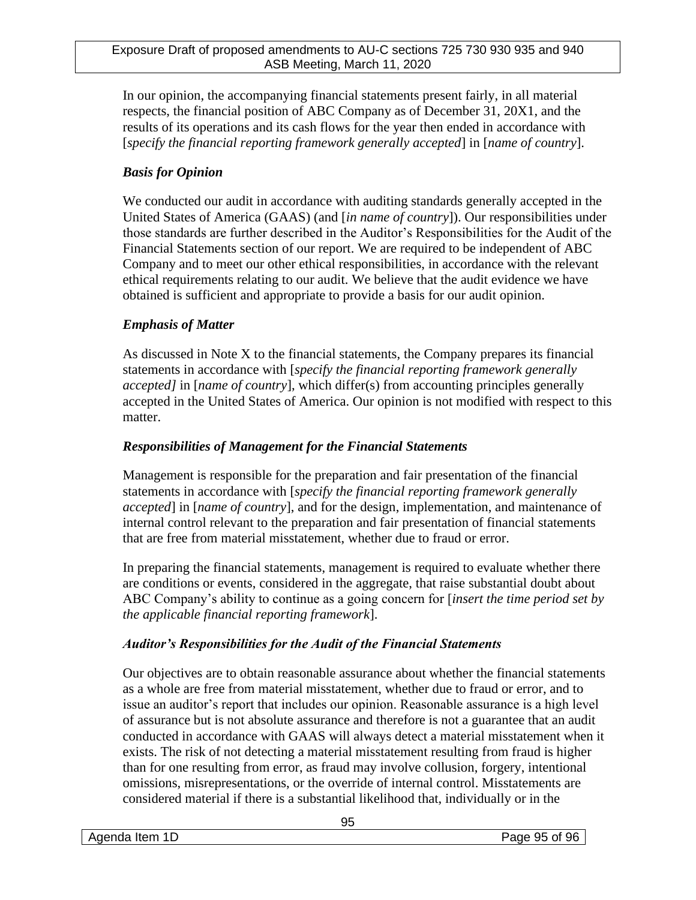In our opinion, the accompanying financial statements present fairly, in all material respects, the financial position of ABC Company as of December 31, 20X1, and the results of its operations and its cash flows for the year then ended in accordance with [*specify the financial reporting framework generally accepted*] in [*name of country*].

***Basis for Opinion***

We conducted our audit in accordance with auditing standards generally accepted in the United States of America (GAAS) (and [*in name of country*]). Our responsibilities under those standards are further described in the Auditor's Responsibilities for the Audit of the Financial Statements section of our report. We are required to be independent of ABC Company and to meet our other ethical responsibilities, in accordance with the relevant ethical requirements relating to our audit. We believe that the audit evidence we have obtained is sufficient and appropriate to provide a basis for our audit opinion.

***Emphasis of Matter***

As discussed in Note X to the financial statements, the Company prepares its financial statements in accordance with [*specify the financial reporting framework generally accepted]* in [*name of country*], which differ(s) from accounting principles generally accepted in the United States of America. Our opinion is not modified with respect to this matter.

***Responsibilities of Management for the Financial Statements***

Management is responsible for the preparation and fair presentation of the financial statements in accordance with [*specify the financial reporting framework generally accepted*] in [*name of country*], and for the design, implementation, and maintenance of internal control relevant to the preparation and fair presentation of financial statements that are free from material misstatement, whether due to fraud or error.

In preparing the financial statements, management is required to evaluate whether there are conditions or events, considered in the aggregate, that raise substantial doubt about ABC Company's ability to continue as a going concern for [*insert the time period set by the applicable financial reporting framework*].

***Auditor's Responsibilities for the Audit of the Financial Statements***

Our objectives are to obtain reasonable assurance about whether the financial statements as a whole are free from material misstatement, whether due to fraud or error, and to issue an auditor's report that includes our opinion. Reasonable assurance is a high level of assurance but is not absolute assurance and therefore is not a guarantee that an audit conducted in accordance with GAAS will always detect a material misstatement when it exists. The risk of not detecting a material misstatement resulting from fraud is higher than for one resulting from error, as fraud may involve collusion, forgery, intentional omissions, misrepresentations, or the override of internal control. Misstatements are considered material if there is a substantial likelihood that, individually or in the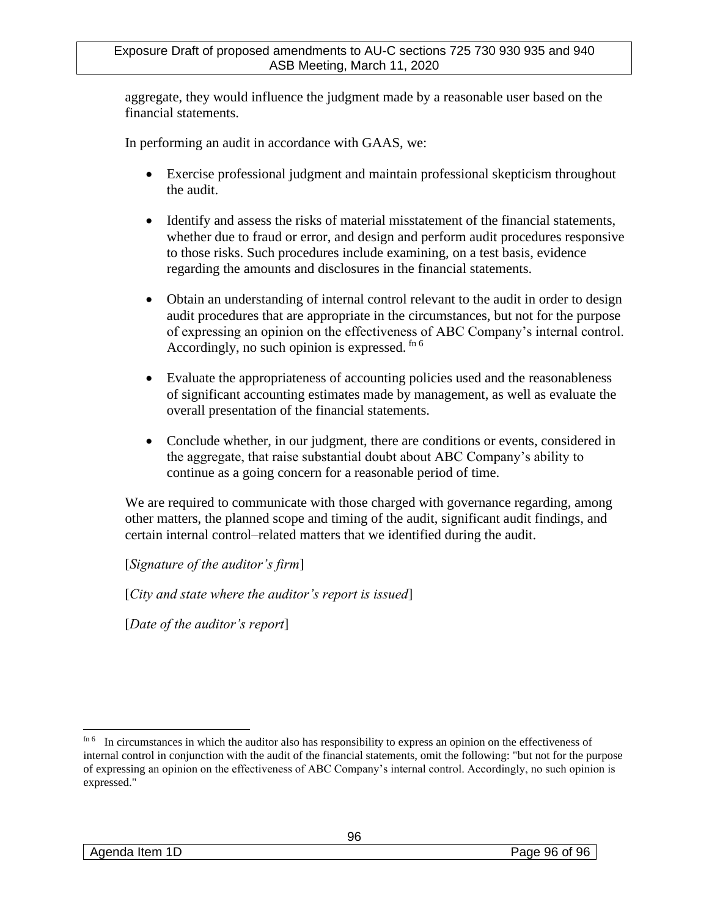aggregate, they would influence the judgment made by a reasonable user based on the financial statements.

In performing an audit in accordance with GAAS, we:

- Exercise professional judgment and maintain professional skepticism throughout the audit.

- Identify and assess the risks of material misstatement of the financial statements, whether due to fraud or error, and design and perform audit procedures responsive to those risks. Such procedures include examining, on a test basis, evidence regarding the amounts and disclosures in the financial statements.

- Obtain an understanding of internal control relevant to the audit in order to design audit procedures that are appropriate in the circumstances, but not for the purpose of expressing an opinion on the effectiveness of ABC Company's internal control. Accordingly, no such opinion is expressed. [fn 6]

- Evaluate the appropriateness of accounting policies used and the reasonableness of significant accounting estimates made by management, as well as evaluate the overall presentation of the financial statements.

- Conclude whether, in our judgment, there are conditions or events, considered in the aggregate, that raise substantial doubt about ABC Company's ability to continue as a going concern for a reasonable period of time.

We are required to communicate with those charged with governance regarding, among other matters, the planned scope and timing of the audit, significant audit findings, and certain internal control–related matters that we identified during the audit.

[*Signature of the auditor's firm*]

[*City and state where the auditor's report is issued*]

[*Date of the auditor's report*]

---

[fn 6] In circumstances in which the auditor also has responsibility to express an opinion on the effectiveness of internal control in conjunction with the audit of the financial statements, omit the following: "but not for the purpose of expressing an opinion on the effectiveness of ABC Company's internal control. Accordingly, no such opinion is expressed."